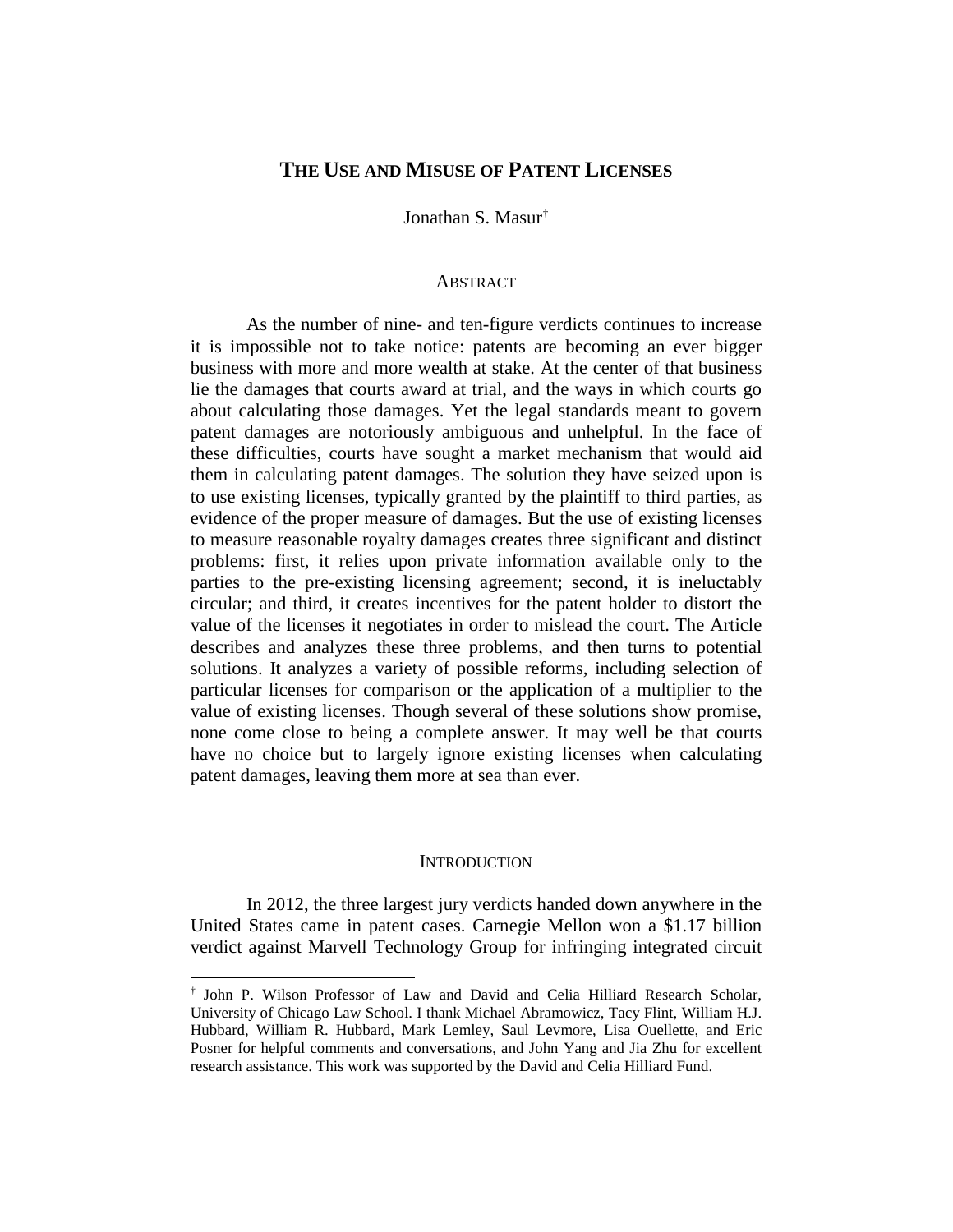# THE USE AND MISUSE OF PATENT LICENSES

Jonathan S. Masur[†]

## ABSTRACT

As the number of nine- and ten-figure verdicts continues to increase it is impossible not to take notice: patents are becoming an ever bigger business with more and more wealth at stake. At the center of that business lie the damages that courts award at trial, and the ways in which courts go about calculating those damages. Yet the legal standards meant to govern patent damages are notoriously ambiguous and unhelpful. In the face of these difficulties, courts have sought a market mechanism that would aid them in calculating patent damages. The solution they have seized upon is to use existing licenses, typically granted by the plaintiff to third parties, as evidence of the proper measure of damages. But the use of existing licenses to measure reasonable royalty damages creates three significant and distinct problems: first, it relies upon private information available only to the parties to the pre-existing licensing agreement; second, it is ineluctably circular; and third, it creates incentives for the patent holder to distort the value of the licenses it negotiates in order to mislead the court. The Article describes and analyzes these three problems, and then turns to potential solutions. It analyzes a variety of possible reforms, including selection of particular licenses for comparison or the application of a multiplier to the value of existing licenses. Though several of these solutions show promise, none come close to being a complete answer. It may well be that courts have no choice but to largely ignore existing licenses when calculating patent damages, leaving them more at sea than ever.

## INTRODUCTION

In 2012, the three largest jury verdicts handed down anywhere in the United States came in patent cases. Carnegie Mellon won a $1.17 billion verdict against Marvell Technology Group for infringing integrated circuit

---

[†] John P. Wilson Professor of Law and David and Celia Hilliard Research Scholar, University of Chicago Law School. I thank Michael Abramowicz, Tacy Flint, William H.J. Hubbard, William R. Hubbard, Mark Lemley, Saul Levmore, Lisa Ouellette, and Eric Posner for helpful comments and conversations, and John Yang and Jia Zhu for excellent research assistance. This work was supported by the David and Celia Hilliard Fund.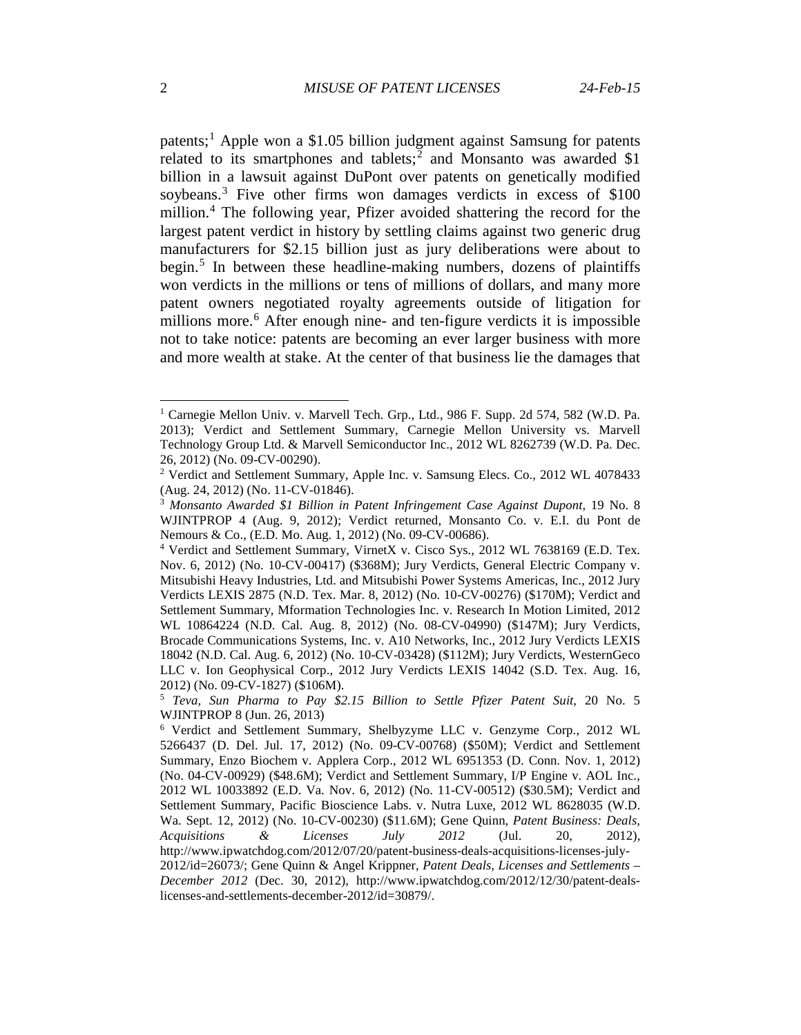patents;[1] Apple won a $1.05 billion judgment against Samsung for patents related to its smartphones and tablets;[2] and Monsanto was awarded $1 billion in a lawsuit against DuPont over patents on genetically modified soybeans.[3] Five other firms won damages verdicts in excess of $100 million.[4] The following year, Pfizer avoided shattering the record for the largest patent verdict in history by settling claims against two generic drug manufacturers for $2.15 billion just as jury deliberations were about to begin.[5] In between these headline-making numbers, dozens of plaintiffs won verdicts in the millions or tens of millions of dollars, and many more patent owners negotiated royalty agreements outside of litigation for millions more.[6] After enough nine- and ten-figure verdicts it is impossible not to take notice: patents are becoming an ever larger business with more and more wealth at stake. At the center of that business lie the damages that

---

[1] Carnegie Mellon Univ. v. Marvell Tech. Grp., Ltd., 986 F. Supp. 2d 574, 582 (W.D. Pa. 2013); Verdict and Settlement Summary, Carnegie Mellon University vs. Marvell Technology Group Ltd. & Marvell Semiconductor Inc., 2012 WL 8262739 (W.D. Pa. Dec. 26, 2012) (No. 09-CV-00290).

[2] Verdict and Settlement Summary, Apple Inc. v. Samsung Elecs. Co., 2012 WL 4078433 (Aug. 24, 2012) (No. 11-CV-01846).

[3] *Monsanto Awarded $1 Billion in Patent Infringement Case Against Dupont*, 19 No. 8 WJINTPROP 4 (Aug. 9, 2012); Verdict returned, Monsanto Co. v. E.I. du Pont de Nemours & Co., (E.D. Mo. Aug. 1, 2012) (No. 09-CV-00686).

[4] Verdict and Settlement Summary, VirnetX v. Cisco Sys., 2012 WL 7638169 (E.D. Tex. Nov. 6, 2012) (No. 10-CV-00417) ($368M); Jury Verdicts, General Electric Company v. Mitsubishi Heavy Industries, Ltd. and Mitsubishi Power Systems Americas, Inc., 2012 Jury Verdicts LEXIS 2875 (N.D. Tex. Mar. 8, 2012) (No. 10-CV-00276) ($170M); Verdict and Settlement Summary, Mformation Technologies Inc. v. Research In Motion Limited, 2012 WL 10864224 (N.D. Cal. Aug. 8, 2012) (No. 08-CV-04990) ($147M); Jury Verdicts, Brocade Communications Systems, Inc. v. A10 Networks, Inc., 2012 Jury Verdicts LEXIS 18042 (N.D. Cal. Aug. 6, 2012) (No. 10-CV-03428) ($112M); Jury Verdicts, WesternGeco LLC v. Ion Geophysical Corp., 2012 Jury Verdicts LEXIS 14042 (S.D. Tex. Aug. 16, 2012) (No. 09-CV-1827) ($106M).

[5] *Teva, Sun Pharma to Pay $2.15 Billion to Settle Pfizer Patent Suit*, 20 No. 5 WJINTPROP 8 (Jun. 26, 2013)

[6] Verdict and Settlement Summary, Shelbyzyme LLC v. Genzyme Corp., 2012 WL 5266437 (D. Del. Jul. 17, 2012) (No. 09-CV-00768) ($50M); Verdict and Settlement Summary, Enzo Biochem v. Applera Corp., 2012 WL 6951353 (D. Conn. Nov. 1, 2012) (No. 04-CV-00929) ($48.6M); Verdict and Settlement Summary, I/P Engine v. AOL Inc., 2012 WL 10033892 (E.D. Va. Nov. 6, 2012) (No. 11-CV-00512) ($30.5M); Verdict and Settlement Summary, Pacific Bioscience Labs. v. Nutra Luxe, 2012 WL 8628035 (W.D. Wa. Sept. 12, 2012) (No. 10-CV-00230) ($11.6M); Gene Quinn, *Patent Business: Deals, Acquisitions & Licenses July 2012* (Jul. 20, 2012), http://www.ipwatchdog.com/2012/07/20/patent-business-deals-acquisitions-licenses-july-2012/id=26073/; Gene Quinn & Angel Krippner, *Patent Deals, Licenses and Settlements – December 2012* (Dec. 30, 2012), http://www.ipwatchdog.com/2012/12/30/patent-deals-licenses-and-settlements-december-2012/id=30879/.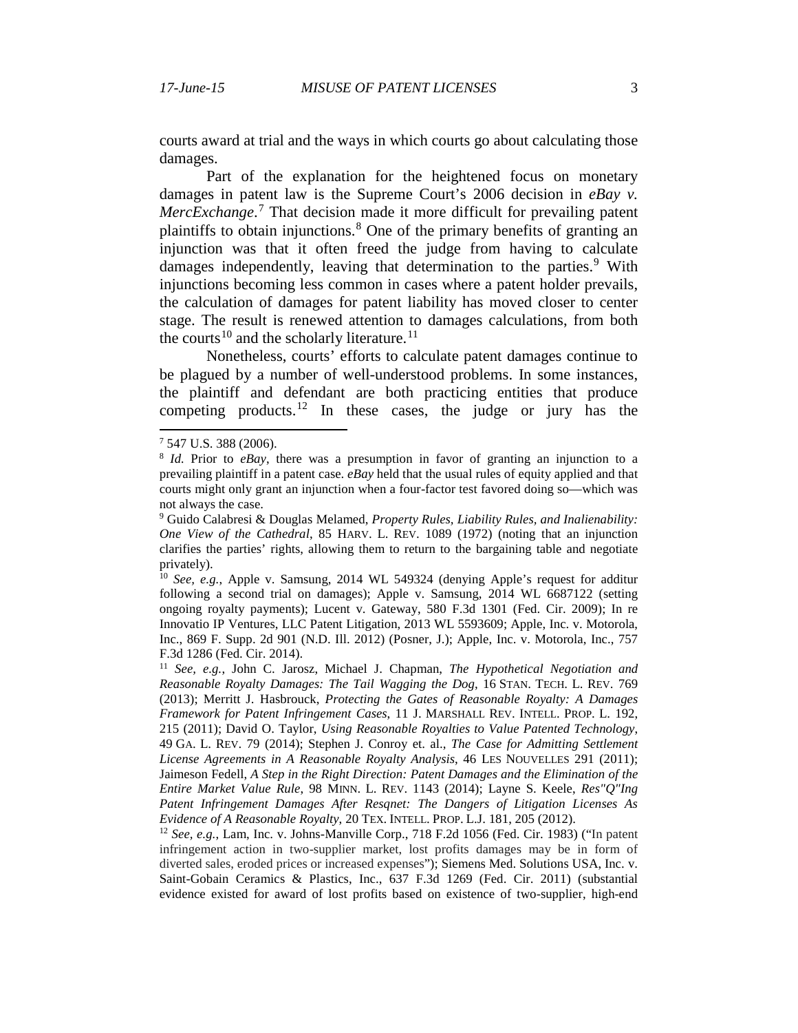courts award at trial and the ways in which courts go about calculating those damages.

Part of the explanation for the heightened focus on monetary damages in patent law is the Supreme Court's 2006 decision in *eBay v. MercExchange*.[7] That decision made it more difficult for prevailing patent plaintiffs to obtain injunctions.[8] One of the primary benefits of granting an injunction was that it often freed the judge from having to calculate damages independently, leaving that determination to the parties.[9] With injunctions becoming less common in cases where a patent holder prevails, the calculation of damages for patent liability has moved closer to center stage. The result is renewed attention to damages calculations, from both the courts[10] and the scholarly literature.[11]

Nonetheless, courts' efforts to calculate patent damages continue to be plagued by a number of well-understood problems. In some instances, the plaintiff and defendant are both practicing entities that produce competing products.[12] In these cases, the judge or jury has the

---

[7] 547 U.S. 388 (2006).

[8] *Id.* Prior to *eBay*, there was a presumption in favor of granting an injunction to a prevailing plaintiff in a patent case. *eBay* held that the usual rules of equity applied and that courts might only grant an injunction when a four-factor test favored doing so—which was not always the case.

[9] Guido Calabresi & Douglas Melamed, *Property Rules, Liability Rules, and Inalienability: One View of the Cathedral*, 85 HARV. L. REV. 1089 (1972) (noting that an injunction clarifies the parties' rights, allowing them to return to the bargaining table and negotiate privately).

[10] *See, e.g.*, Apple v. Samsung, 2014 WL 549324 (denying Apple's request for additur following a second trial on damages); Apple v. Samsung, 2014 WL 6687122 (setting ongoing royalty payments); Lucent v. Gateway, 580 F.3d 1301 (Fed. Cir. 2009); In re Innovatio IP Ventures, LLC Patent Litigation, 2013 WL 5593609; Apple, Inc. v. Motorola, Inc., 869 F. Supp. 2d 901 (N.D. Ill. 2012) (Posner, J.); Apple, Inc. v. Motorola, Inc., 757 F.3d 1286 (Fed. Cir. 2014).

[11] *See, e.g.*, John C. Jarosz, Michael J. Chapman, *The Hypothetical Negotiation and Reasonable Royalty Damages: The Tail Wagging the Dog*, 16 STAN. TECH. L. REV. 769 (2013); Merritt J. Hasbrouck, *Protecting the Gates of Reasonable Royalty: A Damages Framework for Patent Infringement Cases*, 11 J. MARSHALL REV. INTELL. PROP. L. 192, 215 (2011); David O. Taylor, *Using Reasonable Royalties to Value Patented Technology*, 49 GA. L. REV. 79 (2014); Stephen J. Conroy et. al., *The Case for Admitting Settlement License Agreements in A Reasonable Royalty Analysis*, 46 LES NOUVELLES 291 (2011); Jaimeson Fedell, *A Step in the Right Direction: Patent Damages and the Elimination of the Entire Market Value Rule*, 98 MINN. L. REV. 1143 (2014); Layne S. Keele, *Res"Q"Ing Patent Infringement Damages After Resqnet: The Dangers of Litigation Licenses As Evidence of A Reasonable Royalty*, 20 TEX. INTELL. PROP. L.J. 181, 205 (2012).

[12] *See, e.g.*, Lam, Inc. v. Johns-Manville Corp., 718 F.2d 1056 (Fed. Cir. 1983) ("In patent infringement action in two-supplier market, lost profits damages may be in form of diverted sales, eroded prices or increased expenses"); Siemens Med. Solutions USA, Inc. v. Saint-Gobain Ceramics & Plastics, Inc., 637 F.3d 1269 (Fed. Cir. 2011) (substantial evidence existed for award of lost profits based on existence of two-supplier, high-end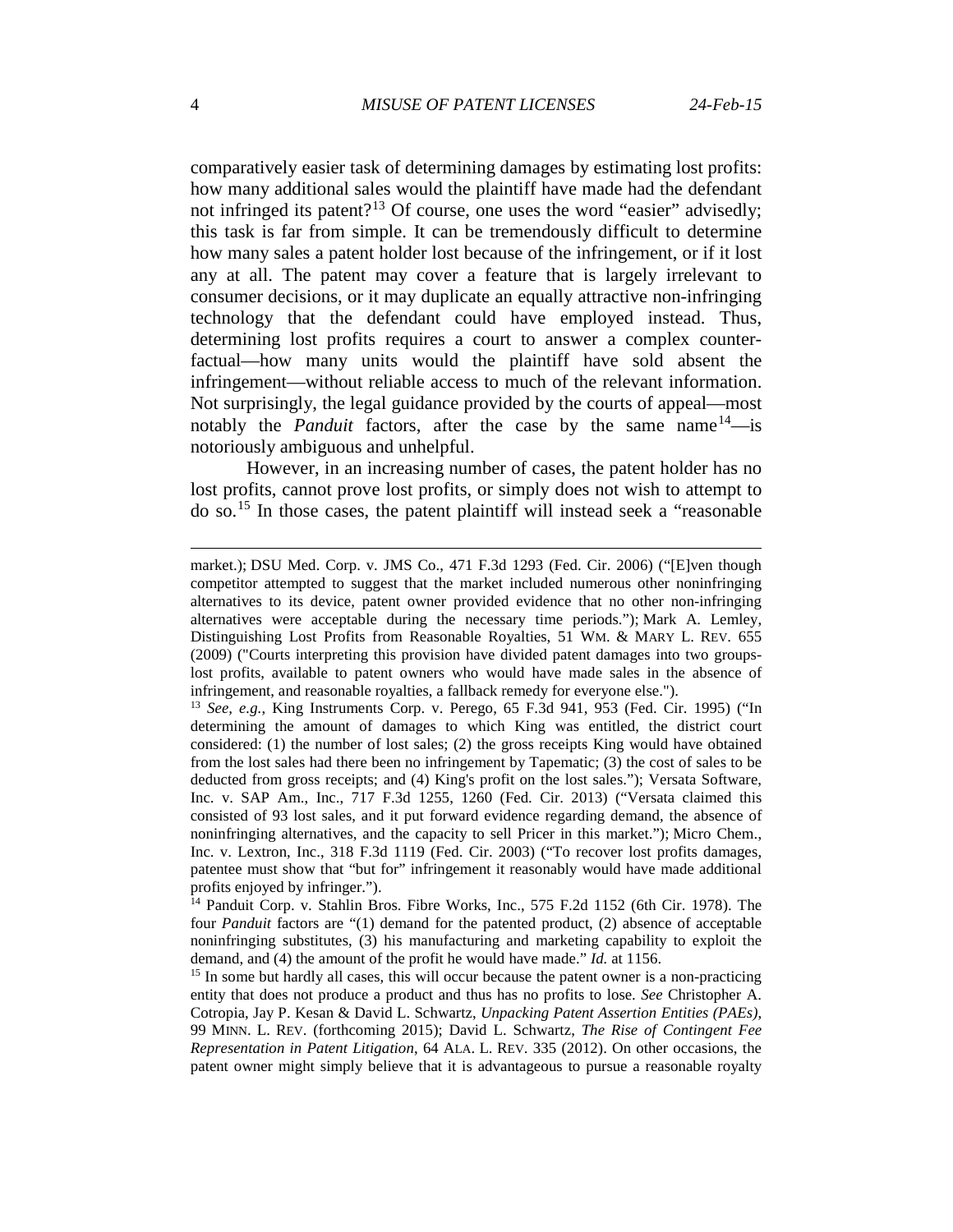comparatively easier task of determining damages by estimating lost profits: how many additional sales would the plaintiff have made had the defendant not infringed its patent?[13] Of course, one uses the word "easier" advisedly; this task is far from simple. It can be tremendously difficult to determine how many sales a patent holder lost because of the infringement, or if it lost any at all. The patent may cover a feature that is largely irrelevant to consumer decisions, or it may duplicate an equally attractive non-infringing technology that the defendant could have employed instead. Thus, determining lost profits requires a court to answer a complex counter-factual—how many units would the plaintiff have sold absent the infringement—without reliable access to much of the relevant information. Not surprisingly, the legal guidance provided by the courts of appeal—most notably the *Panduit* factors, after the case by the same name[14]—is notoriously ambiguous and unhelpful.

However, in an increasing number of cases, the patent holder has no lost profits, cannot prove lost profits, or simply does not wish to attempt to do so.[15] In those cases, the patent plaintiff will instead seek a "reasonable

---

market.); DSU Med. Corp. v. JMS Co., 471 F.3d 1293 (Fed. Cir. 2006) ("[E]ven though competitor attempted to suggest that the market included numerous other noninfringing alternatives to its device, patent owner provided evidence that no other non-infringing alternatives were acceptable during the necessary time periods."); Mark A. Lemley, Distinguishing Lost Profits from Reasonable Royalties, 51 WM. & MARY L. REV. 655 (2009) ("Courts interpreting this provision have divided patent damages into two groups-lost profits, available to patent owners who would have made sales in the absence of infringement, and reasonable royalties, a fallback remedy for everyone else.").

[13] *See, e.g.*, King Instruments Corp. v. Perego, 65 F.3d 941, 953 (Fed. Cir. 1995) ("In determining the amount of damages to which King was entitled, the district court considered: (1) the number of lost sales; (2) the gross receipts King would have obtained from the lost sales had there been no infringement by Tapematic; (3) the cost of sales to be deducted from gross receipts; and (4) King's profit on the lost sales."); Versata Software, Inc. v. SAP Am., Inc., 717 F.3d 1255, 1260 (Fed. Cir. 2013) ("Versata claimed this consisted of 93 lost sales, and it put forward evidence regarding demand, the absence of noninfringing alternatives, and the capacity to sell Pricer in this market."); Micro Chem., Inc. v. Lextron, Inc., 318 F.3d 1119 (Fed. Cir. 2003) ("To recover lost profits damages, patentee must show that "but for" infringement it reasonably would have made additional profits enjoyed by infringer.").

[14] Panduit Corp. v. Stahlin Bros. Fibre Works, Inc., 575 F.2d 1152 (6th Cir. 1978). The four *Panduit* factors are "(1) demand for the patented product, (2) absence of acceptable noninfringing substitutes, (3) his manufacturing and marketing capability to exploit the demand, and (4) the amount of the profit he would have made." *Id.* at 1156.

[15] In some but hardly all cases, this will occur because the patent owner is a non-practicing entity that does not produce a product and thus has no profits to lose. *See* Christopher A. Cotropia, Jay P. Kesan & David L. Schwartz, *Unpacking Patent Assertion Entities (PAEs)*, 99 MINN. L. REV. (forthcoming 2015); David L. Schwartz, *The Rise of Contingent Fee Representation in Patent Litigation*, 64 ALA. L. REV. 335 (2012). On other occasions, the patent owner might simply believe that it is advantageous to pursue a reasonable royalty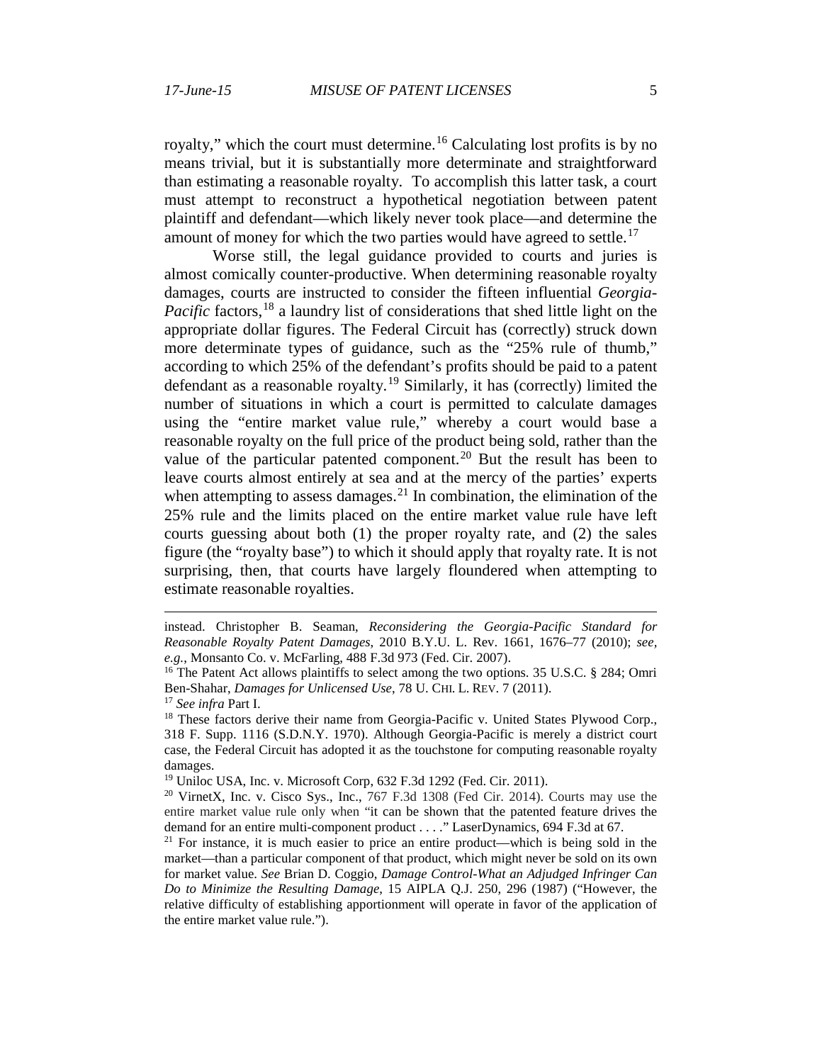royalty," which the court must determine.[16] Calculating lost profits is by no means trivial, but it is substantially more determinate and straightforward than estimating a reasonable royalty. To accomplish this latter task, a court must attempt to reconstruct a hypothetical negotiation between patent plaintiff and defendant—which likely never took place—and determine the amount of money for which the two parties would have agreed to settle.[17]

Worse still, the legal guidance provided to courts and juries is almost comically counter-productive. When determining reasonable royalty damages, courts are instructed to consider the fifteen influential *Georgia-Pacific* factors,[18] a laundry list of considerations that shed little light on the appropriate dollar figures. The Federal Circuit has (correctly) struck down more determinate types of guidance, such as the "25% rule of thumb," according to which 25% of the defendant's profits should be paid to a patent defendant as a reasonable royalty.[19] Similarly, it has (correctly) limited the number of situations in which a court is permitted to calculate damages using the "entire market value rule," whereby a court would base a reasonable royalty on the full price of the product being sold, rather than the value of the particular patented component.[20] But the result has been to leave courts almost entirely at sea and at the mercy of the parties' experts when attempting to assess damages.[21] In combination, the elimination of the 25% rule and the limits placed on the entire market value rule have left courts guessing about both (1) the proper royalty rate, and (2) the sales figure (the "royalty base") to which it should apply that royalty rate. It is not surprising, then, that courts have largely floundered when attempting to estimate reasonable royalties.

---

instead. Christopher B. Seaman, *Reconsidering the Georgia-Pacific Standard for Reasonable Royalty Patent Damages*, 2010 B.Y.U. L. Rev. 1661, 1676–77 (2010); *see, e.g.*, Monsanto Co. v. McFarling, 488 F.3d 973 (Fed. Cir. 2007).

[16] The Patent Act allows plaintiffs to select among the two options. 35 U.S.C. § 284; Omri Ben-Shahar, *Damages for Unlicensed Use*, 78 U. CHI. L. REV. 7 (2011).

[17] *See infra* Part I.

[18] These factors derive their name from Georgia-Pacific v. United States Plywood Corp., 318 F. Supp. 1116 (S.D.N.Y. 1970). Although Georgia-Pacific is merely a district court case, the Federal Circuit has adopted it as the touchstone for computing reasonable royalty damages.

[19] Uniloc USA, Inc. v. Microsoft Corp, 632 F.3d 1292 (Fed. Cir. 2011).

[20] VirnetX, Inc. v. Cisco Sys., Inc., 767 F.3d 1308 (Fed Cir. 2014). Courts may use the entire market value rule only when "it can be shown that the patented feature drives the demand for an entire multi-component product . . . ." LaserDynamics, 694 F.3d at 67.

[21] For instance, it is much easier to price an entire product—which is being sold in the market—than a particular component of that product, which might never be sold on its own for market value. *See* Brian D. Coggio, *Damage Control-What an Adjudged Infringer Can Do to Minimize the Resulting Damage*, 15 AIPLA Q.J. 250, 296 (1987) ("However, the relative difficulty of establishing apportionment will operate in favor of the application of the entire market value rule.").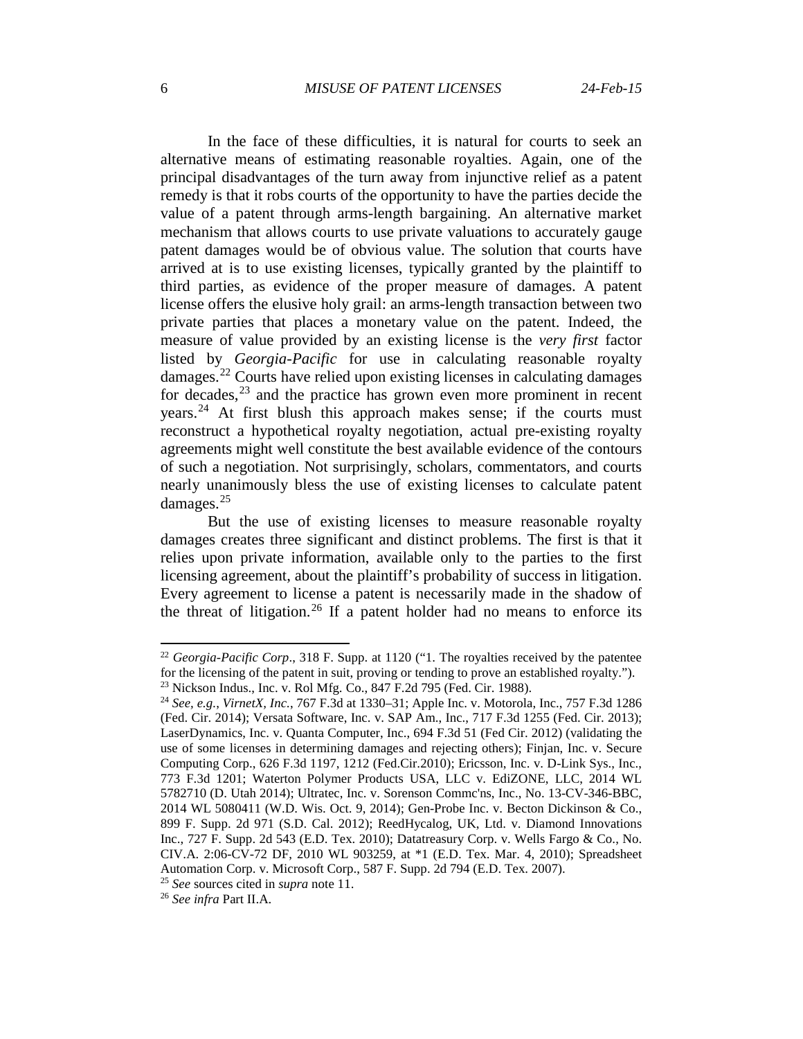In the face of these difficulties, it is natural for courts to seek an alternative means of estimating reasonable royalties. Again, one of the principal disadvantages of the turn away from injunctive relief as a patent remedy is that it robs courts of the opportunity to have the parties decide the value of a patent through arms-length bargaining. An alternative market mechanism that allows courts to use private valuations to accurately gauge patent damages would be of obvious value. The solution that courts have arrived at is to use existing licenses, typically granted by the plaintiff to third parties, as evidence of the proper measure of damages. A patent license offers the elusive holy grail: an arms-length transaction between two private parties that places a monetary value on the patent. Indeed, the measure of value provided by an existing license is the *very first* factor listed by *Georgia-Pacific* for use in calculating reasonable royalty damages.[22] Courts have relied upon existing licenses in calculating damages for decades,[23] and the practice has grown even more prominent in recent years.[24] At first blush this approach makes sense; if the courts must reconstruct a hypothetical royalty negotiation, actual pre-existing royalty agreements might well constitute the best available evidence of the contours of such a negotiation. Not surprisingly, scholars, commentators, and courts nearly unanimously bless the use of existing licenses to calculate patent damages.[25]

But the use of existing licenses to measure reasonable royalty damages creates three significant and distinct problems. The first is that it relies upon private information, available only to the parties to the first licensing agreement, about the plaintiff's probability of success in litigation. Every agreement to license a patent is necessarily made in the shadow of the threat of litigation.[26] If a patent holder had no means to enforce its

---

[22] *Georgia-Pacific Corp*., 318 F. Supp. at 1120 ("1. The royalties received by the patentee for the licensing of the patent in suit, proving or tending to prove an established royalty.").

[23] Nickson Indus., Inc. v. Rol Mfg. Co., 847 F.2d 795 (Fed. Cir. 1988).

[24] *See, e.g.*, *VirnetX, Inc.*, 767 F.3d at 1330–31; Apple Inc. v. Motorola, Inc., 757 F.3d 1286 (Fed. Cir. 2014); Versata Software, Inc. v. SAP Am., Inc., 717 F.3d 1255 (Fed. Cir. 2013); LaserDynamics, Inc. v. Quanta Computer, Inc., 694 F.3d 51 (Fed Cir. 2012) (validating the use of some licenses in determining damages and rejecting others); Finjan, Inc. v. Secure Computing Corp., 626 F.3d 1197, 1212 (Fed.Cir.2010); Ericsson, Inc. v. D-Link Sys., Inc., 773 F.3d 1201; Waterton Polymer Products USA, LLC v. EdiZONE, LLC, 2014 WL 5782710 (D. Utah 2014); Ultratec, Inc. v. Sorenson Commc'ns, Inc., No. 13-CV-346-BBC, 2014 WL 5080411 (W.D. Wis. Oct. 9, 2014); Gen-Probe Inc. v. Becton Dickinson & Co., 899 F. Supp. 2d 971 (S.D. Cal. 2012); ReedHycalog, UK, Ltd. v. Diamond Innovations Inc., 727 F. Supp. 2d 543 (E.D. Tex. 2010); Datatreasury Corp. v. Wells Fargo & Co., No. CIV.A. 2:06-CV-72 DF, 2010 WL 903259, at *1 (E.D. Tex. Mar. 4, 2010); Spreadsheet Automation Corp. v. Microsoft Corp., 587 F. Supp. 2d 794 (E.D. Tex. 2007).

[25] *See* sources cited in *supra* note 11.

[26] *See infra* Part II.A.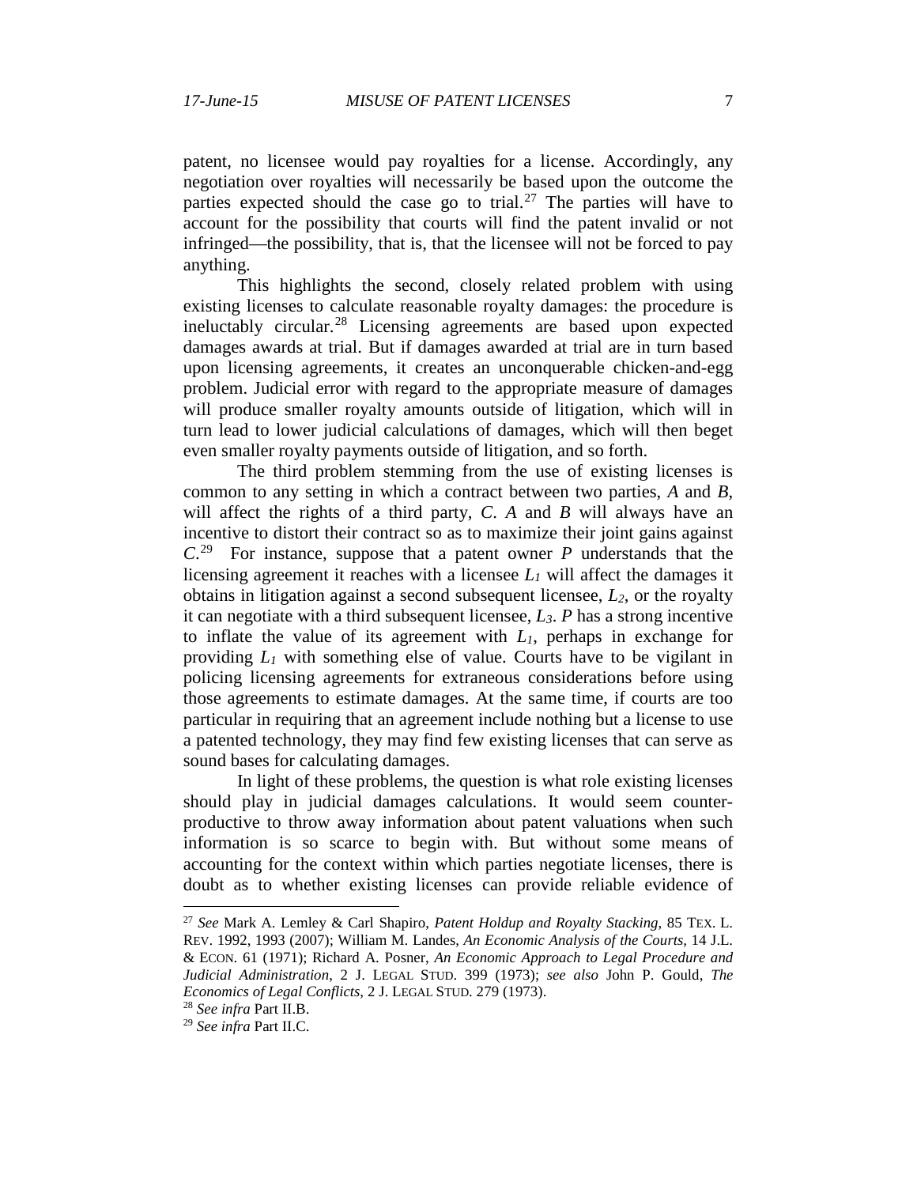patent, no licensee would pay royalties for a license. Accordingly, any negotiation over royalties will necessarily be based upon the outcome the parties expected should the case go to trial.[27] The parties will have to account for the possibility that courts will find the patent invalid or not infringed—the possibility, that is, that the licensee will not be forced to pay anything.

This highlights the second, closely related problem with using existing licenses to calculate reasonable royalty damages: the procedure is ineluctably circular.[28] Licensing agreements are based upon expected damages awards at trial. But if damages awarded at trial are in turn based upon licensing agreements, it creates an unconquerable chicken-and-egg problem. Judicial error with regard to the appropriate measure of damages will produce smaller royalty amounts outside of litigation, which will in turn lead to lower judicial calculations of damages, which will then beget even smaller royalty payments outside of litigation, and so forth.

The third problem stemming from the use of existing licenses is common to any setting in which a contract between two parties, *A* and *B*, will affect the rights of a third party, *C*. *A* and *B* will always have an incentive to distort their contract so as to maximize their joint gains against *C*.[29] For instance, suppose that a patent owner *P* understands that the licensing agreement it reaches with a licensee $L_1$ will affect the damages it obtains in litigation against a second subsequent licensee, $L_2$, or the royalty it can negotiate with a third subsequent licensee, $L_3$. *P* has a strong incentive to inflate the value of its agreement with $L_1$, perhaps in exchange for providing $L_1$ with something else of value. Courts have to be vigilant in policing licensing agreements for extraneous considerations before using those agreements to estimate damages. At the same time, if courts are too particular in requiring that an agreement include nothing but a license to use a patented technology, they may find few existing licenses that can serve as sound bases for calculating damages.

In light of these problems, the question is what role existing licenses should play in judicial damages calculations. It would seem counter-productive to throw away information about patent valuations when such information is so scarce to begin with. But without some means of accounting for the context within which parties negotiate licenses, there is doubt as to whether existing licenses can provide reliable evidence of

---

[27] *See* Mark A. Lemley & Carl Shapiro, *Patent Holdup and Royalty Stacking*, 85 TEX. L. REV. 1992, 1993 (2007); William M. Landes, *An Economic Analysis of the Courts*, 14 J.L. & ECON. 61 (1971); Richard A. Posner, *An Economic Approach to Legal Procedure and Judicial Administration*, 2 J. LEGAL STUD. 399 (1973); *see also* John P. Gould, *The Economics of Legal Conflicts*, 2 J. LEGAL STUD. 279 (1973).

[28] *See infra* Part II.B.

[29] *See infra* Part II.C.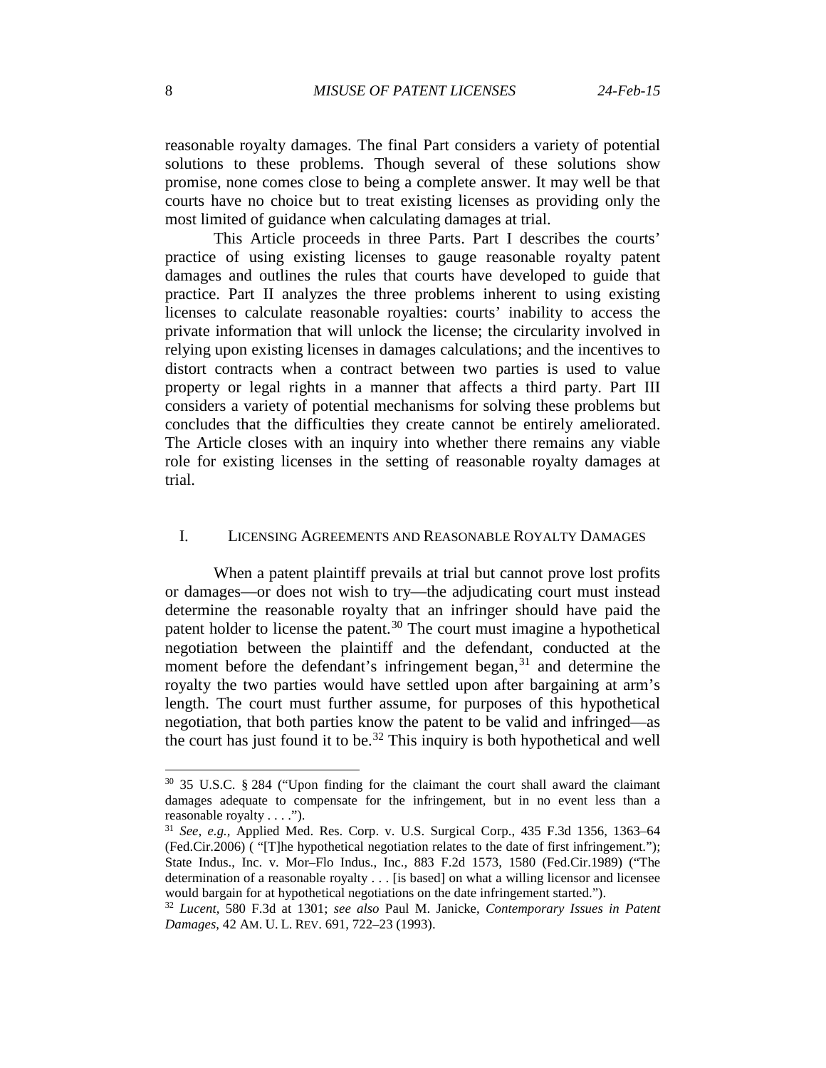reasonable royalty damages. The final Part considers a variety of potential solutions to these problems. Though several of these solutions show promise, none comes close to being a complete answer. It may well be that courts have no choice but to treat existing licenses as providing only the most limited of guidance when calculating damages at trial.

This Article proceeds in three Parts. Part I describes the courts' practice of using existing licenses to gauge reasonable royalty patent damages and outlines the rules that courts have developed to guide that practice. Part II analyzes the three problems inherent to using existing licenses to calculate reasonable royalties: courts' inability to access the private information that will unlock the license; the circularity involved in relying upon existing licenses in damages calculations; and the incentives to distort contracts when a contract between two parties is used to value property or legal rights in a manner that affects a third party. Part III considers a variety of potential mechanisms for solving these problems but concludes that the difficulties they create cannot be entirely ameliorated. The Article closes with an inquiry into whether there remains any viable role for existing licenses in the setting of reasonable royalty damages at trial.

## I. LICENSING AGREEMENTS AND REASONABLE ROYALTY DAMAGES

When a patent plaintiff prevails at trial but cannot prove lost profits or damages—or does not wish to try—the adjudicating court must instead determine the reasonable royalty that an infringer should have paid the patent holder to license the patent.[30] The court must imagine a hypothetical negotiation between the plaintiff and the defendant, conducted at the moment before the defendant's infringement began,[31] and determine the royalty the two parties would have settled upon after bargaining at arm's length. The court must further assume, for purposes of this hypothetical negotiation, that both parties know the patent to be valid and infringed—as the court has just found it to be.[32] This inquiry is both hypothetical and well

---

[30] 35 U.S.C. § 284 ("Upon finding for the claimant the court shall award the claimant damages adequate to compensate for the infringement, but in no event less than a reasonable royalty . . . .").

[31] *See, e.g.*, Applied Med. Res. Corp. v. U.S. Surgical Corp., 435 F.3d 1356, 1363–64 (Fed.Cir.2006) ( "[T]he hypothetical negotiation relates to the date of first infringement."); State Indus., Inc. v. Mor–Flo Indus., Inc., 883 F.2d 1573, 1580 (Fed.Cir.1989) ("The determination of a reasonable royalty . . . [is based] on what a willing licensor and licensee would bargain for at hypothetical negotiations on the date infringement started.").

[32] *Lucent*, 580 F.3d at 1301; *see also* Paul M. Janicke, *Contemporary Issues in Patent Damages*, 42 AM. U. L. REV. 691, 722–23 (1993).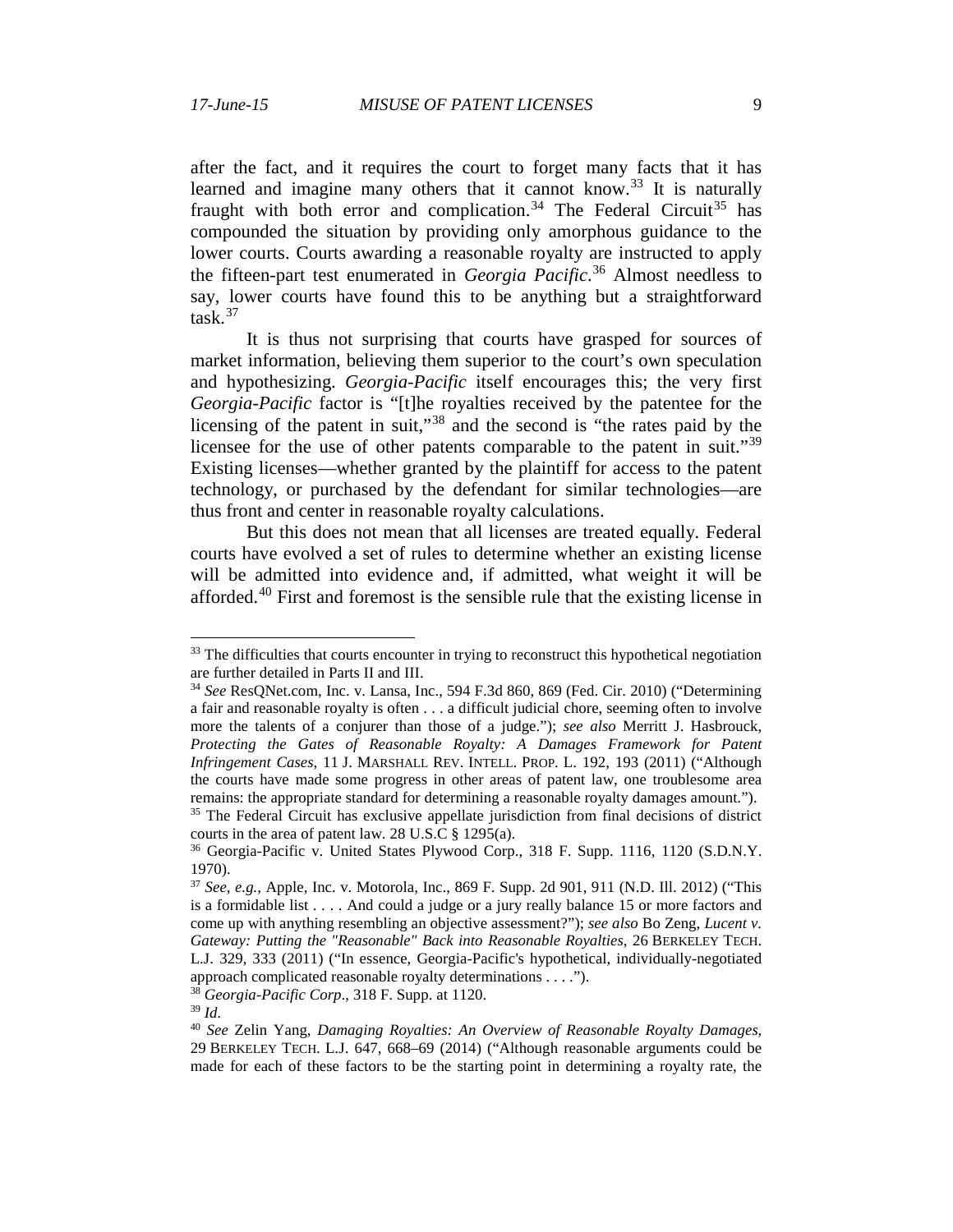after the fact, and it requires the court to forget many facts that it has learned and imagine many others that it cannot know.[33] It is naturally fraught with both error and complication.[34] The Federal Circuit[35] has compounded the situation by providing only amorphous guidance to the lower courts. Courts awarding a reasonable royalty are instructed to apply the fifteen-part test enumerated in *Georgia Pacific*.[36] Almost needless to say, lower courts have found this to be anything but a straightforward task.[37]

It is thus not surprising that courts have grasped for sources of market information, believing them superior to the court's own speculation and hypothesizing. *Georgia-Pacific* itself encourages this; the very first *Georgia-Pacific* factor is "[t]he royalties received by the patentee for the licensing of the patent in suit,"[38] and the second is "the rates paid by the licensee for the use of other patents comparable to the patent in suit."[39] Existing licenses—whether granted by the plaintiff for access to the patent technology, or purchased by the defendant for similar technologies—are thus front and center in reasonable royalty calculations.

But this does not mean that all licenses are treated equally. Federal courts have evolved a set of rules to determine whether an existing license will be admitted into evidence and, if admitted, what weight it will be afforded.[40] First and foremost is the sensible rule that the existing license in

---

[33] The difficulties that courts encounter in trying to reconstruct this hypothetical negotiation are further detailed in Parts II and III.

[34] *See* ResQNet.com, Inc. v. Lansa, Inc., 594 F.3d 860, 869 (Fed. Cir. 2010) ("Determining a fair and reasonable royalty is often . . . a difficult judicial chore, seeming often to involve more the talents of a conjurer than those of a judge."); *see also* Merritt J. Hasbrouck, *Protecting the Gates of Reasonable Royalty: A Damages Framework for Patent Infringement Cases*, 11 J. MARSHALL REV. INTELL. PROP. L. 192, 193 (2011) ("Although the courts have made some progress in other areas of patent law, one troublesome area remains: the appropriate standard for determining a reasonable royalty damages amount.").

[35] The Federal Circuit has exclusive appellate jurisdiction from final decisions of district courts in the area of patent law. 28 U.S.C § 1295(a).

[36] Georgia-Pacific v. United States Plywood Corp., 318 F. Supp. 1116, 1120 (S.D.N.Y. 1970).

[37] *See, e.g.*, Apple, Inc. v. Motorola, Inc., 869 F. Supp. 2d 901, 911 (N.D. Ill. 2012) ("This is a formidable list . . . . And could a judge or a jury really balance 15 or more factors and come up with anything resembling an objective assessment?"); *see also* Bo Zeng, *Lucent v. Gateway: Putting the "Reasonable" Back into Reasonable Royalties*, 26 BERKELEY TECH. L.J. 329, 333 (2011) ("In essence, Georgia-Pacific's hypothetical, individually-negotiated approach complicated reasonable royalty determinations . . . .").

[38] *Georgia-Pacific Corp.*, 318 F. Supp. at 1120.

[39] *Id.*

[40] *See* Zelin Yang, *Damaging Royalties: An Overview of Reasonable Royalty Damages*, 29 BERKELEY TECH. L.J. 647, 668–69 (2014) ("Although reasonable arguments could be made for each of these factors to be the starting point in determining a royalty rate, the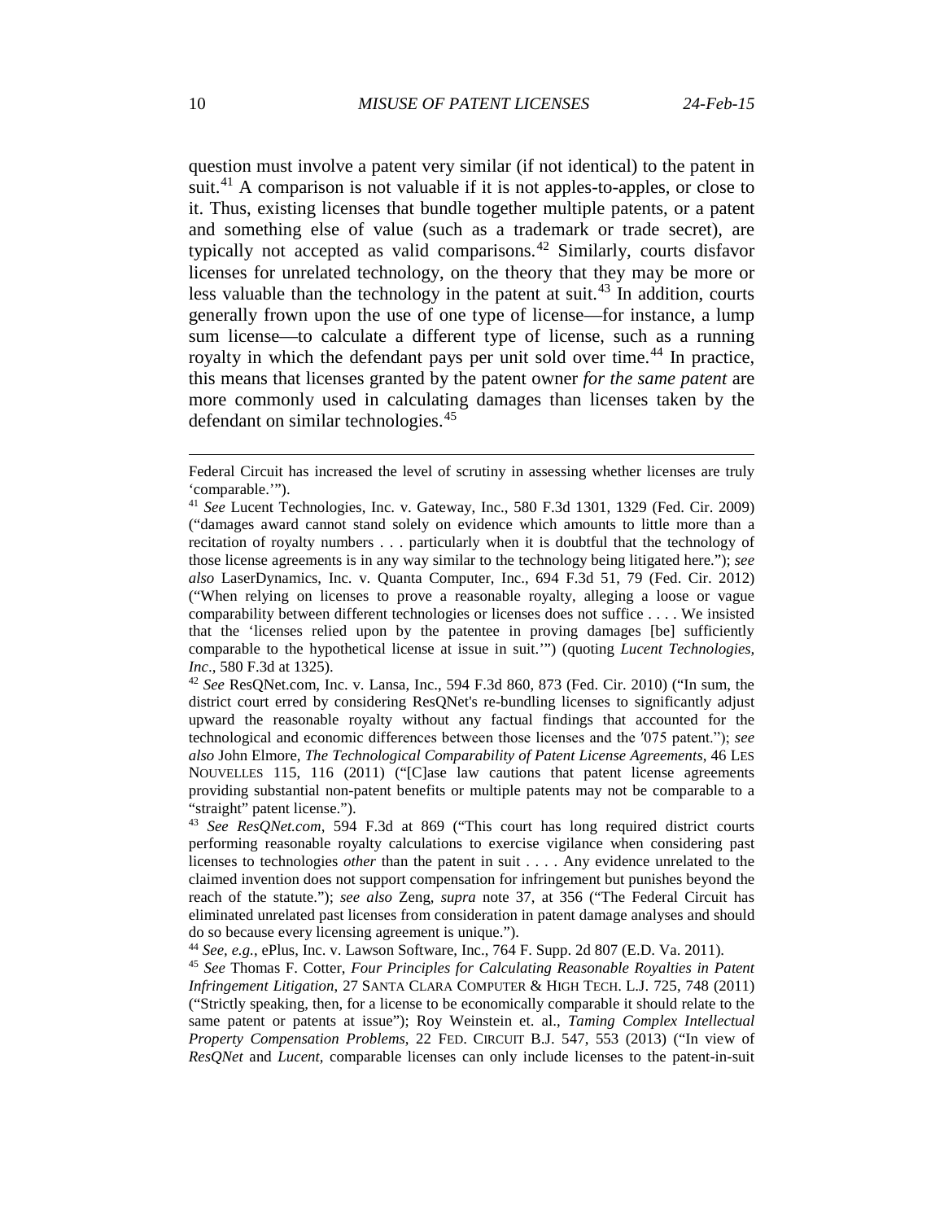question must involve a patent very similar (if not identical) to the patent in suit.[41] A comparison is not valuable if it is not apples-to-apples, or close to it. Thus, existing licenses that bundle together multiple patents, or a patent and something else of value (such as a trademark or trade secret), are typically not accepted as valid comparisons.[42] Similarly, courts disfavor licenses for unrelated technology, on the theory that they may be more or less valuable than the technology in the patent at suit.[43] In addition, courts generally frown upon the use of one type of license—for instance, a lump sum license—to calculate a different type of license, such as a running royalty in which the defendant pays per unit sold over time.[44] In practice, this means that licenses granted by the patent owner *for the same patent* are more commonly used in calculating damages than licenses taken by the defendant on similar technologies.[45]

---

Federal Circuit has increased the level of scrutiny in assessing whether licenses are truly 'comparable.'").

[41] *See* Lucent Technologies, Inc. v. Gateway, Inc., 580 F.3d 1301, 1329 (Fed. Cir. 2009) ("damages award cannot stand solely on evidence which amounts to little more than a recitation of royalty numbers . . . particularly when it is doubtful that the technology of those license agreements is in any way similar to the technology being litigated here."); *see also* LaserDynamics, Inc. v. Quanta Computer, Inc., 694 F.3d 51, 79 (Fed. Cir. 2012) ("When relying on licenses to prove a reasonable royalty, alleging a loose or vague comparability between different technologies or licenses does not suffice . . . . We insisted that the 'licenses relied upon by the patentee in proving damages [be] sufficiently comparable to the hypothetical license at issue in suit.'") (quoting *Lucent Technologies, Inc*., 580 F.3d at 1325).

[42] *See* ResQNet.com, Inc. v. Lansa, Inc., 594 F.3d 860, 873 (Fed. Cir. 2010) ("In sum, the district court erred by considering ResQNet's re-bundling licenses to significantly adjust upward the reasonable royalty without any factual findings that accounted for the technological and economic differences between those licenses and the ′075 patent."); *see also* John Elmore, *The Technological Comparability of Patent License Agreements*, 46 LES NOUVELLES 115, 116 (2011) ("[C]ase law cautions that patent license agreements providing substantial non-patent benefits or multiple patents may not be comparable to a "straight" patent license.").

[43] *See ResQNet.com*, 594 F.3d at 869 ("This court has long required district courts performing reasonable royalty calculations to exercise vigilance when considering past licenses to technologies *other* than the patent in suit . . . . Any evidence unrelated to the claimed invention does not support compensation for infringement but punishes beyond the reach of the statute."); *see also* Zeng, *supra* note 37, at 356 ("The Federal Circuit has eliminated unrelated past licenses from consideration in patent damage analyses and should do so because every licensing agreement is unique.").

[44] *See, e.g.*, ePlus, Inc. v. Lawson Software, Inc., 764 F. Supp. 2d 807 (E.D. Va. 2011).

[45] *See* Thomas F. Cotter, *Four Principles for Calculating Reasonable Royalties in Patent Infringement Litigation*, 27 SANTA CLARA COMPUTER & HIGH TECH. L.J. 725, 748 (2011) ("Strictly speaking, then, for a license to be economically comparable it should relate to the same patent or patents at issue"); Roy Weinstein et. al., *Taming Complex Intellectual Property Compensation Problems*, 22 FED. CIRCUIT B.J. 547, 553 (2013) ("In view of *ResQNet* and *Lucent*, comparable licenses can only include licenses to the patent-in-suit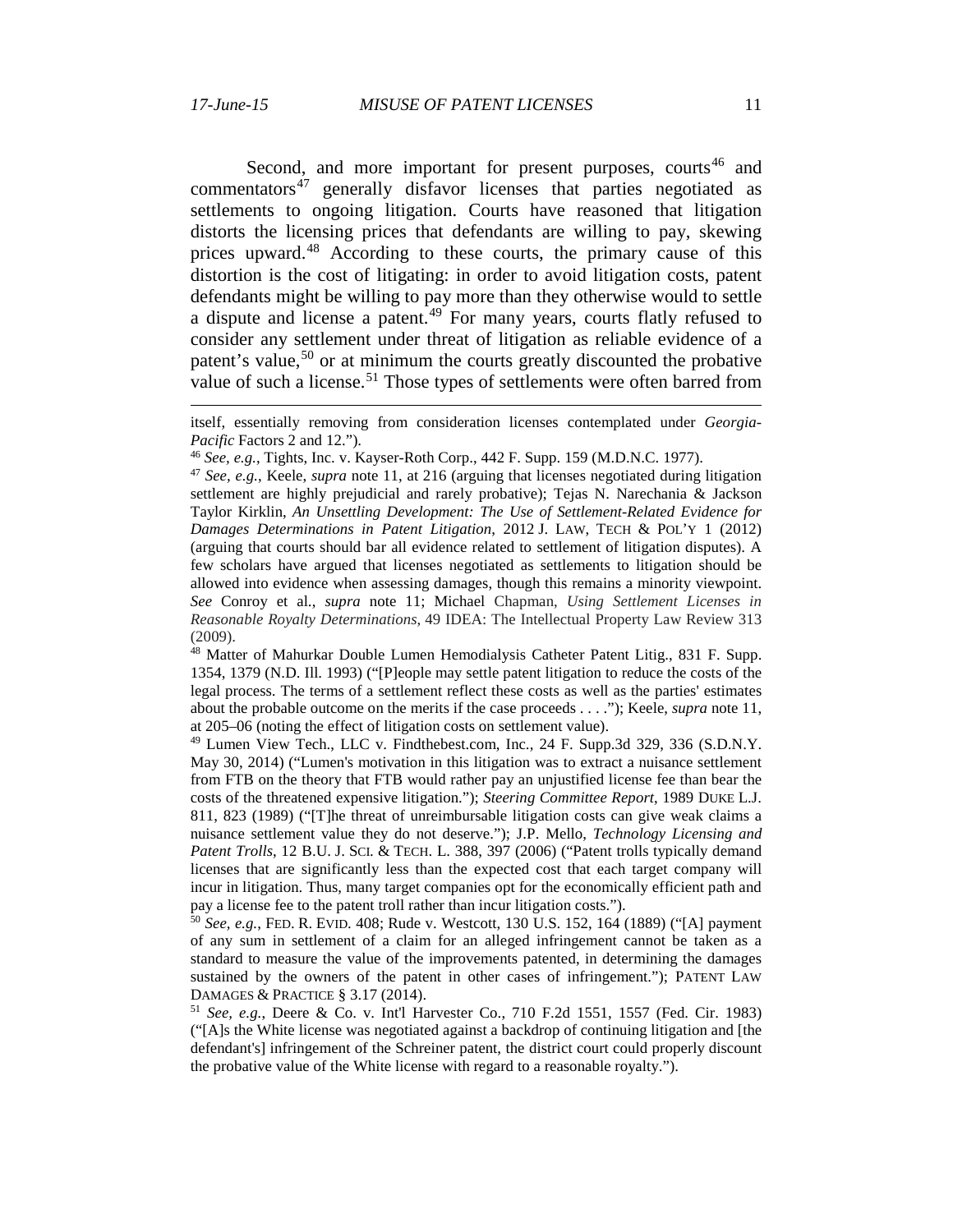Second, and more important for present purposes, courts[46] and commentators[47] generally disfavor licenses that parties negotiated as settlements to ongoing litigation. Courts have reasoned that litigation distorts the licensing prices that defendants are willing to pay, skewing prices upward.[48] According to these courts, the primary cause of this distortion is the cost of litigating: in order to avoid litigation costs, patent defendants might be willing to pay more than they otherwise would to settle a dispute and license a patent.[49] For many years, courts flatly refused to consider any settlement under threat of litigation as reliable evidence of a patent's value,[50] or at minimum the courts greatly discounted the probative value of such a license.[51] Those types of settlements were often barred from

---

itself, essentially removing from consideration licenses contemplated under *Georgia-Pacific* Factors 2 and 12.").

[46] *See, e.g.*, Tights, Inc. v. Kayser-Roth Corp., 442 F. Supp. 159 (M.D.N.C. 1977).

[47] *See, e.g.*, Keele, *supra* note 11, at 216 (arguing that licenses negotiated during litigation settlement are highly prejudicial and rarely probative); Tejas N. Narechania & Jackson Taylor Kirklin, *An Unsettling Development: The Use of Settlement-Related Evidence for Damages Determinations in Patent Litigation*, 2012 J. LAW, TECH & POL'Y 1 (2012) (arguing that courts should bar all evidence related to settlement of litigation disputes). A few scholars have argued that licenses negotiated as settlements to litigation should be allowed into evidence when assessing damages, though this remains a minority viewpoint. *See* Conroy et al., *supra* note 11; Michael Chapman, *Using Settlement Licenses in Reasonable Royalty Determinations*, 49 IDEA: The Intellectual Property Law Review 313 (2009).

[48] Matter of Mahurkar Double Lumen Hemodialysis Catheter Patent Litig., 831 F. Supp. 1354, 1379 (N.D. Ill. 1993) ("[P]eople may settle patent litigation to reduce the costs of the legal process. The terms of a settlement reflect these costs as well as the parties' estimates about the probable outcome on the merits if the case proceeds . . . ."); Keele, *supra* note 11, at 205–06 (noting the effect of litigation costs on settlement value).

[49] Lumen View Tech., LLC v. Findthebest.com, Inc., 24 F. Supp.3d 329, 336 (S.D.N.Y. May 30, 2014) ("Lumen's motivation in this litigation was to extract a nuisance settlement from FTB on the theory that FTB would rather pay an unjustified license fee than bear the costs of the threatened expensive litigation."); *Steering Committee Report*, 1989 DUKE L.J. 811, 823 (1989) ("[T]he threat of unreimbursable litigation costs can give weak claims a nuisance settlement value they do not deserve."); J.P. Mello, *Technology Licensing and Patent Trolls*, 12 B.U. J. SCI. & TECH. L. 388, 397 (2006) ("Patent trolls typically demand licenses that are significantly less than the expected cost that each target company will incur in litigation. Thus, many target companies opt for the economically efficient path and pay a license fee to the patent troll rather than incur litigation costs.").

[50] *See, e.g.*, FED. R. EVID. 408; Rude v. Westcott, 130 U.S. 152, 164 (1889) ("[A] payment of any sum in settlement of a claim for an alleged infringement cannot be taken as a standard to measure the value of the improvements patented, in determining the damages sustained by the owners of the patent in other cases of infringement."); PATENT LAW DAMAGES & PRACTICE § 3.17 (2014).

[51] *See, e.g.*, Deere & Co. v. Int'l Harvester Co., 710 F.2d 1551, 1557 (Fed. Cir. 1983) ("[A]s the White license was negotiated against a backdrop of continuing litigation and [the defendant's] infringement of the Schreiner patent, the district court could properly discount the probative value of the White license with regard to a reasonable royalty.").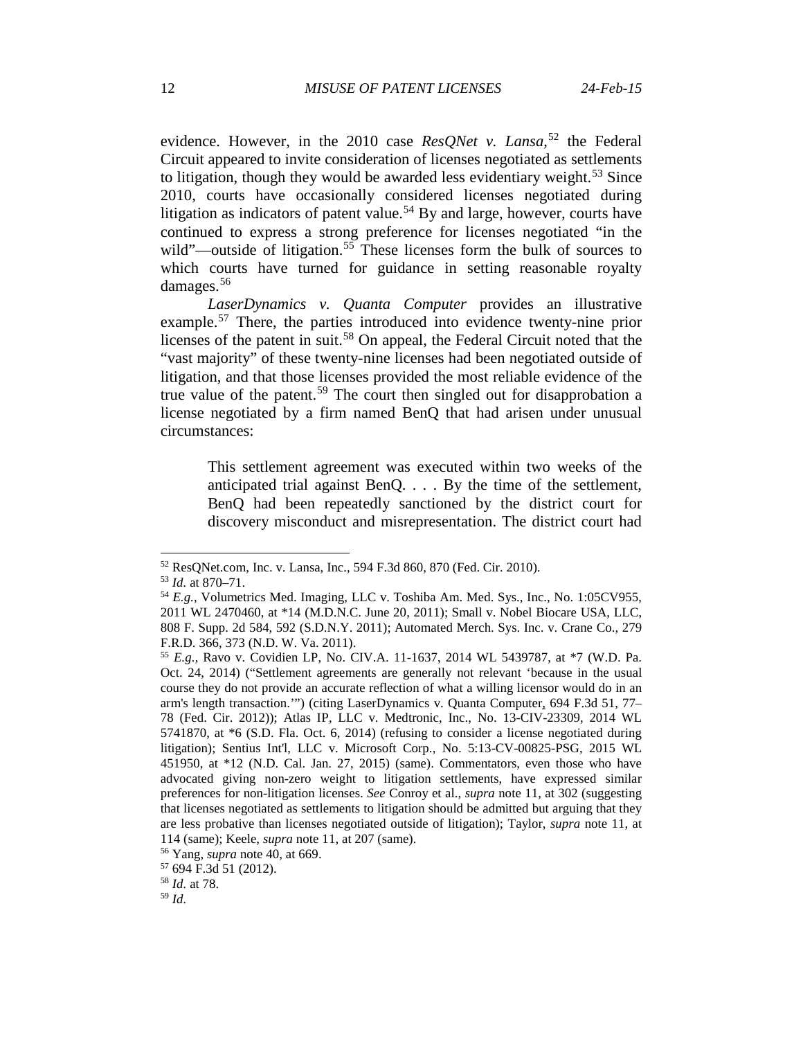evidence. However, in the 2010 case *ResQNet v. Lansa*,[52] the Federal Circuit appeared to invite consideration of licenses negotiated as settlements to litigation, though they would be awarded less evidentiary weight.[53] Since 2010, courts have occasionally considered licenses negotiated during litigation as indicators of patent value.[54] By and large, however, courts have continued to express a strong preference for licenses negotiated "in the wild"—outside of litigation.[55] These licenses form the bulk of sources to which courts have turned for guidance in setting reasonable royalty damages.[56]

*LaserDynamics v. Quanta Computer* provides an illustrative example.[57] There, the parties introduced into evidence twenty-nine prior licenses of the patent in suit.[58] On appeal, the Federal Circuit noted that the "vast majority" of these twenty-nine licenses had been negotiated outside of litigation, and that those licenses provided the most reliable evidence of the true value of the patent.[59] The court then singled out for disapprobation a license negotiated by a firm named BenQ that had arisen under unusual circumstances:

> This settlement agreement was executed within two weeks of the anticipated trial against BenQ. . . . By the time of the settlement, BenQ had been repeatedly sanctioned by the district court for discovery misconduct and misrepresentation. The district court had

---

[52] ResQNet.com, Inc. v. Lansa, Inc., 594 F.3d 860, 870 (Fed. Cir. 2010).

[53] *Id.* at 870–71.

[54] *E.g.*, Volumetrics Med. Imaging, LLC v. Toshiba Am. Med. Sys., Inc., No. 1:05CV955, 2011 WL 2470460, at *14 (M.D.N.C. June 20, 2011); Small v. Nobel Biocare USA, LLC, 808 F. Supp. 2d 584, 592 (S.D.N.Y. 2011); Automated Merch. Sys. Inc. v. Crane Co., 279 F.R.D. 366, 373 (N.D. W. Va. 2011).

[55] *E.g.*, Ravo v. Covidien LP, No. CIV.A. 11-1637, 2014 WL 5439787, at *7 (W.D. Pa. Oct. 24, 2014) ("Settlement agreements are generally not relevant 'because in the usual course they do not provide an accurate reflection of what a willing licensor would do in an arm's length transaction.'") (citing LaserDynamics v. Quanta Computer, 694 F.3d 51, 77–78 (Fed. Cir. 2012)); Atlas IP, LLC v. Medtronic, Inc., No. 13-CIV-23309, 2014 WL 5741870, at *6 (S.D. Fla. Oct. 6, 2014) (refusing to consider a license negotiated during litigation); Sentius Int'l, LLC v. Microsoft Corp., No. 5:13-CV-00825-PSG, 2015 WL 451950, at *12 (N.D. Cal. Jan. 27, 2015) (same). Commentators, even those who have advocated giving non-zero weight to litigation settlements, have expressed similar preferences for non-litigation licenses. *See* Conroy et al., *supra* note 11, at 302 (suggesting that licenses negotiated as settlements to litigation should be admitted but arguing that they are less probative than licenses negotiated outside of litigation); Taylor, *supra* note 11, at 114 (same); Keele, *supra* note 11, at 207 (same).

[56] Yang, *supra* note 40, at 669.

[57] 694 F.3d 51 (2012).

[58] *Id.* at 78.

[59] *Id.*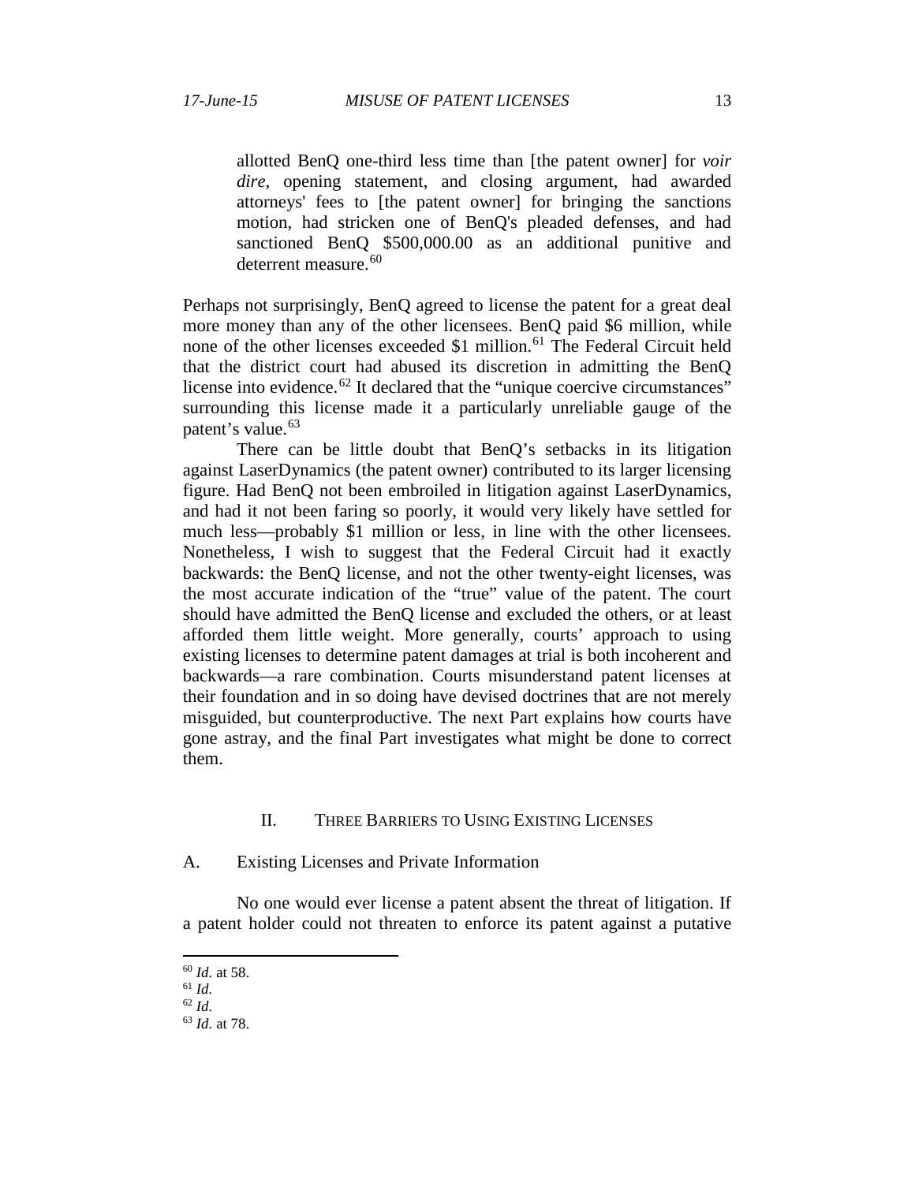> allotted BenQ one-third less time than [the patent owner] for *voir dire*, opening statement, and closing argument, had awarded attorneys' fees to [the patent owner] for bringing the sanctions motion, had stricken one of BenQ's pleaded defenses, and had sanctioned BenQ $500,000.00 as an additional punitive and deterrent measure.[60]

Perhaps not surprisingly, BenQ agreed to license the patent for a great deal more money than any of the other licensees. BenQ paid $6 million, while none of the other licenses exceeded $1 million.[61] The Federal Circuit held that the district court had abused its discretion in admitting the BenQ license into evidence.[62] It declared that the "unique coercive circumstances" surrounding this license made it a particularly unreliable gauge of the patent's value.[63]

There can be little doubt that BenQ's setbacks in its litigation against LaserDynamics (the patent owner) contributed to its larger licensing figure. Had BenQ not been embroiled in litigation against LaserDynamics, and had it not been faring so poorly, it would very likely have settled for much less—probably $1 million or less, in line with the other licensees. Nonetheless, I wish to suggest that the Federal Circuit had it exactly backwards: the BenQ license, and not the other twenty-eight licenses, was the most accurate indication of the "true" value of the patent. The court should have admitted the BenQ license and excluded the others, or at least afforded them little weight. More generally, courts' approach to using existing licenses to determine patent damages at trial is both incoherent and backwards—a rare combination. Courts misunderstand patent licenses at their foundation and in so doing have devised doctrines that are not merely misguided, but counterproductive. The next Part explains how courts have gone astray, and the final Part investigates what might be done to correct them.

## II. Three Barriers to Using Existing Licenses

### A. Existing Licenses and Private Information

No one would ever license a patent absent the threat of litigation. If a patent holder could not threaten to enforce its patent against a putative

---

[60] *Id.* at 58.

[61] *Id.*

[62] *Id.*

[63] *Id.* at 78.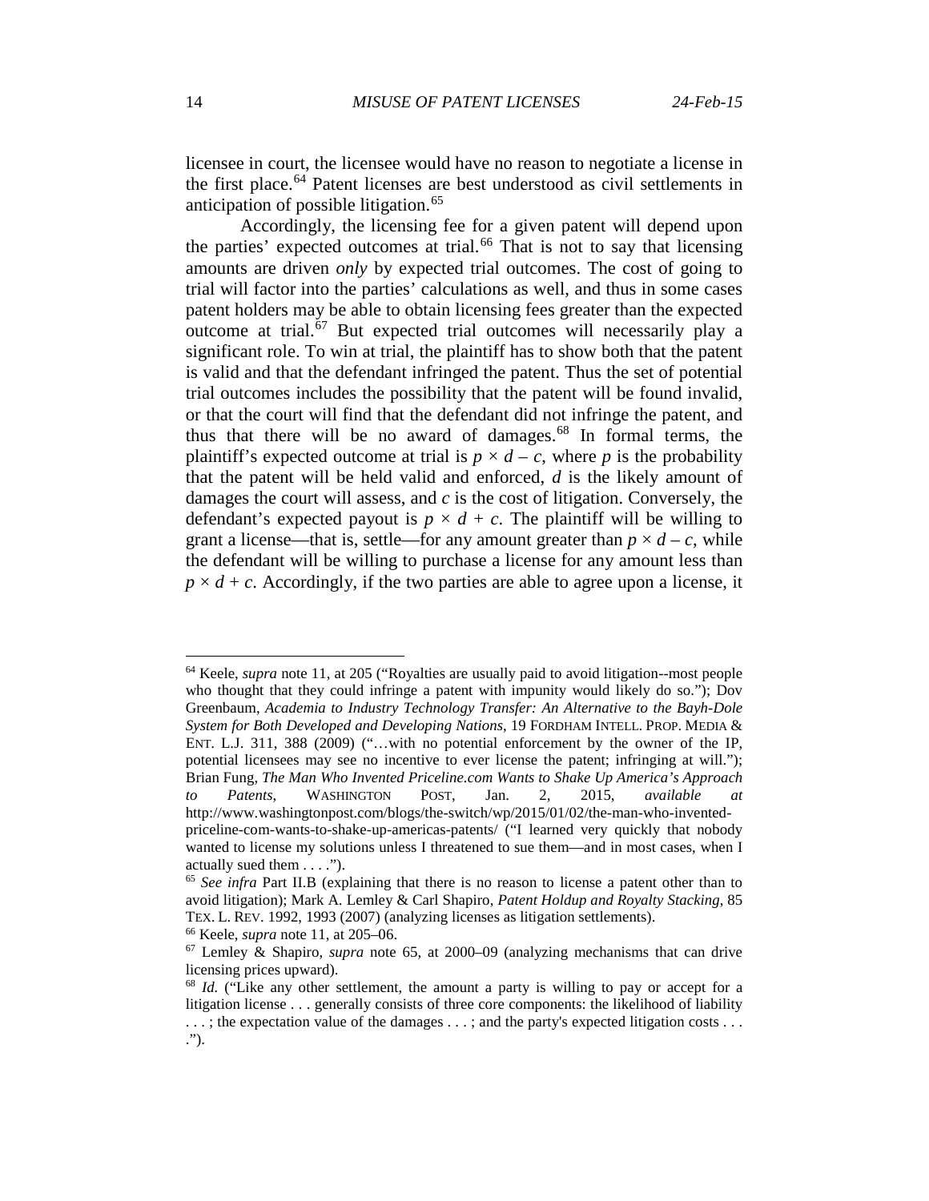licensee in court, the licensee would have no reason to negotiate a license in the first place.[64] Patent licenses are best understood as civil settlements in anticipation of possible litigation.[65]

Accordingly, the licensing fee for a given patent will depend upon the parties' expected outcomes at trial.[66] That is not to say that licensing amounts are driven *only* by expected trial outcomes. The cost of going to trial will factor into the parties' calculations as well, and thus in some cases patent holders may be able to obtain licensing fees greater than the expected outcome at trial.[67] But expected trial outcomes will necessarily play a significant role. To win at trial, the plaintiff has to show both that the patent is valid and that the defendant infringed the patent. Thus the set of potential trial outcomes includes the possibility that the patent will be found invalid, or that the court will find that the defendant did not infringe the patent, and thus that there will be no award of damages.[68] In formal terms, the plaintiff's expected outcome at trial is $p \times d - c$, where $p$ is the probability that the patent will be held valid and enforced, $d$ is the likely amount of damages the court will assess, and $c$ is the cost of litigation. Conversely, the defendant's expected payout is $p \times d + c$. The plaintiff will be willing to grant a license—that is, settle—for any amount greater than $p \times d - c$, while the defendant will be willing to purchase a license for any amount less than $p \times d + c$. Accordingly, if the two parties are able to agree upon a license, it

---

[64] Keele, *supra* note 11, at 205 ("Royalties are usually paid to avoid litigation--most people who thought that they could infringe a patent with impunity would likely do so."); Dov Greenbaum, *Academia to Industry Technology Transfer: An Alternative to the Bayh-Dole System for Both Developed and Developing Nations*, 19 FORDHAM INTELL. PROP. MEDIA & ENT. L.J. 311, 388 (2009) ("…with no potential enforcement by the owner of the IP, potential licensees may see no incentive to ever license the patent; infringing at will."); Brian Fung, *The Man Who Invented Priceline.com Wants to Shake Up America's Approach to Patents*, WASHINGTON POST, Jan. 2, 2015, *available at* http://www.washingtonpost.com/blogs/the-switch/wp/2015/01/02/the-man-who-invented-priceline-com-wants-to-shake-up-americas-patents/ ("I learned very quickly that nobody wanted to license my solutions unless I threatened to sue them—and in most cases, when I actually sued them . . . .").

[65] *See infra* Part II.B (explaining that there is no reason to license a patent other than to avoid litigation); Mark A. Lemley & Carl Shapiro, *Patent Holdup and Royalty Stacking*, 85 TEX. L. REV. 1992, 1993 (2007) (analyzing licenses as litigation settlements).

[66] Keele, *supra* note 11, at 205–06.

[67] Lemley & Shapiro, *supra* note 65, at 2000–09 (analyzing mechanisms that can drive licensing prices upward).

[68] *Id.* ("Like any other settlement, the amount a party is willing to pay or accept for a litigation license . . . generally consists of three core components: the likelihood of liability . . . ; the expectation value of the damages . . . ; and the party's expected litigation costs . . . .").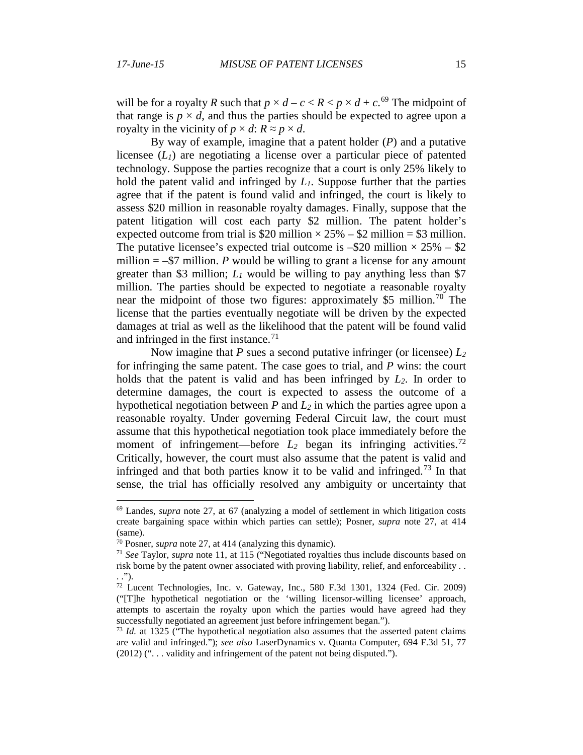will be for a royalty $R$ such that $p \times d - c < R < p \times d + c$.[69] The midpoint of that range is $p \times d$, and thus the parties should be expected to agree upon a royalty in the vicinity of $p \times d$: $R \approx p \times d$.

By way of example, imagine that a patent holder ($P$) and a putative licensee ($L_1$) are negotiating a license over a particular piece of patented technology. Suppose the parties recognize that a court is only 25% likely to hold the patent valid and infringed by $L_1$. Suppose further that the parties agree that if the patent is found valid and infringed, the court is likely to assess \$20 million in reasonable royalty damages. Finally, suppose that the patent litigation will cost each party \$2 million. The patent holder's expected outcome from trial is \$20 million × 25% – \$2 million = \$3 million. The putative licensee's expected trial outcome is –\$20 million × 25% – \$2 million = –\$7 million. $P$ would be willing to grant a license for any amount greater than \$3 million; $L_1$ would be willing to pay anything less than \$7 million. The parties should be expected to negotiate a reasonable royalty near the midpoint of those two figures: approximately \$5 million.[70] The license that the parties eventually negotiate will be driven by the expected damages at trial as well as the likelihood that the patent will be found valid and infringed in the first instance.[71]

Now imagine that $P$ sues a second putative infringer (or licensee) $L_2$ for infringing the same patent. The case goes to trial, and $P$ wins: the court holds that the patent is valid and has been infringed by $L_2$. In order to determine damages, the court is expected to assess the outcome of a hypothetical negotiation between $P$ and $L_2$ in which the parties agree upon a reasonable royalty. Under governing Federal Circuit law, the court must assume that this hypothetical negotiation took place immediately before the moment of infringement—before $L_2$ began its infringing activities.[72] Critically, however, the court must also assume that the patent is valid and infringed and that both parties know it to be valid and infringed.[73] In that sense, the trial has officially resolved any ambiguity or uncertainty that

---

[69] Landes, *supra* note 27, at 67 (analyzing a model of settlement in which litigation costs create bargaining space within which parties can settle); Posner, *supra* note 27, at 414 (same).

[70] Posner, *supra* note 27, at 414 (analyzing this dynamic).

[71] *See* Taylor, *supra* note 11, at 115 ("Negotiated royalties thus include discounts based on risk borne by the patent owner associated with proving liability, relief, and enforceability . . . .").

[72] Lucent Technologies, Inc. v. Gateway, Inc., 580 F.3d 1301, 1324 (Fed. Cir. 2009) ("[T]he hypothetical negotiation or the 'willing licensor-willing licensee' approach, attempts to ascertain the royalty upon which the parties would have agreed had they successfully negotiated an agreement just before infringement began.").

[73] *Id.* at 1325 ("The hypothetical negotiation also assumes that the asserted patent claims are valid and infringed."); *see also* LaserDynamics v. Quanta Computer, 694 F.3d 51, 77 (2012) (". . . validity and infringement of the patent not being disputed.").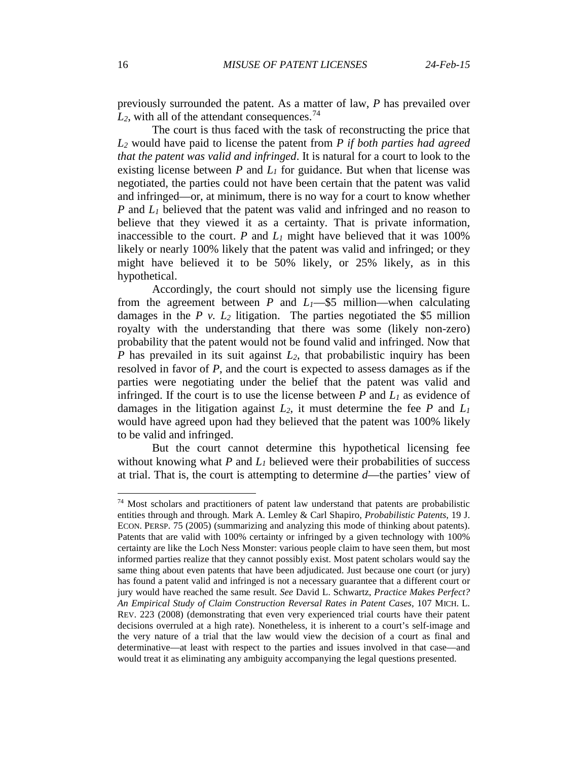previously surrounded the patent. As a matter of law, *P* has prevailed over $L_2$, with all of the attendant consequences.[74]

The court is thus faced with the task of reconstructing the price that $L_2$ would have paid to license the patent from *P if both parties had agreed that the patent was valid and infringed*. It is natural for a court to look to the existing license between *P* and $L_1$ for guidance. But when that license was negotiated, the parties could not have been certain that the patent was valid and infringed—or, at minimum, there is no way for a court to know whether *P* and $L_1$ believed that the patent was valid and infringed and no reason to believe that they viewed it as a certainty. That is private information, inaccessible to the court. *P* and $L_1$ might have believed that it was 100% likely or nearly 100% likely that the patent was valid and infringed; or they might have believed it to be 50% likely, or 25% likely, as in this hypothetical.

Accordingly, the court should not simply use the licensing figure from the agreement between *P* and $L_1$—$5 million—when calculating damages in the *P v.* $L_2$ litigation. The parties negotiated the $5 million royalty with the understanding that there was some (likely non-zero) probability that the patent would not be found valid and infringed. Now that *P* has prevailed in its suit against $L_2$, that probabilistic inquiry has been resolved in favor of *P*, and the court is expected to assess damages as if the parties were negotiating under the belief that the patent was valid and infringed. If the court is to use the license between *P* and $L_1$ as evidence of damages in the litigation against $L_2$, it must determine the fee *P* and $L_1$ would have agreed upon had they believed that the patent was 100% likely to be valid and infringed.

But the court cannot determine this hypothetical licensing fee without knowing what *P* and $L_1$ believed were their probabilities of success at trial. That is, the court is attempting to determine *d*—the parties' view of

---

[74] Most scholars and practitioners of patent law understand that patents are probabilistic entities through and through. Mark A. Lemley & Carl Shapiro, *Probabilistic Patents*, 19 J. ECON. PERSP. 75 (2005) (summarizing and analyzing this mode of thinking about patents). Patents that are valid with 100% certainty or infringed by a given technology with 100% certainty are like the Loch Ness Monster: various people claim to have seen them, but most informed parties realize that they cannot possibly exist. Most patent scholars would say the same thing about even patents that have been adjudicated. Just because one court (or jury) has found a patent valid and infringed is not a necessary guarantee that a different court or jury would have reached the same result. *See* David L. Schwartz, *Practice Makes Perfect? An Empirical Study of Claim Construction Reversal Rates in Patent Cases*, 107 MICH. L. REV. 223 (2008) (demonstrating that even very experienced trial courts have their patent decisions overruled at a high rate). Nonetheless, it is inherent to a court's self-image and the very nature of a trial that the law would view the decision of a court as final and determinative—at least with respect to the parties and issues involved in that case—and would treat it as eliminating any ambiguity accompanying the legal questions presented.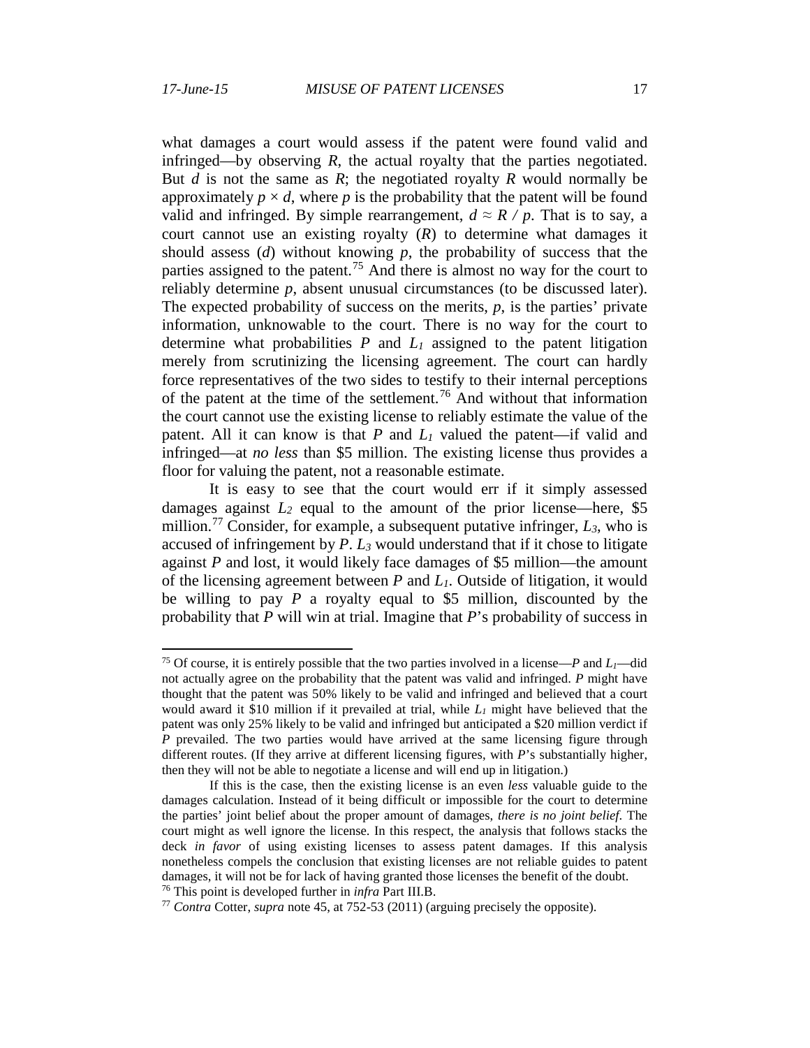what damages a court would assess if the patent were found valid and infringed—by observing $R$, the actual royalty that the parties negotiated. But $d$ is not the same as $R$; the negotiated royalty $R$ would normally be approximately $p \times d$, where $p$ is the probability that the patent will be found valid and infringed. By simple rearrangement, $d \approx R / p$. That is to say, a court cannot use an existing royalty ($R$) to determine what damages it should assess ($d$) without knowing $p$, the probability of success that the parties assigned to the patent.[75] And there is almost no way for the court to reliably determine $p$, absent unusual circumstances (to be discussed later). The expected probability of success on the merits, $p$, is the parties' private information, unknowable to the court. There is no way for the court to determine what probabilities $P$ and $L_1$ assigned to the patent litigation merely from scrutinizing the licensing agreement. The court can hardly force representatives of the two sides to testify to their internal perceptions of the patent at the time of the settlement.[76] And without that information the court cannot use the existing license to reliably estimate the value of the patent. All it can know is that $P$ and $L_1$ valued the patent—if valid and infringed—at *no less* than \$5 million. The existing license thus provides a floor for valuing the patent, not a reasonable estimate.

It is easy to see that the court would err if it simply assessed damages against $L_2$ equal to the amount of the prior license—here, \$5 million.[77] Consider, for example, a subsequent putative infringer, $L_3$, who is accused of infringement by $P$. $L_3$ would understand that if it chose to litigate against $P$ and lost, it would likely face damages of \$5 million—the amount of the licensing agreement between $P$ and $L_1$. Outside of litigation, it would be willing to pay $P$ a royalty equal to \$5 million, discounted by the probability that $P$ will win at trial. Imagine that $P$'s probability of success in

---

[75] Of course, it is entirely possible that the two parties involved in a license—$P$ and $L_1$—did not actually agree on the probability that the patent was valid and infringed. $P$ might have thought that the patent was 50% likely to be valid and infringed and believed that a court would award it \$10 million if it prevailed at trial, while $L_1$ might have believed that the patent was only 25% likely to be valid and infringed but anticipated a \$20 million verdict if $P$ prevailed. The two parties would have arrived at the same licensing figure through different routes. (If they arrive at different licensing figures, with $P$'s substantially higher, then they will not be able to negotiate a license and will end up in litigation.)

If this is the case, then the existing license is an even *less* valuable guide to the damages calculation. Instead of it being difficult or impossible for the court to determine the parties' joint belief about the proper amount of damages, *there is no joint belief*. The court might as well ignore the license. In this respect, the analysis that follows stacks the deck *in favor* of using existing licenses to assess patent damages. If this analysis nonetheless compels the conclusion that existing licenses are not reliable guides to patent damages, it will not be for lack of having granted those licenses the benefit of the doubt.

[76] This point is developed further in *infra* Part III.B.

[77] *Contra* Cotter, *supra* note 45, at 752-53 (2011) (arguing precisely the opposite).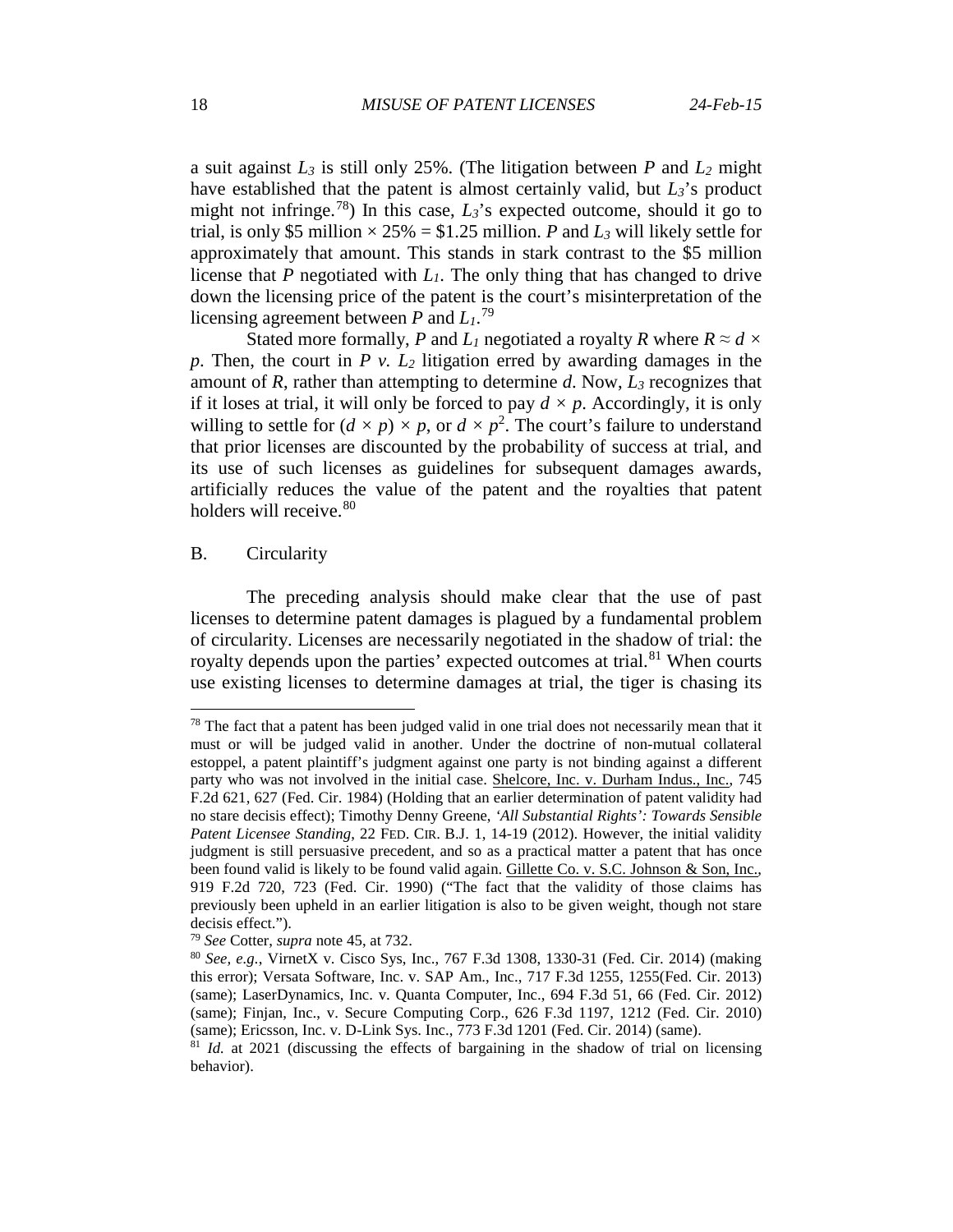a suit against $L_3$ is still only 25%. (The litigation between $P$ and $L_2$ might have established that the patent is almost certainly valid, but $L_3$'s product might not infringe.[78]) In this case, $L_3$'s expected outcome, should it go to trial, is only \$5 million × 25% = \$1.25 million. $P$ and $L_3$ will likely settle for approximately that amount. This stands in stark contrast to the \$5 million license that $P$ negotiated with $L_1$. The only thing that has changed to drive down the licensing price of the patent is the court's misinterpretation of the licensing agreement between $P$ and $L_1$.[79]

Stated more formally, $P$ and $L_1$ negotiated a royalty $R$ where $R \approx d \times p$. Then, the court in $P$ v. $L_2$ litigation erred by awarding damages in the amount of $R$, rather than attempting to determine $d$. Now, $L_3$ recognizes that if it loses at trial, it will only be forced to pay $d \times p$. Accordingly, it is only willing to settle for $(d \times p) \times p$, or $d \times p^2$. The court's failure to understand that prior licenses are discounted by the probability of success at trial, and its use of such licenses as guidelines for subsequent damages awards, artificially reduces the value of the patent and the royalties that patent holders will receive.[80]

## B. Circularity

The preceding analysis should make clear that the use of past licenses to determine patent damages is plagued by a fundamental problem of circularity. Licenses are necessarily negotiated in the shadow of trial: the royalty depends upon the parties' expected outcomes at trial.[81] When courts use existing licenses to determine damages at trial, the tiger is chasing its

---

[78] The fact that a patent has been judged valid in one trial does not necessarily mean that it must or will be judged valid in another. Under the doctrine of non-mutual collateral estoppel, a patent plaintiff's judgment against one party is not binding against a different party who was not involved in the initial case. Shelcore, Inc. v. Durham Indus., Inc., 745 F.2d 621, 627 (Fed. Cir. 1984) (Holding that an earlier determination of patent validity had no stare decisis effect); Timothy Denny Greene, *'All Substantial Rights': Towards Sensible Patent Licensee Standing*, 22 FED. CIR. B.J. 1, 14-19 (2012). However, the initial validity judgment is still persuasive precedent, and so as a practical matter a patent that has once been found valid is likely to be found valid again. Gillette Co. v. S.C. Johnson & Son, Inc., 919 F.2d 720, 723 (Fed. Cir. 1990) ("The fact that the validity of those claims has previously been upheld in an earlier litigation is also to be given weight, though not stare decisis effect.").

[79] *See* Cotter, *supra* note 45, at 732.

[80] *See, e.g.*, VirnetX v. Cisco Sys, Inc., 767 F.3d 1308, 1330-31 (Fed. Cir. 2014) (making this error); Versata Software, Inc. v. SAP Am., Inc., 717 F.3d 1255, 1255(Fed. Cir. 2013) (same); LaserDynamics, Inc. v. Quanta Computer, Inc., 694 F.3d 51, 66 (Fed. Cir. 2012) (same); Finjan, Inc., v. Secure Computing Corp., 626 F.3d 1197, 1212 (Fed. Cir. 2010) (same); Ericsson, Inc. v. D-Link Sys. Inc., 773 F.3d 1201 (Fed. Cir. 2014) (same).

[81] *Id.* at 2021 (discussing the effects of bargaining in the shadow of trial on licensing behavior).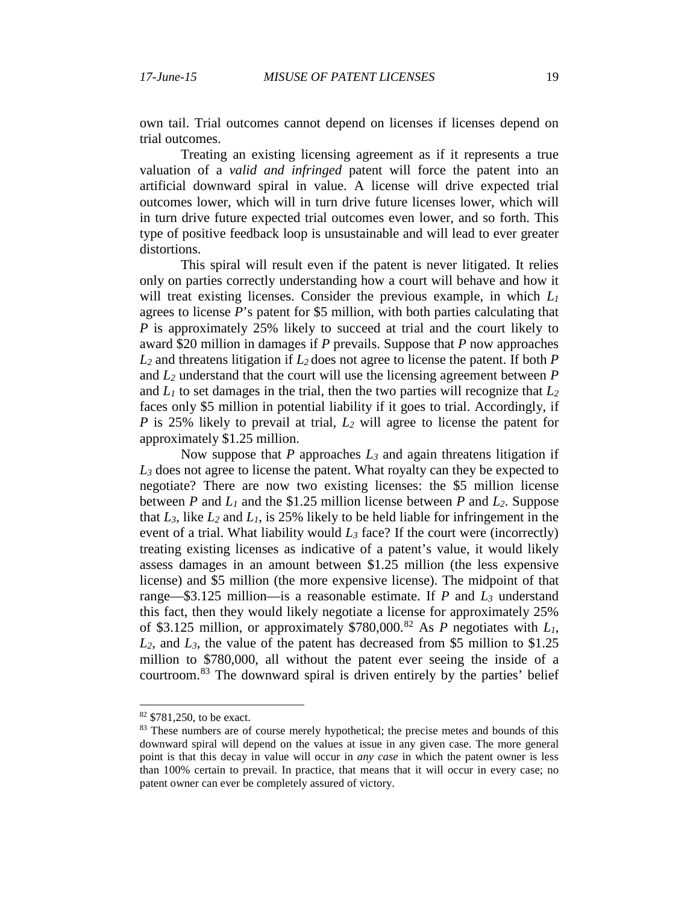own tail. Trial outcomes cannot depend on licenses if licenses depend on trial outcomes.

Treating an existing licensing agreement as if it represents a true valuation of a *valid and infringed* patent will force the patent into an artificial downward spiral in value. A license will drive expected trial outcomes lower, which will in turn drive future licenses lower, which will in turn drive future expected trial outcomes even lower, and so forth. This type of positive feedback loop is unsustainable and will lead to ever greater distortions.

This spiral will result even if the patent is never litigated. It relies only on parties correctly understanding how a court will behave and how it will treat existing licenses. Consider the previous example, in which $L_1$ agrees to license *P*'s patent for \$5 million, with both parties calculating that *P* is approximately 25% likely to succeed at trial and the court likely to award \$20 million in damages if *P* prevails. Suppose that *P* now approaches $L_2$ and threatens litigation if $L_2$ does not agree to license the patent. If both *P* and $L_2$ understand that the court will use the licensing agreement between *P* and $L_1$ to set damages in the trial, then the two parties will recognize that $L_2$ faces only \$5 million in potential liability if it goes to trial. Accordingly, if *P* is 25% likely to prevail at trial, $L_2$ will agree to license the patent for approximately \$1.25 million.

Now suppose that *P* approaches $L_3$ and again threatens litigation if $L_3$ does not agree to license the patent. What royalty can they be expected to negotiate? There are now two existing licenses: the \$5 million license between *P* and $L_1$ and the \$1.25 million license between *P* and $L_2$. Suppose that $L_3$, like $L_2$ and $L_1$, is 25% likely to be held liable for infringement in the event of a trial. What liability would $L_3$ face? If the court were (incorrectly) treating existing licenses as indicative of a patent's value, it would likely assess damages in an amount between \$1.25 million (the less expensive license) and \$5 million (the more expensive license). The midpoint of that range—\$3.125 million—is a reasonable estimate. If *P* and $L_3$ understand this fact, then they would likely negotiate a license for approximately 25% of \$3.125 million, or approximately \$780,000.[82] As *P* negotiates with $L_1$, $L_2$, and $L_3$, the value of the patent has decreased from \$5 million to \$1.25 million to \$780,000, all without the patent ever seeing the inside of a courtroom.[83] The downward spiral is driven entirely by the parties' belief

[82] \$781,250, to be exact.

[83] These numbers are of course merely hypothetical; the precise metes and bounds of this downward spiral will depend on the values at issue in any given case. The more general point is that this decay in value will occur in *any case* in which the patent owner is less than 100% certain to prevail. In practice, that means that it will occur in every case; no patent owner can ever be completely assured of victory.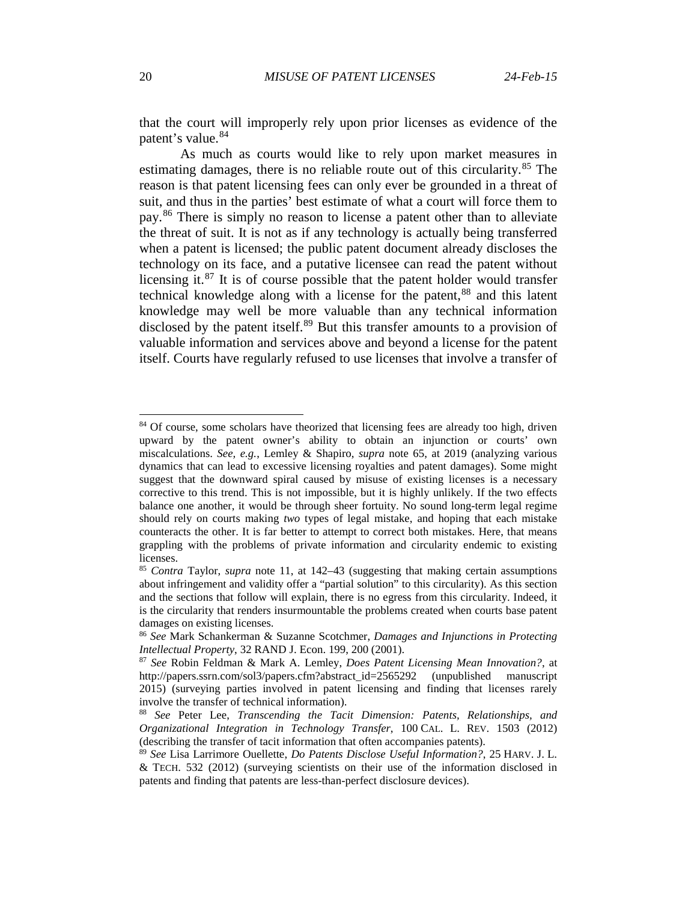that the court will improperly rely upon prior licenses as evidence of the patent's value.[84]

As much as courts would like to rely upon market measures in estimating damages, there is no reliable route out of this circularity.[85] The reason is that patent licensing fees can only ever be grounded in a threat of suit, and thus in the parties' best estimate of what a court will force them to pay.[86] There is simply no reason to license a patent other than to alleviate the threat of suit. It is not as if any technology is actually being transferred when a patent is licensed; the public patent document already discloses the technology on its face, and a putative licensee can read the patent without licensing it.[87] It is of course possible that the patent holder would transfer technical knowledge along with a license for the patent,[88] and this latent knowledge may well be more valuable than any technical information disclosed by the patent itself.[89] But this transfer amounts to a provision of valuable information and services above and beyond a license for the patent itself. Courts have regularly refused to use licenses that involve a transfer of

---

[84] Of course, some scholars have theorized that licensing fees are already too high, driven upward by the patent owner's ability to obtain an injunction or courts' own miscalculations. *See, e.g.*, Lemley & Shapiro, *supra* note 65, at 2019 (analyzing various dynamics that can lead to excessive licensing royalties and patent damages). Some might suggest that the downward spiral caused by misuse of existing licenses is a necessary corrective to this trend. This is not impossible, but it is highly unlikely. If the two effects balance one another, it would be through sheer fortuity. No sound long-term legal regime should rely on courts making *two* types of legal mistake, and hoping that each mistake counteracts the other. It is far better to attempt to correct both mistakes. Here, that means grappling with the problems of private information and circularity endemic to existing licenses.

[85] *Contra* Taylor, *supra* note 11, at 142–43 (suggesting that making certain assumptions about infringement and validity offer a "partial solution" to this circularity). As this section and the sections that follow will explain, there is no egress from this circularity. Indeed, it is the circularity that renders insurmountable the problems created when courts base patent damages on existing licenses.

[86] *See* Mark Schankerman & Suzanne Scotchmer, *Damages and Injunctions in Protecting Intellectual Property*, 32 RAND J. Econ. 199, 200 (2001).

[87] *See* Robin Feldman & Mark A. Lemley, *Does Patent Licensing Mean Innovation?*, at http://papers.ssrn.com/sol3/papers.cfm?abstract_id=2565292 (unpublished manuscript 2015) (surveying parties involved in patent licensing and finding that licenses rarely involve the transfer of technical information).

[88] *See* Peter Lee, *Transcending the Tacit Dimension: Patents, Relationships, and Organizational Integration in Technology Transfer*, 100 CAL. L. REV. 1503 (2012) (describing the transfer of tacit information that often accompanies patents).

[89] *See* Lisa Larrimore Ouellette, *Do Patents Disclose Useful Information?*, 25 HARV. J. L. & TECH. 532 (2012) (surveying scientists on their use of the information disclosed in patents and finding that patents are less-than-perfect disclosure devices).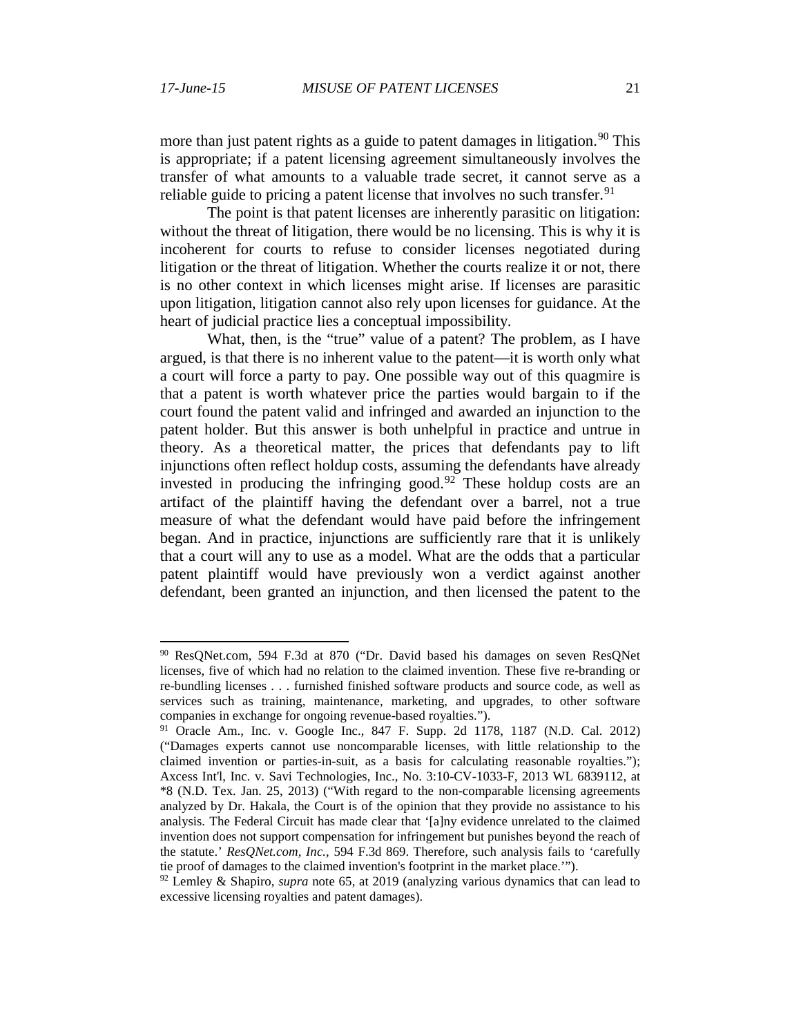more than just patent rights as a guide to patent damages in litigation.[90] This is appropriate; if a patent licensing agreement simultaneously involves the transfer of what amounts to a valuable trade secret, it cannot serve as a reliable guide to pricing a patent license that involves no such transfer.[91]

The point is that patent licenses are inherently parasitic on litigation: without the threat of litigation, there would be no licensing. This is why it is incoherent for courts to refuse to consider licenses negotiated during litigation or the threat of litigation. Whether the courts realize it or not, there is no other context in which licenses might arise. If licenses are parasitic upon litigation, litigation cannot also rely upon licenses for guidance. At the heart of judicial practice lies a conceptual impossibility.

What, then, is the "true" value of a patent? The problem, as I have argued, is that there is no inherent value to the patent—it is worth only what a court will force a party to pay. One possible way out of this quagmire is that a patent is worth whatever price the parties would bargain to if the court found the patent valid and infringed and awarded an injunction to the patent holder. But this answer is both unhelpful in practice and untrue in theory. As a theoretical matter, the prices that defendants pay to lift injunctions often reflect holdup costs, assuming the defendants have already invested in producing the infringing good.[92] These holdup costs are an artifact of the plaintiff having the defendant over a barrel, not a true measure of what the defendant would have paid before the infringement began. And in practice, injunctions are sufficiently rare that it is unlikely that a court will any to use as a model. What are the odds that a particular patent plaintiff would have previously won a verdict against another defendant, been granted an injunction, and then licensed the patent to the

---

[90] ResQNet.com, 594 F.3d at 870 ("Dr. David based his damages on seven ResQNet licenses, five of which had no relation to the claimed invention. These five re-branding or re-bundling licenses . . . furnished finished software products and source code, as well as services such as training, maintenance, marketing, and upgrades, to other software companies in exchange for ongoing revenue-based royalties.").

[91] Oracle Am., Inc. v. Google Inc., 847 F. Supp. 2d 1178, 1187 (N.D. Cal. 2012) ("Damages experts cannot use noncomparable licenses, with little relationship to the claimed invention or parties-in-suit, as a basis for calculating reasonable royalties."); Axcess Int'l, Inc. v. Savi Technologies, Inc., No. 3:10-CV-1033-F, 2013 WL 6839112, at *8 (N.D. Tex. Jan. 25, 2013) ("With regard to the non-comparable licensing agreements analyzed by Dr. Hakala, the Court is of the opinion that they provide no assistance to his analysis. The Federal Circuit has made clear that '[a]ny evidence unrelated to the claimed invention does not support compensation for infringement but punishes beyond the reach of the statute.' *ResQNet.com, Inc.*, 594 F.3d 869. Therefore, such analysis fails to 'carefully tie proof of damages to the claimed invention's footprint in the market place.'").

[92] Lemley & Shapiro, *supra* note 65, at 2019 (analyzing various dynamics that can lead to excessive licensing royalties and patent damages).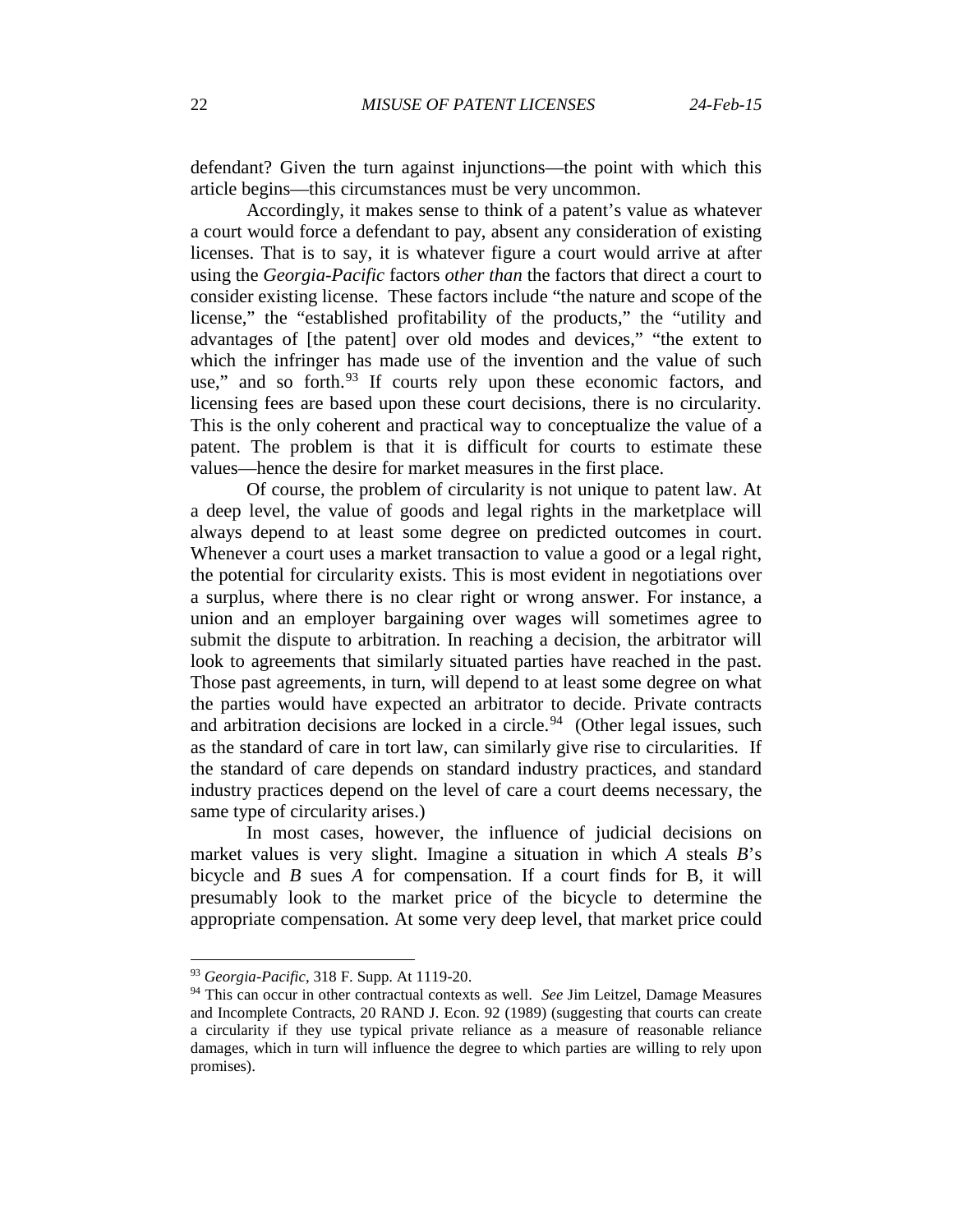defendant? Given the turn against injunctions—the point with which this article begins—this circumstances must be very uncommon.

Accordingly, it makes sense to think of a patent's value as whatever a court would force a defendant to pay, absent any consideration of existing licenses. That is to say, it is whatever figure a court would arrive at after using the *Georgia-Pacific* factors *other than* the factors that direct a court to consider existing license. These factors include "the nature and scope of the license," the "established profitability of the products," the "utility and advantages of [the patent] over old modes and devices," "the extent to which the infringer has made use of the invention and the value of such use," and so forth.[93] If courts rely upon these economic factors, and licensing fees are based upon these court decisions, there is no circularity. This is the only coherent and practical way to conceptualize the value of a patent. The problem is that it is difficult for courts to estimate these values—hence the desire for market measures in the first place.

Of course, the problem of circularity is not unique to patent law. At a deep level, the value of goods and legal rights in the marketplace will always depend to at least some degree on predicted outcomes in court. Whenever a court uses a market transaction to value a good or a legal right, the potential for circularity exists. This is most evident in negotiations over a surplus, where there is no clear right or wrong answer. For instance, a union and an employer bargaining over wages will sometimes agree to submit the dispute to arbitration. In reaching a decision, the arbitrator will look to agreements that similarly situated parties have reached in the past. Those past agreements, in turn, will depend to at least some degree on what the parties would have expected an arbitrator to decide. Private contracts and arbitration decisions are locked in a circle.[94] (Other legal issues, such as the standard of care in tort law, can similarly give rise to circularities. If the standard of care depends on standard industry practices, and standard industry practices depend on the level of care a court deems necessary, the same type of circularity arises.)

In most cases, however, the influence of judicial decisions on market values is very slight. Imagine a situation in which *A* steals *B*'s bicycle and *B* sues *A* for compensation. If a court finds for B, it will presumably look to the market price of the bicycle to determine the appropriate compensation. At some very deep level, that market price could

---

[93] *Georgia-Pacific*, 318 F. Supp. At 1119-20.

[94] This can occur in other contractual contexts as well. *See* Jim Leitzel, Damage Measures and Incomplete Contracts, 20 RAND J. Econ. 92 (1989) (suggesting that courts can create a circularity if they use typical private reliance as a measure of reasonable reliance damages, which in turn will influence the degree to which parties are willing to rely upon promises).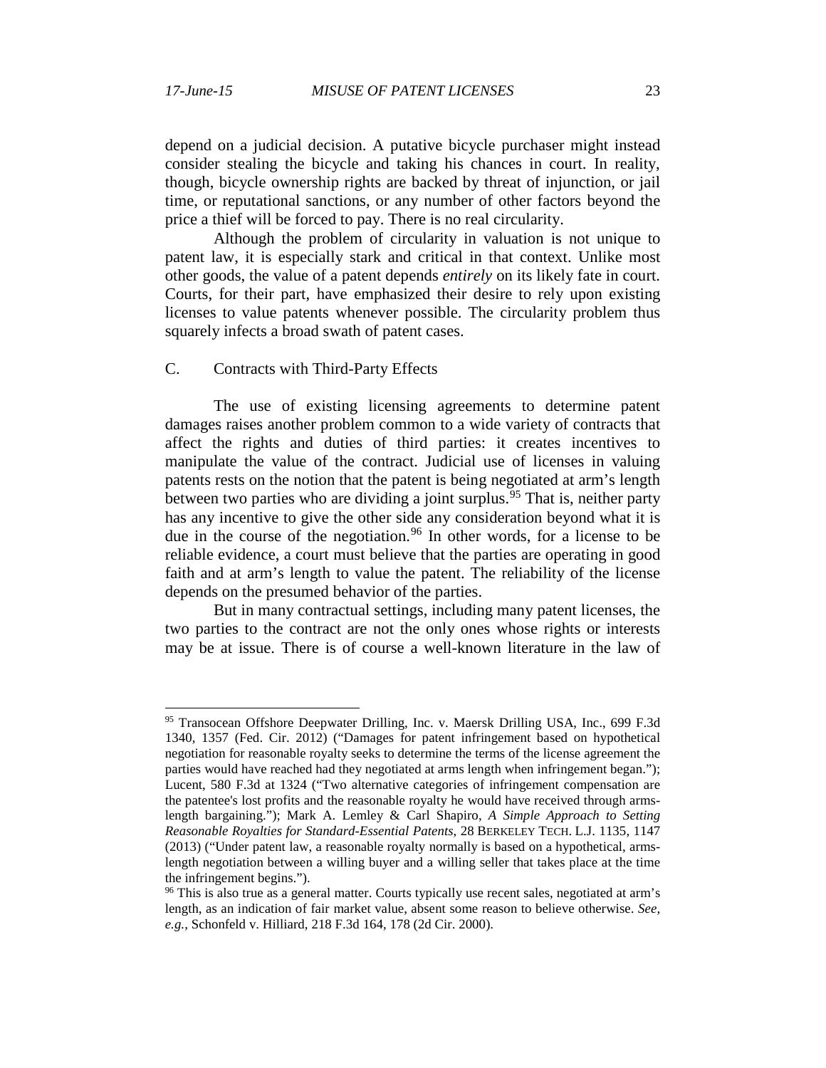depend on a judicial decision. A putative bicycle purchaser might instead consider stealing the bicycle and taking his chances in court. In reality, though, bicycle ownership rights are backed by threat of injunction, or jail time, or reputational sanctions, or any number of other factors beyond the price a thief will be forced to pay. There is no real circularity.

Although the problem of circularity in valuation is not unique to patent law, it is especially stark and critical in that context. Unlike most other goods, the value of a patent depends *entirely* on its likely fate in court. Courts, for their part, have emphasized their desire to rely upon existing licenses to value patents whenever possible. The circularity problem thus squarely infects a broad swath of patent cases.

### C. Contracts with Third-Party Effects

The use of existing licensing agreements to determine patent damages raises another problem common to a wide variety of contracts that affect the rights and duties of third parties: it creates incentives to manipulate the value of the contract. Judicial use of licenses in valuing patents rests on the notion that the patent is being negotiated at arm's length between two parties who are dividing a joint surplus.[95] That is, neither party has any incentive to give the other side any consideration beyond what it is due in the course of the negotiation.[96] In other words, for a license to be reliable evidence, a court must believe that the parties are operating in good faith and at arm's length to value the patent. The reliability of the license depends on the presumed behavior of the parties.

But in many contractual settings, including many patent licenses, the two parties to the contract are not the only ones whose rights or interests may be at issue. There is of course a well-known literature in the law of

---

[95] Transocean Offshore Deepwater Drilling, Inc. v. Maersk Drilling USA, Inc., 699 F.3d 1340, 1357 (Fed. Cir. 2012) ("Damages for patent infringement based on hypothetical negotiation for reasonable royalty seeks to determine the terms of the license agreement the parties would have reached had they negotiated at arms length when infringement began."); Lucent, 580 F.3d at 1324 ("Two alternative categories of infringement compensation are the patentee's lost profits and the reasonable royalty he would have received through arms-length bargaining."); Mark A. Lemley & Carl Shapiro, *A Simple Approach to Setting Reasonable Royalties for Standard-Essential Patents*, 28 BERKELEY TECH. L.J. 1135, 1147 (2013) ("Under patent law, a reasonable royalty normally is based on a hypothetical, arms-length negotiation between a willing buyer and a willing seller that takes place at the time the infringement begins.").

[96] This is also true as a general matter. Courts typically use recent sales, negotiated at arm's length, as an indication of fair market value, absent some reason to believe otherwise. *See, e.g.*, Schonfeld v. Hilliard, 218 F.3d 164, 178 (2d Cir. 2000).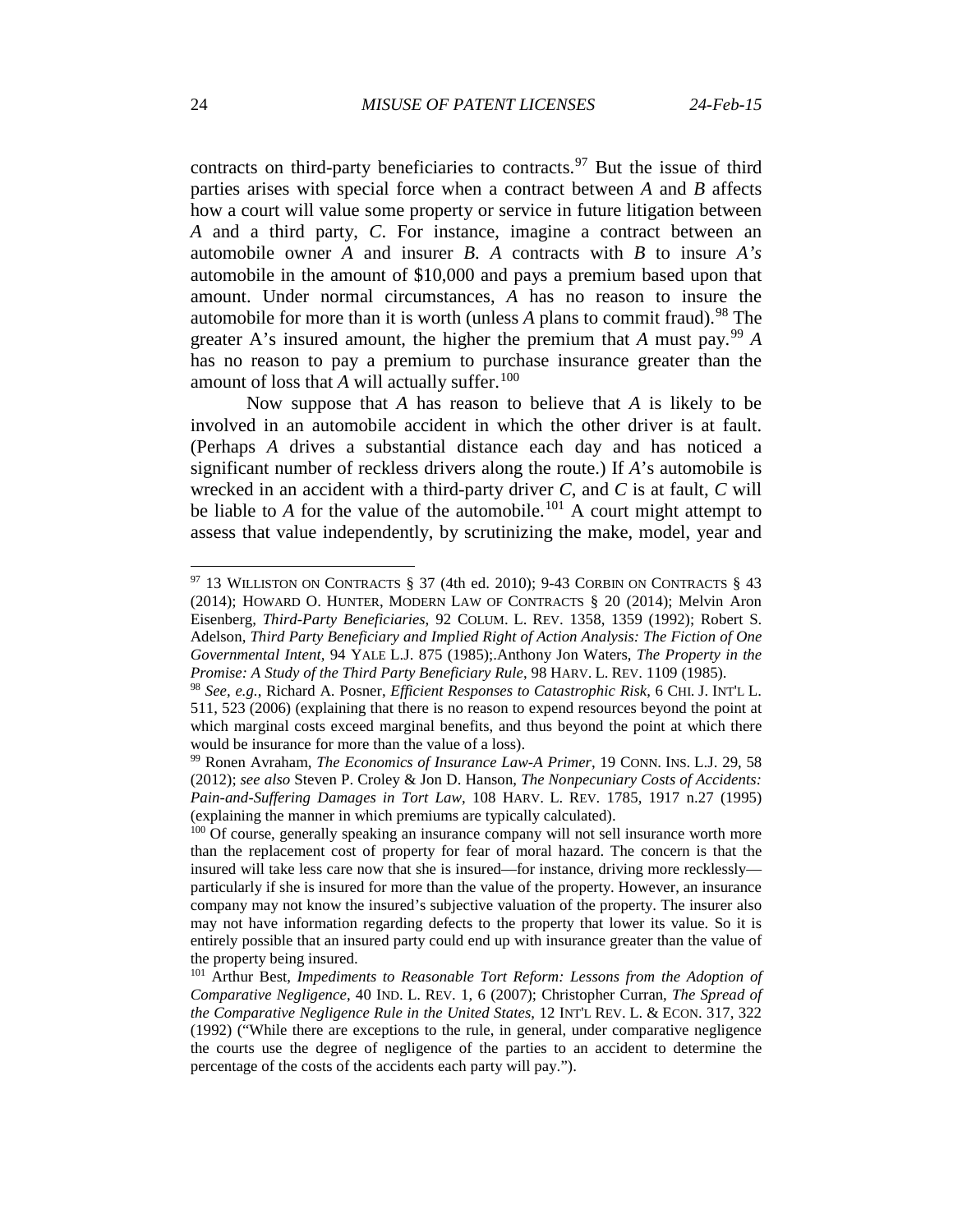contracts on third-party beneficiaries to contracts.[97] But the issue of third parties arises with special force when a contract between *A* and *B* affects how a court will value some property or service in future litigation between *A* and a third party, *C*. For instance, imagine a contract between an automobile owner *A* and insurer *B*. *A* contracts with *B* to insure *A's* automobile in the amount of $10,000 and pays a premium based upon that amount. Under normal circumstances, *A* has no reason to insure the automobile for more than it is worth (unless *A* plans to commit fraud).[98] The greater A's insured amount, the higher the premium that *A* must pay.[99] *A* has no reason to pay a premium to purchase insurance greater than the amount of loss that *A* will actually suffer.[100]

Now suppose that *A* has reason to believe that *A* is likely to be involved in an automobile accident in which the other driver is at fault. (Perhaps *A* drives a substantial distance each day and has noticed a significant number of reckless drivers along the route.) If *A*'s automobile is wrecked in an accident with a third-party driver *C*, and *C* is at fault, *C* will be liable to *A* for the value of the automobile.[101] A court might attempt to assess that value independently, by scrutinizing the make, model, year and

---

[97] 13 WILLISTON ON CONTRACTS § 37 (4th ed. 2010); 9-43 CORBIN ON CONTRACTS § 43 (2014); HOWARD O. HUNTER, MODERN LAW OF CONTRACTS § 20 (2014); Melvin Aron Eisenberg, *Third-Party Beneficiaries*, 92 COLUM. L. REV. 1358, 1359 (1992); Robert S. Adelson, *Third Party Beneficiary and Implied Right of Action Analysis: The Fiction of One Governmental Intent*, 94 YALE L.J. 875 (1985);.Anthony Jon Waters, *The Property in the Promise: A Study of the Third Party Beneficiary Rule*, 98 HARV. L. REV. 1109 (1985).

[98] *See, e.g.*, Richard A. Posner, *Efficient Responses to Catastrophic Risk*, 6 CHI. J. INT'L L. 511, 523 (2006) (explaining that there is no reason to expend resources beyond the point at which marginal costs exceed marginal benefits, and thus beyond the point at which there would be insurance for more than the value of a loss).

[99] Ronen Avraham, *The Economics of Insurance Law-A Primer*, 19 CONN. INS. L.J. 29, 58 (2012); *see also* Steven P. Croley & Jon D. Hanson, *The Nonpecuniary Costs of Accidents: Pain-and-Suffering Damages in Tort Law*, 108 HARV. L. REV. 1785, 1917 n.27 (1995) (explaining the manner in which premiums are typically calculated).

[100] Of course, generally speaking an insurance company will not sell insurance worth more than the replacement cost of property for fear of moral hazard. The concern is that the insured will take less care now that she is insured—for instance, driving more recklessly—particularly if she is insured for more than the value of the property. However, an insurance company may not know the insured's subjective valuation of the property. The insurer also may not have information regarding defects to the property that lower its value. So it is entirely possible that an insured party could end up with insurance greater than the value of the property being insured.

[101] Arthur Best, *Impediments to Reasonable Tort Reform: Lessons from the Adoption of Comparative Negligence*, 40 IND. L. REV. 1, 6 (2007); Christopher Curran, *The Spread of the Comparative Negligence Rule in the United States*, 12 INT'L REV. L. & ECON. 317, 322 (1992) ("While there are exceptions to the rule, in general, under comparative negligence the courts use the degree of negligence of the parties to an accident to determine the percentage of the costs of the accidents each party will pay.").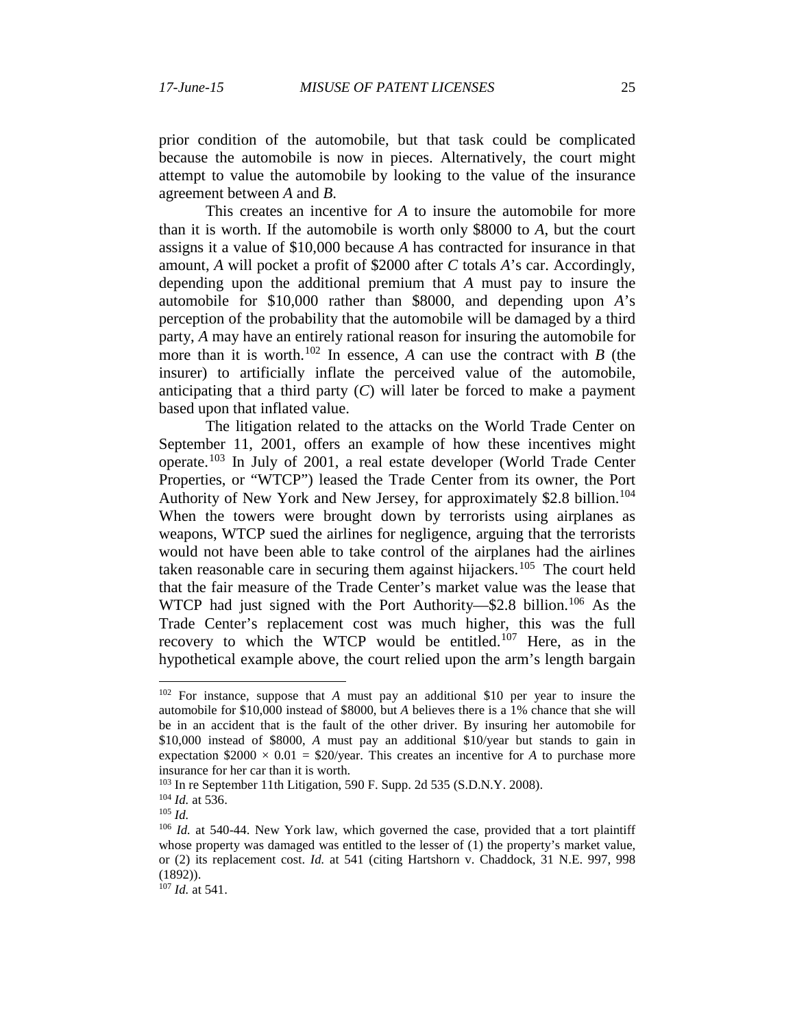prior condition of the automobile, but that task could be complicated because the automobile is now in pieces. Alternatively, the court might attempt to value the automobile by looking to the value of the insurance agreement between *A* and *B.*

This creates an incentive for *A* to insure the automobile for more than it is worth. If the automobile is worth only $8000 to *A*, but the court assigns it a value of $10,000 because *A* has contracted for insurance in that amount, *A* will pocket a profit of $2000 after *C* totals *A*'s car. Accordingly, depending upon the additional premium that *A* must pay to insure the automobile for $10,000 rather than $8000, and depending upon *A*'s perception of the probability that the automobile will be damaged by a third party, *A* may have an entirely rational reason for insuring the automobile for more than it is worth.[102] In essence, *A* can use the contract with *B* (the insurer) to artificially inflate the perceived value of the automobile, anticipating that a third party (*C*) will later be forced to make a payment based upon that inflated value.

The litigation related to the attacks on the World Trade Center on September 11, 2001, offers an example of how these incentives might operate.[103] In July of 2001, a real estate developer (World Trade Center Properties, or "WTCP") leased the Trade Center from its owner, the Port Authority of New York and New Jersey, for approximately $2.8 billion.[104] When the towers were brought down by terrorists using airplanes as weapons, WTCP sued the airlines for negligence, arguing that the terrorists would not have been able to take control of the airplanes had the airlines taken reasonable care in securing them against hijackers.[105] The court held that the fair measure of the Trade Center's market value was the lease that WTCP had just signed with the Port Authority—$2.8 billion.[106] As the Trade Center's replacement cost was much higher, this was the full recovery to which the WTCP would be entitled.[107] Here, as in the hypothetical example above, the court relied upon the arm's length bargain

---

[102] For instance, suppose that *A* must pay an additional $10 per year to insure the automobile for $10,000 instead of $8000, but *A* believes there is a 1% chance that she will be in an accident that is the fault of the other driver. By insuring her automobile for $10,000 instead of $8000, *A* must pay an additional $10/year but stands to gain in expectation $2000 × 0.01 = $20/year. This creates an incentive for *A* to purchase more insurance for her car than it is worth.

[103] In re September 11th Litigation, 590 F. Supp. 2d 535 (S.D.N.Y. 2008).

[104] *Id.* at 536.

[105] *Id.*

[106] *Id.* at 540-44. New York law, which governed the case, provided that a tort plaintiff whose property was damaged was entitled to the lesser of (1) the property's market value, or (2) its replacement cost. *Id.* at 541 (citing Hartshorn v. Chaddock, 31 N.E. 997, 998 (1892)).

[107] *Id.* at 541.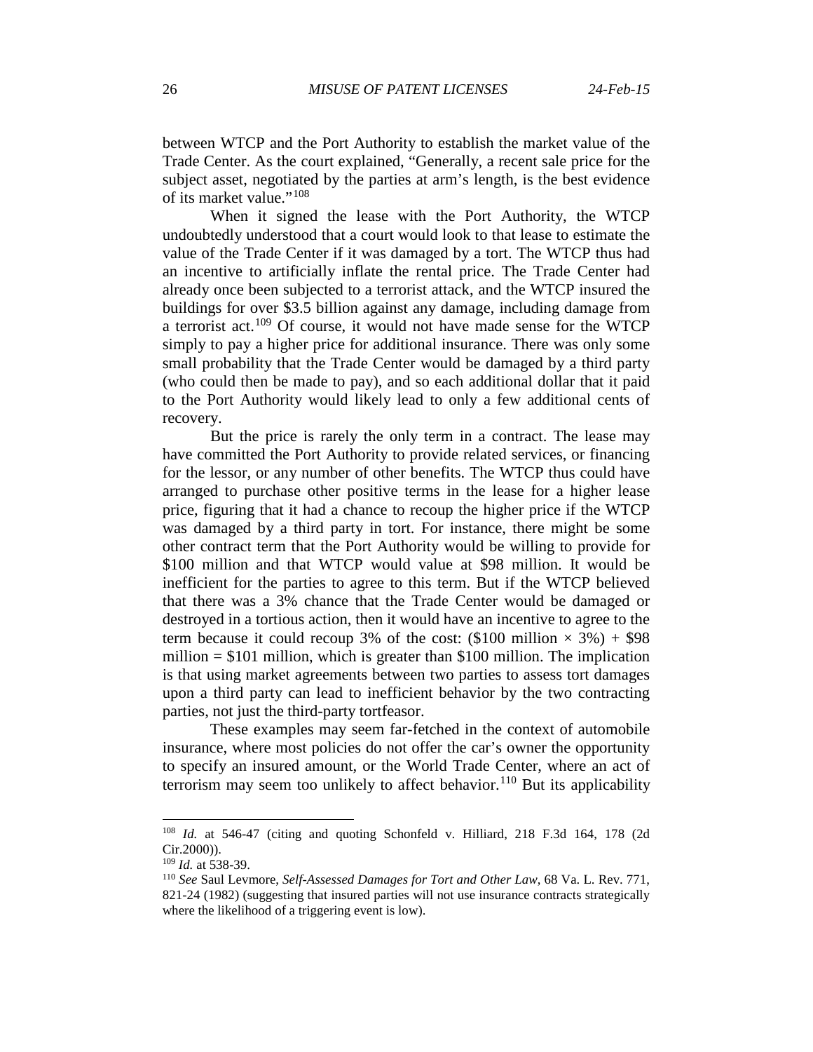between WTCP and the Port Authority to establish the market value of the Trade Center. As the court explained, "Generally, a recent sale price for the subject asset, negotiated by the parties at arm's length, is the best evidence of its market value."[108]

When it signed the lease with the Port Authority, the WTCP undoubtedly understood that a court would look to that lease to estimate the value of the Trade Center if it was damaged by a tort. The WTCP thus had an incentive to artificially inflate the rental price. The Trade Center had already once been subjected to a terrorist attack, and the WTCP insured the buildings for over \$3.5 billion against any damage, including damage from a terrorist act.[109] Of course, it would not have made sense for the WTCP simply to pay a higher price for additional insurance. There was only some small probability that the Trade Center would be damaged by a third party (who could then be made to pay), and so each additional dollar that it paid to the Port Authority would likely lead to only a few additional cents of recovery.

But the price is rarely the only term in a contract. The lease may have committed the Port Authority to provide related services, or financing for the lessor, or any number of other benefits. The WTCP thus could have arranged to purchase other positive terms in the lease for a higher lease price, figuring that it had a chance to recoup the higher price if the WTCP was damaged by a third party in tort. For instance, there might be some other contract term that the Port Authority would be willing to provide for \$100 million and that WTCP would value at \$98 million. It would be inefficient for the parties to agree to this term. But if the WTCP believed that there was a 3% chance that the Trade Center would be damaged or destroyed in a tortious action, then it would have an incentive to agree to the term because it could recoup 3% of the cost: (\$100 million × 3%) + \$98 million = \$101 million, which is greater than \$100 million. The implication is that using market agreements between two parties to assess tort damages upon a third party can lead to inefficient behavior by the two contracting parties, not just the third-party tortfeasor.

These examples may seem far-fetched in the context of automobile insurance, where most policies do not offer the car's owner the opportunity to specify an insured amount, or the World Trade Center, where an act of terrorism may seem too unlikely to affect behavior.[110] But its applicability

---

[108] *Id.* at 546-47 (citing and quoting Schonfeld v. Hilliard, 218 F.3d 164, 178 (2d Cir.2000)).

[109] *Id.* at 538-39.

[110] *See* Saul Levmore, *Self-Assessed Damages for Tort and Other Law*, 68 Va. L. Rev. 771, 821-24 (1982) (suggesting that insured parties will not use insurance contracts strategically where the likelihood of a triggering event is low).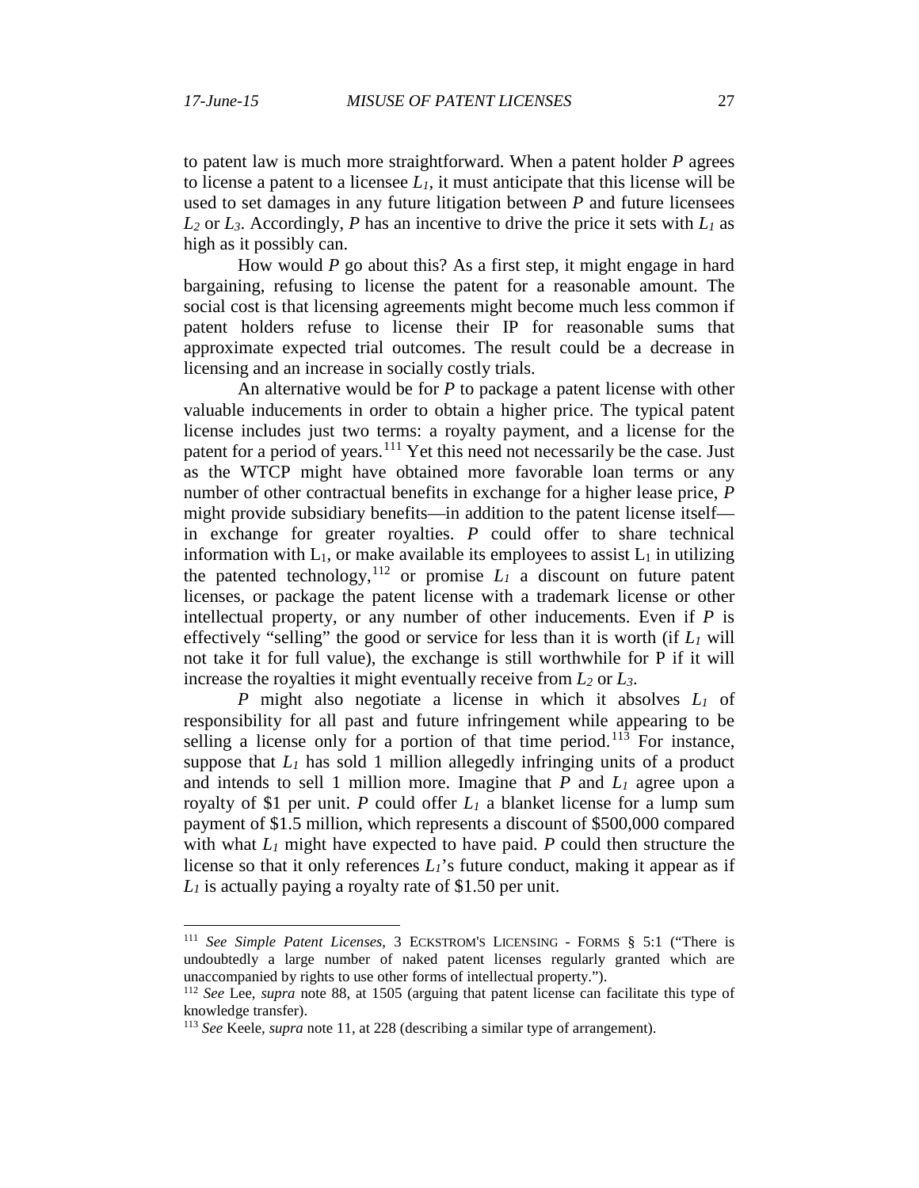to patent law is much more straightforward. When a patent holder *P* agrees to license a patent to a licensee $L_1$, it must anticipate that this license will be used to set damages in any future litigation between *P* and future licensees $L_2$ or $L_3$. Accordingly, *P* has an incentive to drive the price it sets with $L_1$ as high as it possibly can.

How would *P* go about this? As a first step, it might engage in hard bargaining, refusing to license the patent for a reasonable amount. The social cost is that licensing agreements might become much less common if patent holders refuse to license their IP for reasonable sums that approximate expected trial outcomes. The result could be a decrease in licensing and an increase in socially costly trials.

An alternative would be for *P* to package a patent license with other valuable inducements in order to obtain a higher price. The typical patent license includes just two terms: a royalty payment, and a license for the patent for a period of years.[111] Yet this need not necessarily be the case. Just as the WTCP might have obtained more favorable loan terms or any number of other contractual benefits in exchange for a higher lease price, *P* might provide subsidiary benefits—in addition to the patent license itself—in exchange for greater royalties. *P* could offer to share technical information with $L_1$, or make available its employees to assist $L_1$ in utilizing the patented technology,[112] or promise $L_1$ a discount on future patent licenses, or package the patent license with a trademark license or other intellectual property, or any number of other inducements. Even if *P* is effectively "selling" the good or service for less than it is worth (if $L_1$ will not take it for full value), the exchange is still worthwhile for P if it will increase the royalties it might eventually receive from $L_2$ or $L_3$.

*P* might also negotiate a license in which it absolves $L_1$ of responsibility for all past and future infringement while appearing to be selling a license only for a portion of that time period.[113] For instance, suppose that $L_1$ has sold 1 million allegedly infringing units of a product and intends to sell 1 million more. Imagine that *P* and $L_1$ agree upon a royalty of $1 per unit. *P* could offer $L_1$ a blanket license for a lump sum payment of $1.5 million, which represents a discount of $500,000 compared with what $L_1$ might have expected to have paid. *P* could then structure the license so that it only references $L_1$'s future conduct, making it appear as if $L_1$ is actually paying a royalty rate of $1.50 per unit.

---

[111] *See Simple Patent Licenses*, 3 ECKSTROM'S LICENSING - FORMS § 5:1 ("There is undoubtedly a large number of naked patent licenses regularly granted which are unaccompanied by rights to use other forms of intellectual property.").

[112] *See* Lee, *supra* note 88, at 1505 (arguing that patent license can facilitate this type of knowledge transfer).

[113] *See* Keele, *supra* note 11, at 228 (describing a similar type of arrangement).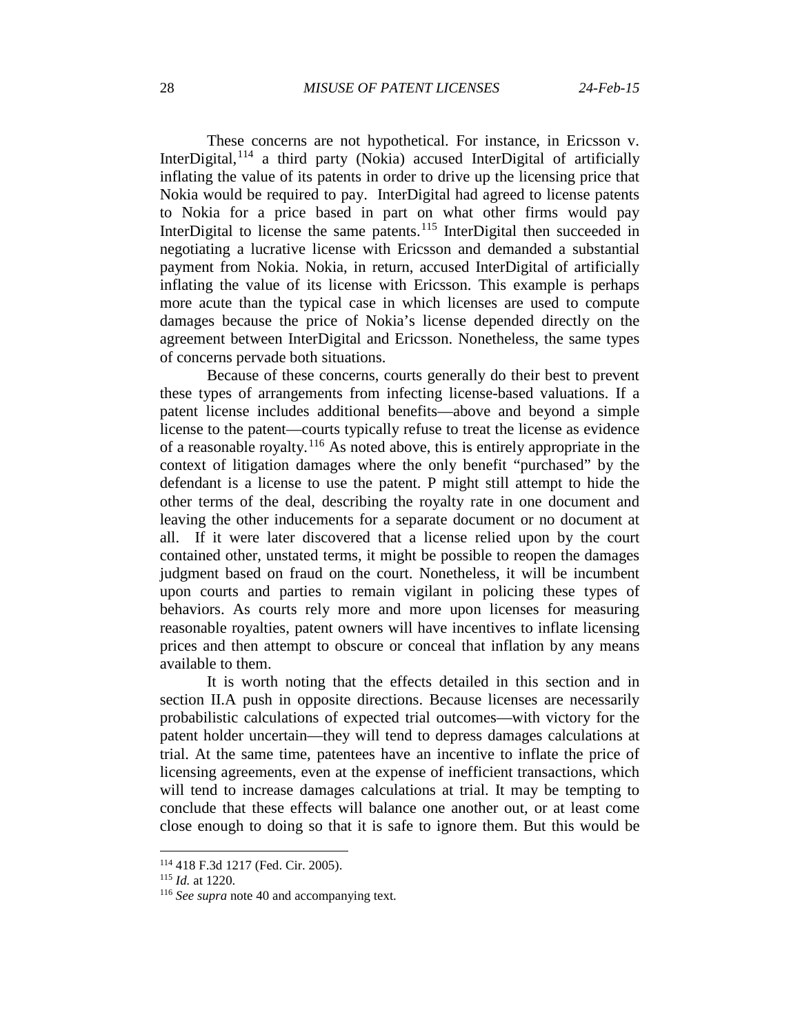These concerns are not hypothetical. For instance, in Ericsson v. InterDigital,[114] a third party (Nokia) accused InterDigital of artificially inflating the value of its patents in order to drive up the licensing price that Nokia would be required to pay. InterDigital had agreed to license patents to Nokia for a price based in part on what other firms would pay InterDigital to license the same patents.[115] InterDigital then succeeded in negotiating a lucrative license with Ericsson and demanded a substantial payment from Nokia. Nokia, in return, accused InterDigital of artificially inflating the value of its license with Ericsson. This example is perhaps more acute than the typical case in which licenses are used to compute damages because the price of Nokia's license depended directly on the agreement between InterDigital and Ericsson. Nonetheless, the same types of concerns pervade both situations.

Because of these concerns, courts generally do their best to prevent these types of arrangements from infecting license-based valuations. If a patent license includes additional benefits—above and beyond a simple license to the patent—courts typically refuse to treat the license as evidence of a reasonable royalty.[116] As noted above, this is entirely appropriate in the context of litigation damages where the only benefit "purchased" by the defendant is a license to use the patent. P might still attempt to hide the other terms of the deal, describing the royalty rate in one document and leaving the other inducements for a separate document or no document at all. If it were later discovered that a license relied upon by the court contained other, unstated terms, it might be possible to reopen the damages judgment based on fraud on the court. Nonetheless, it will be incumbent upon courts and parties to remain vigilant in policing these types of behaviors. As courts rely more and more upon licenses for measuring reasonable royalties, patent owners will have incentives to inflate licensing prices and then attempt to obscure or conceal that inflation by any means available to them.

It is worth noting that the effects detailed in this section and in section II.A push in opposite directions. Because licenses are necessarily probabilistic calculations of expected trial outcomes—with victory for the patent holder uncertain—they will tend to depress damages calculations at trial. At the same time, patentees have an incentive to inflate the price of licensing agreements, even at the expense of inefficient transactions, which will tend to increase damages calculations at trial. It may be tempting to conclude that these effects will balance one another out, or at least come close enough to doing so that it is safe to ignore them. But this would be

---

[114] 418 F.3d 1217 (Fed. Cir. 2005).

[115] *Id.* at 1220.

[116] *See supra* note 40 and accompanying text.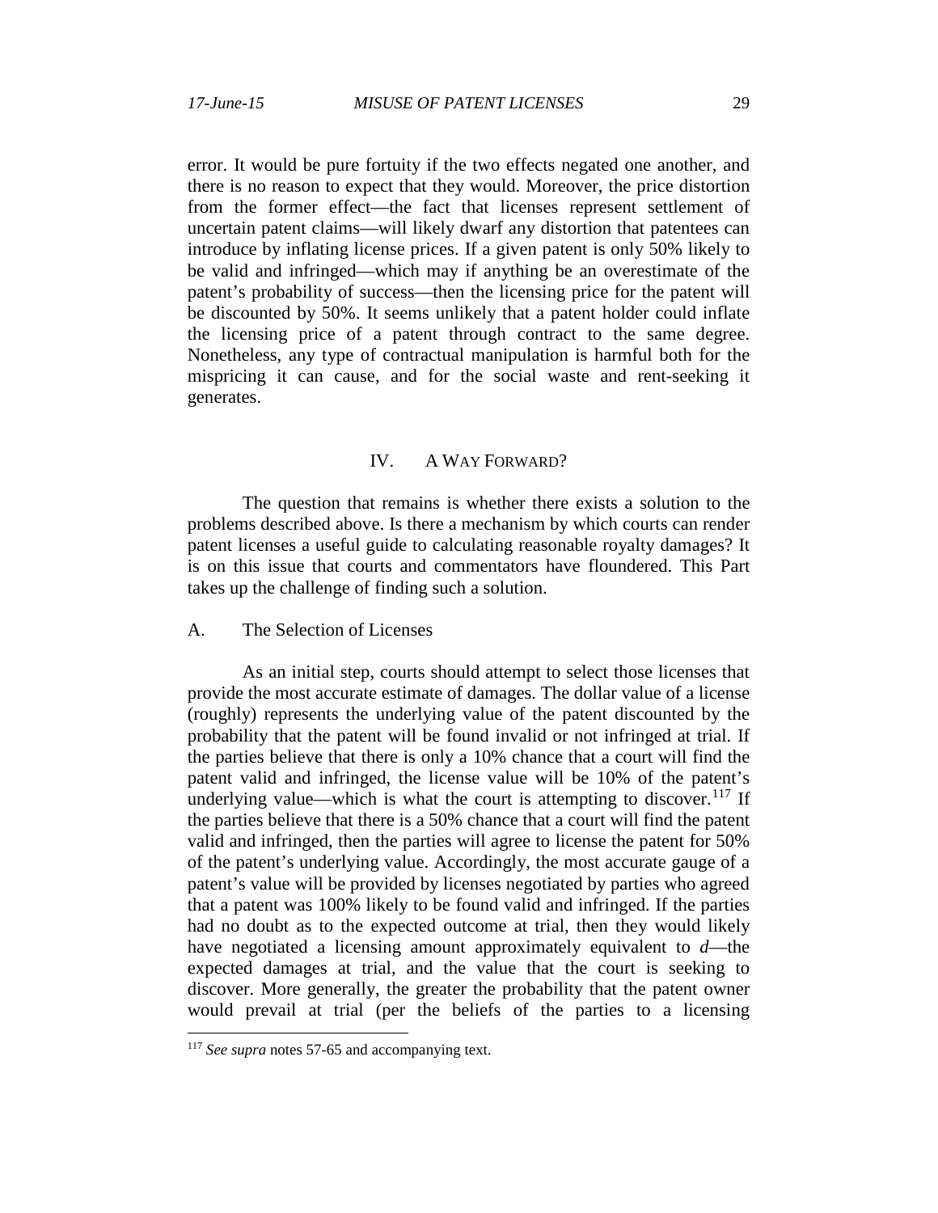error. It would be pure fortuity if the two effects negated one another, and there is no reason to expect that they would. Moreover, the price distortion from the former effect—the fact that licenses represent settlement of uncertain patent claims—will likely dwarf any distortion that patentees can introduce by inflating license prices. If a given patent is only 50% likely to be valid and infringed—which may if anything be an overestimate of the patent's probability of success—then the licensing price for the patent will be discounted by 50%. It seems unlikely that a patent holder could inflate the licensing price of a patent through contract to the same degree. Nonetheless, any type of contractual manipulation is harmful both for the mispricing it can cause, and for the social waste and rent-seeking it generates.

## IV. A Way Forward?

The question that remains is whether there exists a solution to the problems described above. Is there a mechanism by which courts can render patent licenses a useful guide to calculating reasonable royalty damages? It is on this issue that courts and commentators have floundered. This Part takes up the challenge of finding such a solution.

### A. The Selection of Licenses

As an initial step, courts should attempt to select those licenses that provide the most accurate estimate of damages. The dollar value of a license (roughly) represents the underlying value of the patent discounted by the probability that the patent will be found invalid or not infringed at trial. If the parties believe that there is only a 10% chance that a court will find the patent valid and infringed, the license value will be 10% of the patent's underlying value—which is what the court is attempting to discover.[117] If the parties believe that there is a 50% chance that a court will find the patent valid and infringed, then the parties will agree to license the patent for 50% of the patent's underlying value. Accordingly, the most accurate gauge of a patent's value will be provided by licenses negotiated by parties who agreed that a patent was 100% likely to be found valid and infringed. If the parties had no doubt as to the expected outcome at trial, then they would likely have negotiated a licensing amount approximately equivalent to $d$—the expected damages at trial, and the value that the court is seeking to discover. More generally, the greater the probability that the patent owner would prevail at trial (per the beliefs of the parties to a licensing

[117] *See supra* notes 57-65 and accompanying text.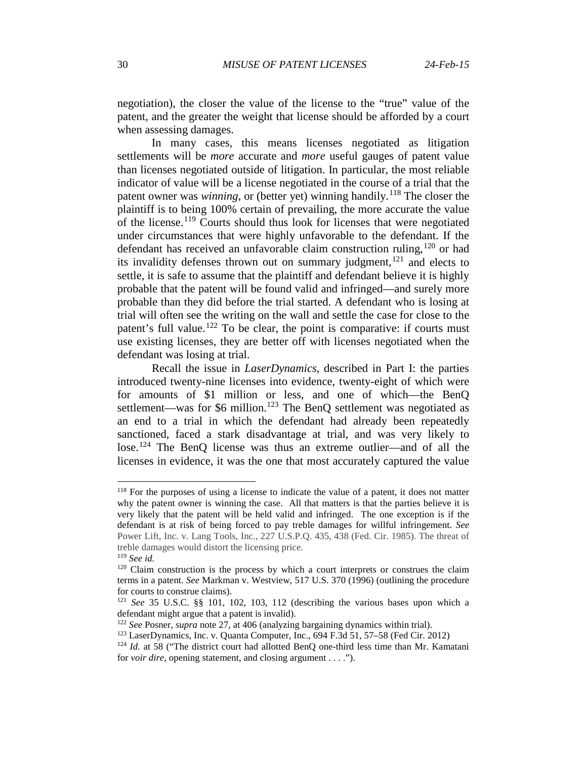negotiation), the closer the value of the license to the "true" value of the patent, and the greater the weight that license should be afforded by a court when assessing damages.

In many cases, this means licenses negotiated as litigation settlements will be *more* accurate and *more* useful gauges of patent value than licenses negotiated outside of litigation. In particular, the most reliable indicator of value will be a license negotiated in the course of a trial that the patent owner was *winning*, or (better yet) winning handily.[118] The closer the plaintiff is to being 100% certain of prevailing, the more accurate the value of the license.[119] Courts should thus look for licenses that were negotiated under circumstances that were highly unfavorable to the defendant. If the defendant has received an unfavorable claim construction ruling,[120] or had its invalidity defenses thrown out on summary judgment,[121] and elects to settle, it is safe to assume that the plaintiff and defendant believe it is highly probable that the patent will be found valid and infringed—and surely more probable than they did before the trial started. A defendant who is losing at trial will often see the writing on the wall and settle the case for close to the patent's full value.[122] To be clear, the point is comparative: if courts must use existing licenses, they are better off with licenses negotiated when the defendant was losing at trial.

Recall the issue in *LaserDynamics*, described in Part I: the parties introduced twenty-nine licenses into evidence, twenty-eight of which were for amounts of $1 million or less, and one of which—the BenQ settlement—was for $6 million.[123] The BenQ settlement was negotiated as an end to a trial in which the defendant had already been repeatedly sanctioned, faced a stark disadvantage at trial, and was very likely to lose.[124] The BenQ license was thus an extreme outlier—and of all the licenses in evidence, it was the one that most accurately captured the value

---

[118] For the purposes of using a license to indicate the value of a patent, it does not matter why the patent owner is winning the case. All that matters is that the parties believe it is very likely that the patent will be held valid and infringed. The one exception is if the defendant is at risk of being forced to pay treble damages for willful infringement. *See* Power Lift, Inc. v. Lang Tools, Inc., 227 U.S.P.Q. 435, 438 (Fed. Cir. 1985). The threat of treble damages would distort the licensing price.

[119] *See id.*

[120] Claim construction is the process by which a court interprets or construes the claim terms in a patent. *See* Markman v. Westview, 517 U.S. 370 (1996) (outlining the procedure for courts to construe claims).

[121] *See* 35 U.S.C. §§ 101, 102, 103, 112 (describing the various bases upon which a defendant might argue that a patent is invalid).

[122] *See* Posner, *supra* note 27, at 406 (analyzing bargaining dynamics within trial).

[123] LaserDynamics, Inc. v. Quanta Computer, Inc., 694 F.3d 51, 57–58 (Fed Cir. 2012)

[124] *Id.* at 58 ("The district court had allotted BenQ one-third less time than Mr. Kamatani for *voir dire*, opening statement, and closing argument . . . .").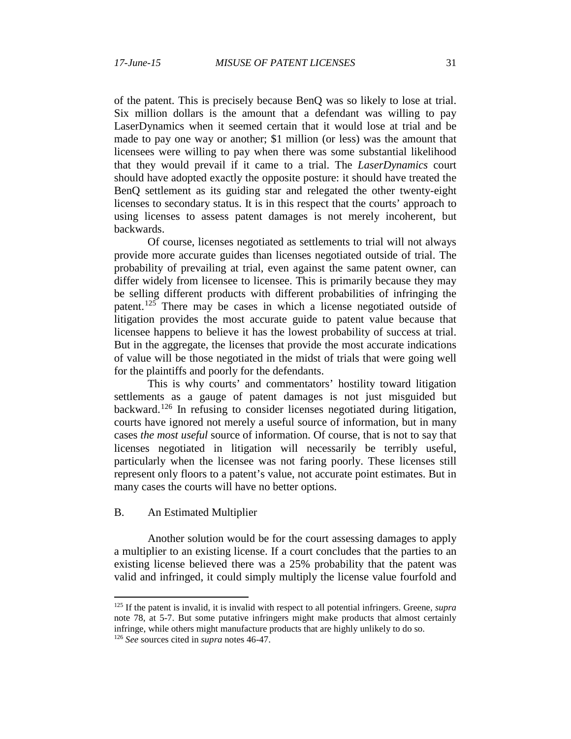of the patent. This is precisely because BenQ was so likely to lose at trial. Six million dollars is the amount that a defendant was willing to pay LaserDynamics when it seemed certain that it would lose at trial and be made to pay one way or another; $1 million (or less) was the amount that licensees were willing to pay when there was some substantial likelihood that they would prevail if it came to a trial. The *LaserDynamics* court should have adopted exactly the opposite posture: it should have treated the BenQ settlement as its guiding star and relegated the other twenty-eight licenses to secondary status. It is in this respect that the courts' approach to using licenses to assess patent damages is not merely incoherent, but backwards.

Of course, licenses negotiated as settlements to trial will not always provide more accurate guides than licenses negotiated outside of trial. The probability of prevailing at trial, even against the same patent owner, can differ widely from licensee to licensee. This is primarily because they may be selling different products with different probabilities of infringing the patent.[125] There may be cases in which a license negotiated outside of litigation provides the most accurate guide to patent value because that licensee happens to believe it has the lowest probability of success at trial. But in the aggregate, the licenses that provide the most accurate indications of value will be those negotiated in the midst of trials that were going well for the plaintiffs and poorly for the defendants.

This is why courts' and commentators' hostility toward litigation settlements as a gauge of patent damages is not just misguided but backward.[126] In refusing to consider licenses negotiated during litigation, courts have ignored not merely a useful source of information, but in many cases *the most useful* source of information. Of course, that is not to say that licenses negotiated in litigation will necessarily be terribly useful, particularly when the licensee was not faring poorly. These licenses still represent only floors to a patent's value, not accurate point estimates. But in many cases the courts will have no better options.

## B. An Estimated Multiplier

Another solution would be for the court assessing damages to apply a multiplier to an existing license. If a court concludes that the parties to an existing license believed there was a 25% probability that the patent was valid and infringed, it could simply multiply the license value fourfold and

---

[125] If the patent is invalid, it is invalid with respect to all potential infringers. Greene, *supra* note 78, at 5-7. But some putative infringers might make products that almost certainly infringe, while others might manufacture products that are highly unlikely to do so.

[126] *See* sources cited in *supra* notes 46-47.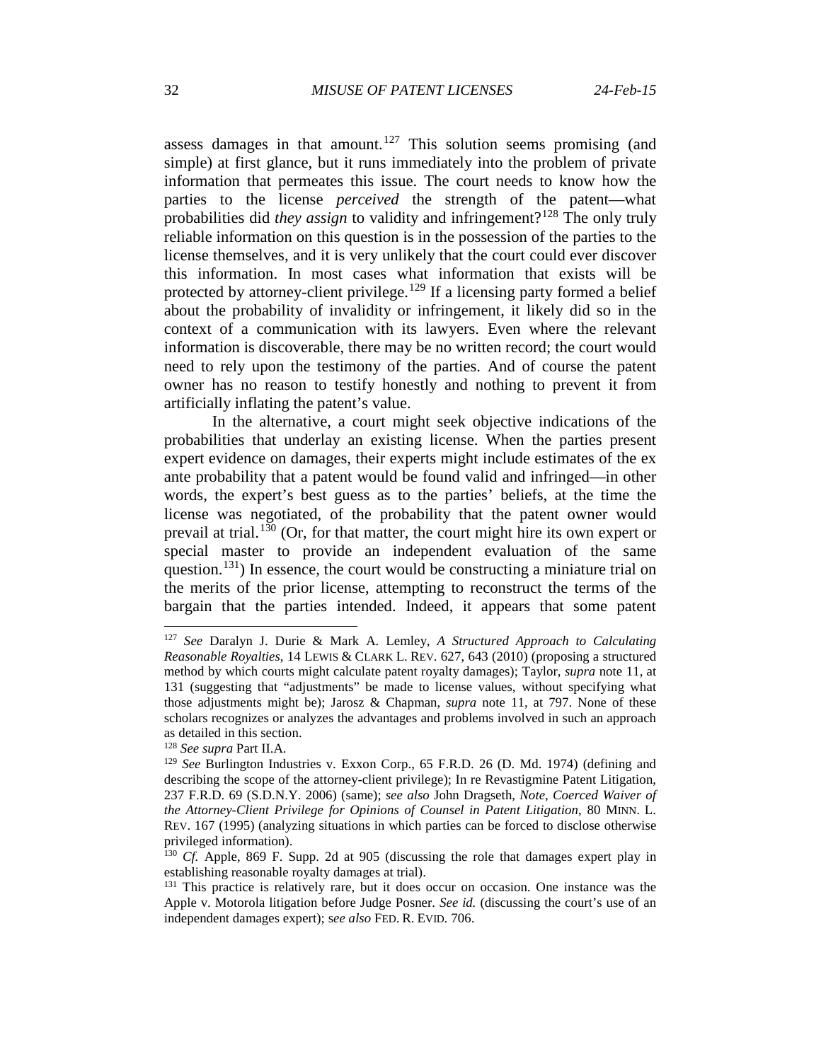assess damages in that amount.[127] This solution seems promising (and simple) at first glance, but it runs immediately into the problem of private information that permeates this issue. The court needs to know how the parties to the license *perceived* the strength of the patent—what probabilities did *they assign* to validity and infringement?[128] The only truly reliable information on this question is in the possession of the parties to the license themselves, and it is very unlikely that the court could ever discover this information. In most cases what information that exists will be protected by attorney-client privilege.[129] If a licensing party formed a belief about the probability of invalidity or infringement, it likely did so in the context of a communication with its lawyers. Even where the relevant information is discoverable, there may be no written record; the court would need to rely upon the testimony of the parties. And of course the patent owner has no reason to testify honestly and nothing to prevent it from artificially inflating the patent's value.

In the alternative, a court might seek objective indications of the probabilities that underlay an existing license. When the parties present expert evidence on damages, their experts might include estimates of the ex ante probability that a patent would be found valid and infringed—in other words, the expert's best guess as to the parties' beliefs, at the time the license was negotiated, of the probability that the patent owner would prevail at trial.[130] (Or, for that matter, the court might hire its own expert or special master to provide an independent evaluation of the same question.[131]) In essence, the court would be constructing a miniature trial on the merits of the prior license, attempting to reconstruct the terms of the bargain that the parties intended. Indeed, it appears that some patent

---

[127] *See* Daralyn J. Durie & Mark A. Lemley, *A Structured Approach to Calculating Reasonable Royalties*, 14 LEWIS & CLARK L. REV. 627, 643 (2010) (proposing a structured method by which courts might calculate patent royalty damages); Taylor, *supra* note 11, at 131 (suggesting that "adjustments" be made to license values, without specifying what those adjustments might be); Jarosz & Chapman, *supra* note 11, at 797. None of these scholars recognizes or analyzes the advantages and problems involved in such an approach as detailed in this section.

[128] *See supra* Part II.A.

[129] *See* Burlington Industries v. Exxon Corp., 65 F.R.D. 26 (D. Md. 1974) (defining and describing the scope of the attorney-client privilege); In re Revastigmine Patent Litigation, 237 F.R.D. 69 (S.D.N.Y. 2006) (same); *see also* John Dragseth, *Note, Coerced Waiver of the Attorney-Client Privilege for Opinions of Counsel in Patent Litigation*, 80 MINN. L. REV. 167 (1995) (analyzing situations in which parties can be forced to disclose otherwise privileged information).

[130] *Cf.* Apple, 869 F. Supp. 2d at 905 (discussing the role that damages expert play in establishing reasonable royalty damages at trial).

[131] This practice is relatively rare, but it does occur on occasion. One instance was the Apple v. Motorola litigation before Judge Posner. *See id.* (discussing the court's use of an independent damages expert); *see also* FED. R. EVID. 706.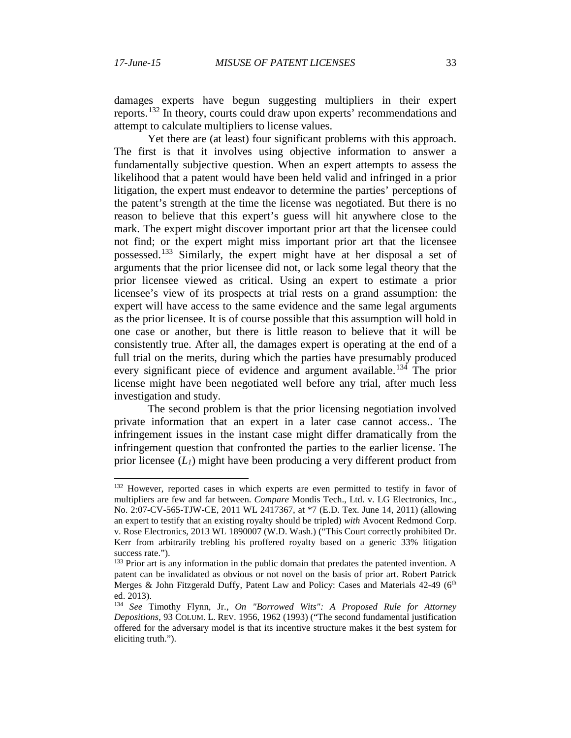damages experts have begun suggesting multipliers in their expert reports.[132] In theory, courts could draw upon experts' recommendations and attempt to calculate multipliers to license values.

Yet there are (at least) four significant problems with this approach. The first is that it involves using objective information to answer a fundamentally subjective question. When an expert attempts to assess the likelihood that a patent would have been held valid and infringed in a prior litigation, the expert must endeavor to determine the parties' perceptions of the patent's strength at the time the license was negotiated. But there is no reason to believe that this expert's guess will hit anywhere close to the mark. The expert might discover important prior art that the licensee could not find; or the expert might miss important prior art that the licensee possessed.[133] Similarly, the expert might have at her disposal a set of arguments that the prior licensee did not, or lack some legal theory that the prior licensee viewed as critical. Using an expert to estimate a prior licensee's view of its prospects at trial rests on a grand assumption: the expert will have access to the same evidence and the same legal arguments as the prior licensee. It is of course possible that this assumption will hold in one case or another, but there is little reason to believe that it will be consistently true. After all, the damages expert is operating at the end of a full trial on the merits, during which the parties have presumably produced every significant piece of evidence and argument available.[134] The prior license might have been negotiated well before any trial, after much less investigation and study.

The second problem is that the prior licensing negotiation involved private information that an expert in a later case cannot access.. The infringement issues in the instant case might differ dramatically from the infringement question that confronted the parties to the earlier license. The prior licensee ($L_1$) might have been producing a very different product from

---

[132] However, reported cases in which experts are even permitted to testify in favor of multipliers are few and far between. *Compare* Mondis Tech., Ltd. v. LG Electronics, Inc., No. 2:07-CV-565-TJW-CE, 2011 WL 2417367, at *7 (E.D. Tex. June 14, 2011) (allowing an expert to testify that an existing royalty should be tripled) *with* Avocent Redmond Corp. v. Rose Electronics, 2013 WL 1890007 (W.D. Wash.) ("This Court correctly prohibited Dr. Kerr from arbitrarily trebling his proffered royalty based on a generic 33% litigation success rate.").

[133] Prior art is any information in the public domain that predates the patented invention. A patent can be invalidated as obvious or not novel on the basis of prior art. Robert Patrick Merges & John Fitzgerald Duffy, Patent Law and Policy: Cases and Materials 42-49 (6th ed. 2013).

[134] *See* Timothy Flynn, Jr., *On "Borrowed Wits": A Proposed Rule for Attorney Depositions*, 93 COLUM. L. REV. 1956, 1962 (1993) ("The second fundamental justification offered for the adversary model is that its incentive structure makes it the best system for eliciting truth.").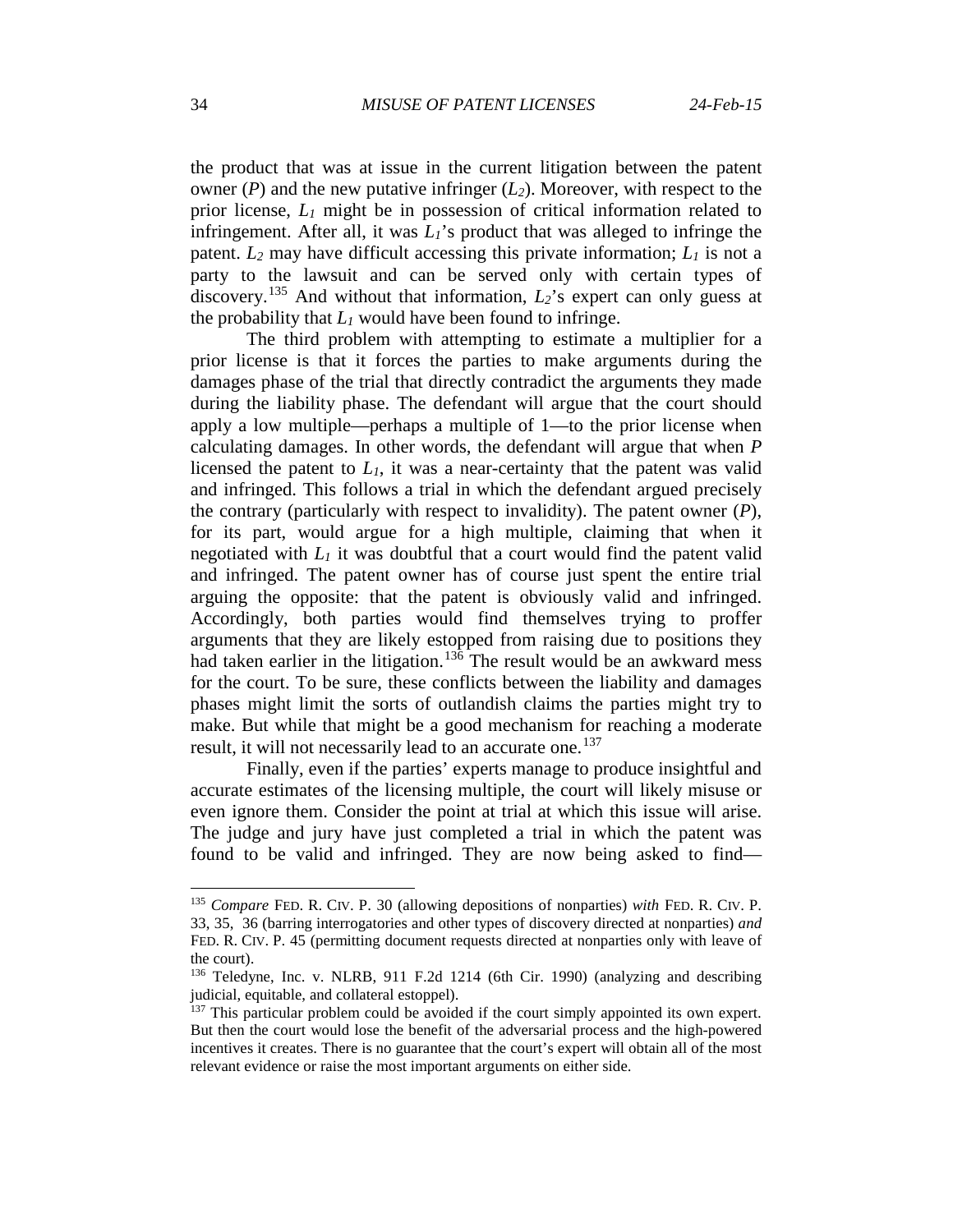the product that was at issue in the current litigation between the patent owner (*P*) and the new putative infringer ($L_2$). Moreover, with respect to the prior license, $L_1$ might be in possession of critical information related to infringement. After all, it was $L_1$'s product that was alleged to infringe the patent. $L_2$ may have difficult accessing this private information; $L_1$ is not a party to the lawsuit and can be served only with certain types of discovery.[135] And without that information, $L_2$'s expert can only guess at the probability that $L_1$ would have been found to infringe.

The third problem with attempting to estimate a multiplier for a prior license is that it forces the parties to make arguments during the damages phase of the trial that directly contradict the arguments they made during the liability phase. The defendant will argue that the court should apply a low multiple—perhaps a multiple of 1—to the prior license when calculating damages. In other words, the defendant will argue that when *P* licensed the patent to $L_1$, it was a near-certainty that the patent was valid and infringed. This follows a trial in which the defendant argued precisely the contrary (particularly with respect to invalidity). The patent owner (*P*), for its part, would argue for a high multiple, claiming that when it negotiated with $L_1$ it was doubtful that a court would find the patent valid and infringed. The patent owner has of course just spent the entire trial arguing the opposite: that the patent is obviously valid and infringed. Accordingly, both parties would find themselves trying to proffer arguments that they are likely estopped from raising due to positions they had taken earlier in the litigation.[136] The result would be an awkward mess for the court. To be sure, these conflicts between the liability and damages phases might limit the sorts of outlandish claims the parties might try to make. But while that might be a good mechanism for reaching a moderate result, it will not necessarily lead to an accurate one.[137]

Finally, even if the parties' experts manage to produce insightful and accurate estimates of the licensing multiple, the court will likely misuse or even ignore them. Consider the point at trial at which this issue will arise. The judge and jury have just completed a trial in which the patent was found to be valid and infringed. They are now being asked to find—

---

[135] *Compare* FED. R. CIV. P. 30 (allowing depositions of nonparties) *with* FED. R. CIV. P. 33, 35, 36 (barring interrogatories and other types of discovery directed at nonparties) *and* FED. R. CIV. P. 45 (permitting document requests directed at nonparties only with leave of the court).

[136] Teledyne, Inc. v. NLRB, 911 F.2d 1214 (6th Cir. 1990) (analyzing and describing judicial, equitable, and collateral estoppel).

[137] This particular problem could be avoided if the court simply appointed its own expert. But then the court would lose the benefit of the adversarial process and the high-powered incentives it creates. There is no guarantee that the court's expert will obtain all of the most relevant evidence or raise the most important arguments on either side.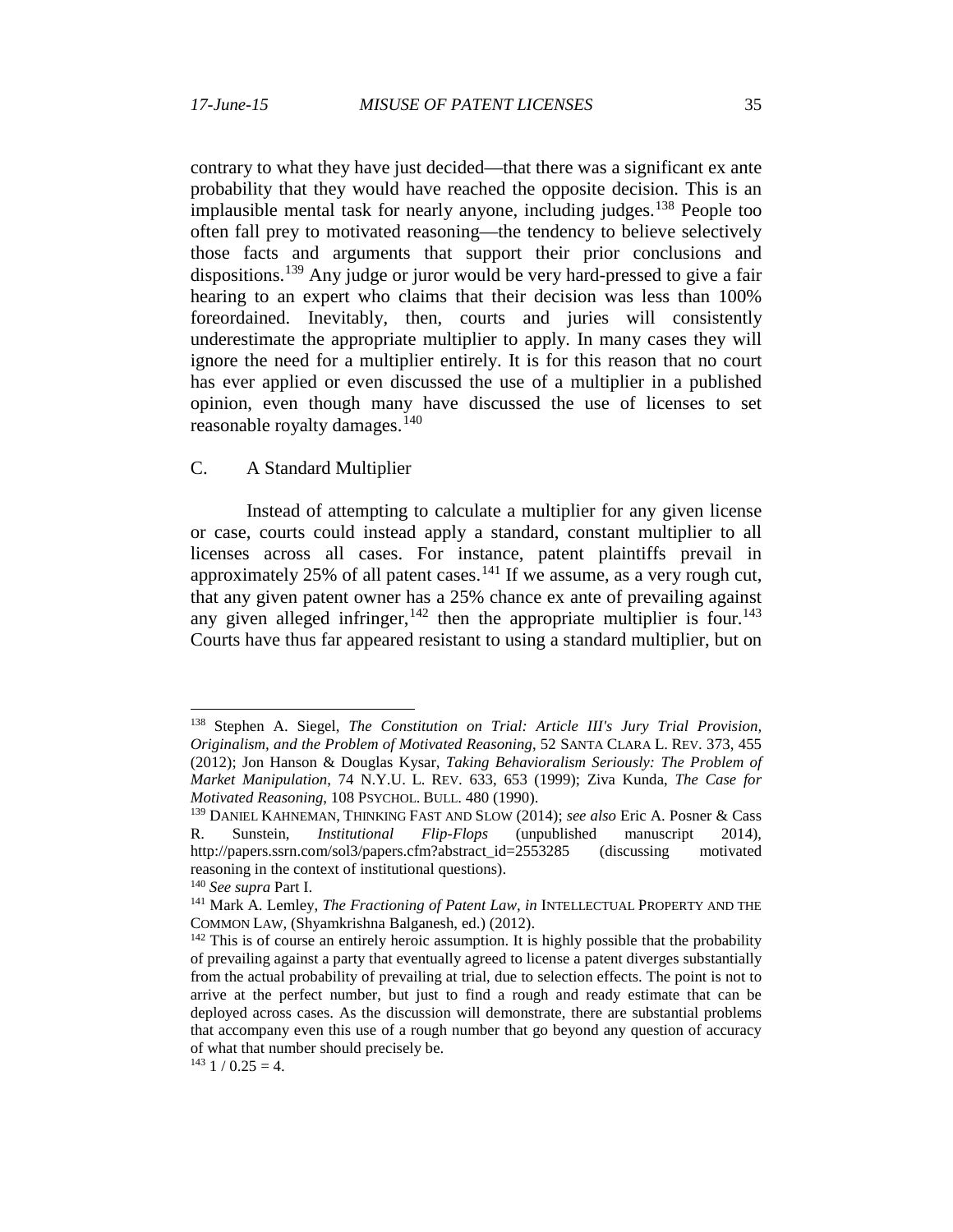contrary to what they have just decided—that there was a significant ex ante probability that they would have reached the opposite decision. This is an implausible mental task for nearly anyone, including judges.[138] People too often fall prey to motivated reasoning—the tendency to believe selectively those facts and arguments that support their prior conclusions and dispositions.[139] Any judge or juror would be very hard-pressed to give a fair hearing to an expert who claims that their decision was less than 100% foreordained. Inevitably, then, courts and juries will consistently underestimate the appropriate multiplier to apply. In many cases they will ignore the need for a multiplier entirely. It is for this reason that no court has ever applied or even discussed the use of a multiplier in a published opinion, even though many have discussed the use of licenses to set reasonable royalty damages.[140]

## C. A Standard Multiplier

Instead of attempting to calculate a multiplier for any given license or case, courts could instead apply a standard, constant multiplier to all licenses across all cases. For instance, patent plaintiffs prevail in approximately 25% of all patent cases.[141] If we assume, as a very rough cut, that any given patent owner has a 25% chance ex ante of prevailing against any given alleged infringer,[142] then the appropriate multiplier is four.[143] Courts have thus far appeared resistant to using a standard multiplier, but on

---

[138] Stephen A. Siegel, *The Constitution on Trial: Article III's Jury Trial Provision, Originalism, and the Problem of Motivated Reasoning*, 52 SANTA CLARA L. REV. 373, 455 (2012); Jon Hanson & Douglas Kysar, *Taking Behavioralism Seriously: The Problem of Market Manipulation*, 74 N.Y.U. L. REV. 633, 653 (1999); Ziva Kunda, *The Case for Motivated Reasoning*, 108 PSYCHOL. BULL. 480 (1990).

[139] DANIEL KAHNEMAN, THINKING FAST AND SLOW (2014); *see also* Eric A. Posner & Cass R. Sunstein, *Institutional Flip-Flops* (unpublished manuscript 2014), http://papers.ssrn.com/sol3/papers.cfm?abstract_id=2553285 (discussing motivated reasoning in the context of institutional questions).

[140] *See supra* Part I.

[141] Mark A. Lemley, *The Fractioning of Patent Law*, *in* INTELLECTUAL PROPERTY AND THE COMMON LAW, (Shyamkrishna Balganesh, ed.) (2012).

[142] This is of course an entirely heroic assumption. It is highly possible that the probability of prevailing against a party that eventually agreed to license a patent diverges substantially from the actual probability of prevailing at trial, due to selection effects. The point is not to arrive at the perfect number, but just to find a rough and ready estimate that can be deployed across cases. As the discussion will demonstrate, there are substantial problems that accompany even this use of a rough number that go beyond any question of accuracy of what that number should precisely be.

[143] $1 / 0.25 = 4$.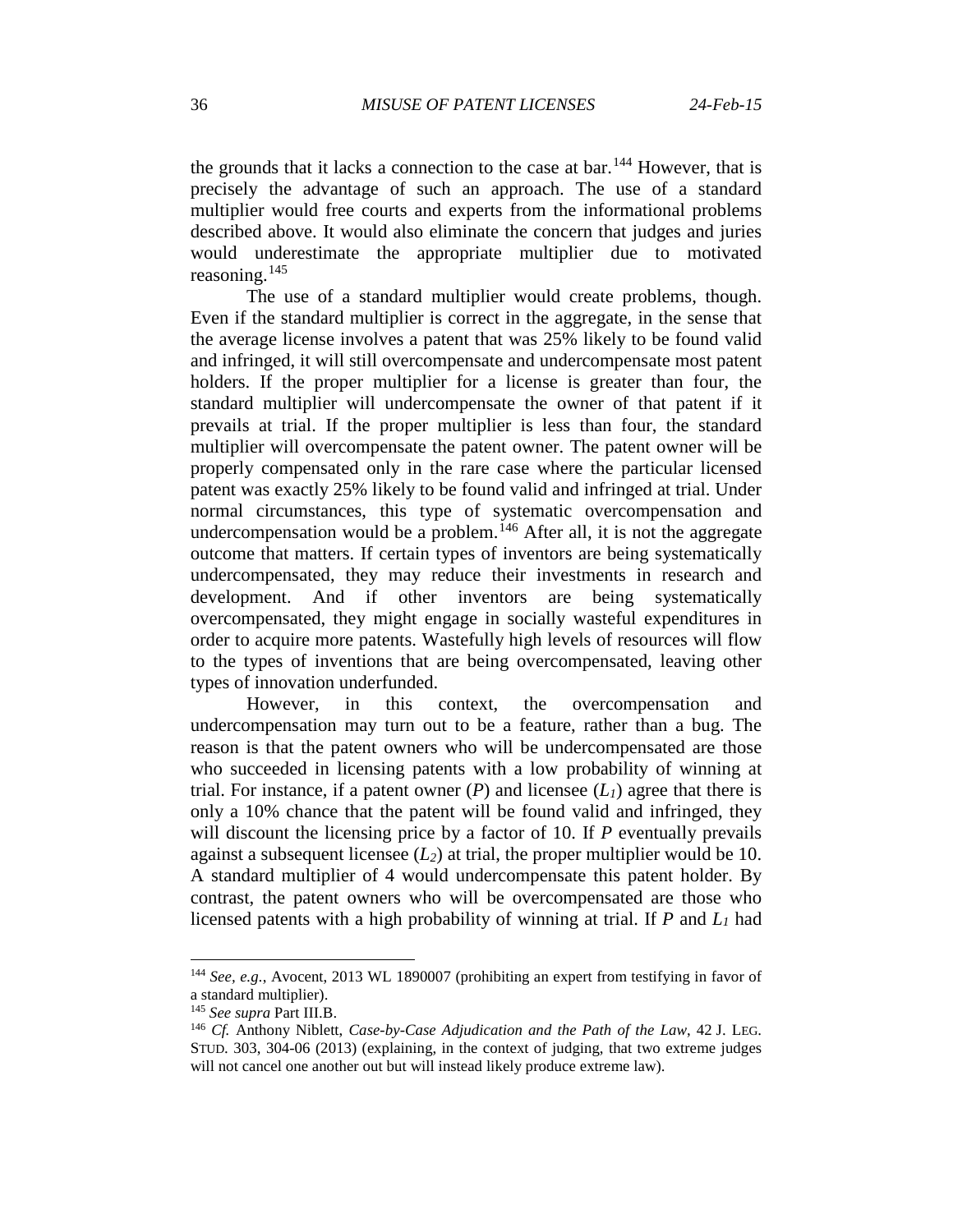the grounds that it lacks a connection to the case at bar.[144] However, that is precisely the advantage of such an approach. The use of a standard multiplier would free courts and experts from the informational problems described above. It would also eliminate the concern that judges and juries would underestimate the appropriate multiplier due to motivated reasoning.[145]

The use of a standard multiplier would create problems, though. Even if the standard multiplier is correct in the aggregate, in the sense that the average license involves a patent that was 25% likely to be found valid and infringed, it will still overcompensate and undercompensate most patent holders. If the proper multiplier for a license is greater than four, the standard multiplier will undercompensate the owner of that patent if it prevails at trial. If the proper multiplier is less than four, the standard multiplier will overcompensate the patent owner. The patent owner will be properly compensated only in the rare case where the particular licensed patent was exactly 25% likely to be found valid and infringed at trial. Under normal circumstances, this type of systematic overcompensation and undercompensation would be a problem.[146] After all, it is not the aggregate outcome that matters. If certain types of inventors are being systematically undercompensated, they may reduce their investments in research and development. And if other inventors are being systematically overcompensated, they might engage in socially wasteful expenditures in order to acquire more patents. Wastefully high levels of resources will flow to the types of inventions that are being overcompensated, leaving other types of innovation underfunded.

However, in this context, the overcompensation and undercompensation may turn out to be a feature, rather than a bug. The reason is that the patent owners who will be undercompensated are those who succeeded in licensing patents with a low probability of winning at trial. For instance, if a patent owner ($P$) and licensee ($L_1$) agree that there is only a 10% chance that the patent will be found valid and infringed, they will discount the licensing price by a factor of 10. If $P$ eventually prevails against a subsequent licensee ($L_2$) at trial, the proper multiplier would be 10. A standard multiplier of 4 would undercompensate this patent holder. By contrast, the patent owners who will be overcompensated are those who licensed patents with a high probability of winning at trial. If $P$ and $L_1$ had

---

[144] *See, e.g.*, Avocent, 2013 WL 1890007 (prohibiting an expert from testifying in favor of a standard multiplier).

[145] *See supra* Part III.B.

[146] *Cf.* Anthony Niblett, *Case-by-Case Adjudication and the Path of the Law*, 42 J. LEG. STUD. 303, 304-06 (2013) (explaining, in the context of judging, that two extreme judges will not cancel one another out but will instead likely produce extreme law).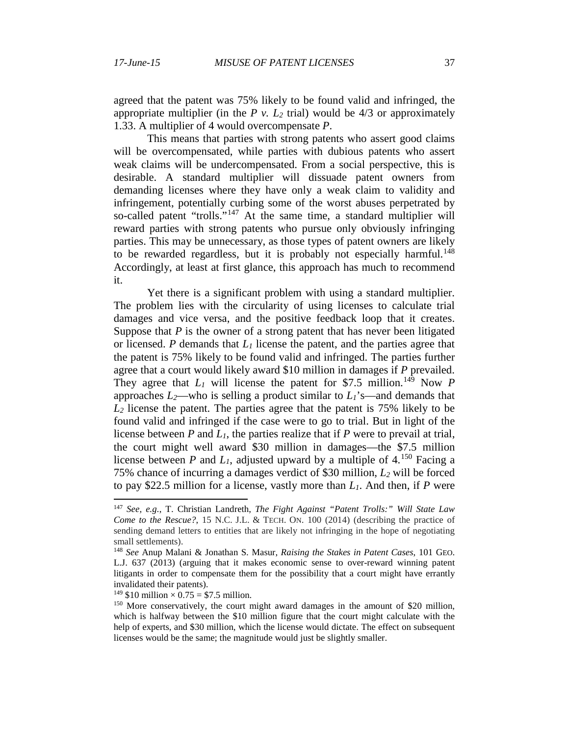agreed that the patent was 75% likely to be found valid and infringed, the appropriate multiplier (in the *P v. $L_2$* trial) would be 4/3 or approximately 1.33. A multiplier of 4 would overcompensate *P*.

This means that parties with strong patents who assert good claims will be overcompensated, while parties with dubious patents who assert weak claims will be undercompensated. From a social perspective, this is desirable. A standard multiplier will dissuade patent owners from demanding licenses where they have only a weak claim to validity and infringement, potentially curbing some of the worst abuses perpetrated by so-called patent "trolls."[147] At the same time, a standard multiplier will reward parties with strong patents who pursue only obviously infringing parties. This may be unnecessary, as those types of patent owners are likely to be rewarded regardless, but it is probably not especially harmful.[148] Accordingly, at least at first glance, this approach has much to recommend it.

Yet there is a significant problem with using a standard multiplier. The problem lies with the circularity of using licenses to calculate trial damages and vice versa, and the positive feedback loop that it creates. Suppose that *P* is the owner of a strong patent that has never been litigated or licensed. *P* demands that $L_1$ license the patent, and the parties agree that the patent is 75% likely to be found valid and infringed. The parties further agree that a court would likely award \$10 million in damages if *P* prevailed. They agree that $L_1$ will license the patent for \$7.5 million.[149] Now *P* approaches $L_2$—who is selling a product similar to $L_1$'s—and demands that $L_2$ license the patent. The parties agree that the patent is 75% likely to be found valid and infringed if the case were to go to trial. But in light of the license between *P* and $L_1$, the parties realize that if *P* were to prevail at trial, the court might well award \$30 million in damages—the \$7.5 million license between *P* and $L_1$, adjusted upward by a multiple of 4.[150] Facing a 75% chance of incurring a damages verdict of \$30 million, $L_2$ will be forced to pay \$22.5 million for a license, vastly more than $L_1$. And then, if *P* were

---

[147] *See, e.g.*, T. Christian Landreth, *The Fight Against "Patent Trolls:" Will State Law Come to the Rescue?*, 15 N.C. J.L. & TECH. ON. 100 (2014) (describing the practice of sending demand letters to entities that are likely not infringing in the hope of negotiating small settlements).

[148] *See* Anup Malani & Jonathan S. Masur, *Raising the Stakes in Patent Cases*, 101 GEO. L.J. 637 (2013) (arguing that it makes economic sense to over-reward winning patent litigants in order to compensate them for the possibility that a court might have errantly invalidated their patents).

[149] \$10 million × 0.75 = \$7.5 million.

[150] More conservatively, the court might award damages in the amount of \$20 million, which is halfway between the \$10 million figure that the court might calculate with the help of experts, and \$30 million, which the license would dictate. The effect on subsequent licenses would be the same; the magnitude would just be slightly smaller.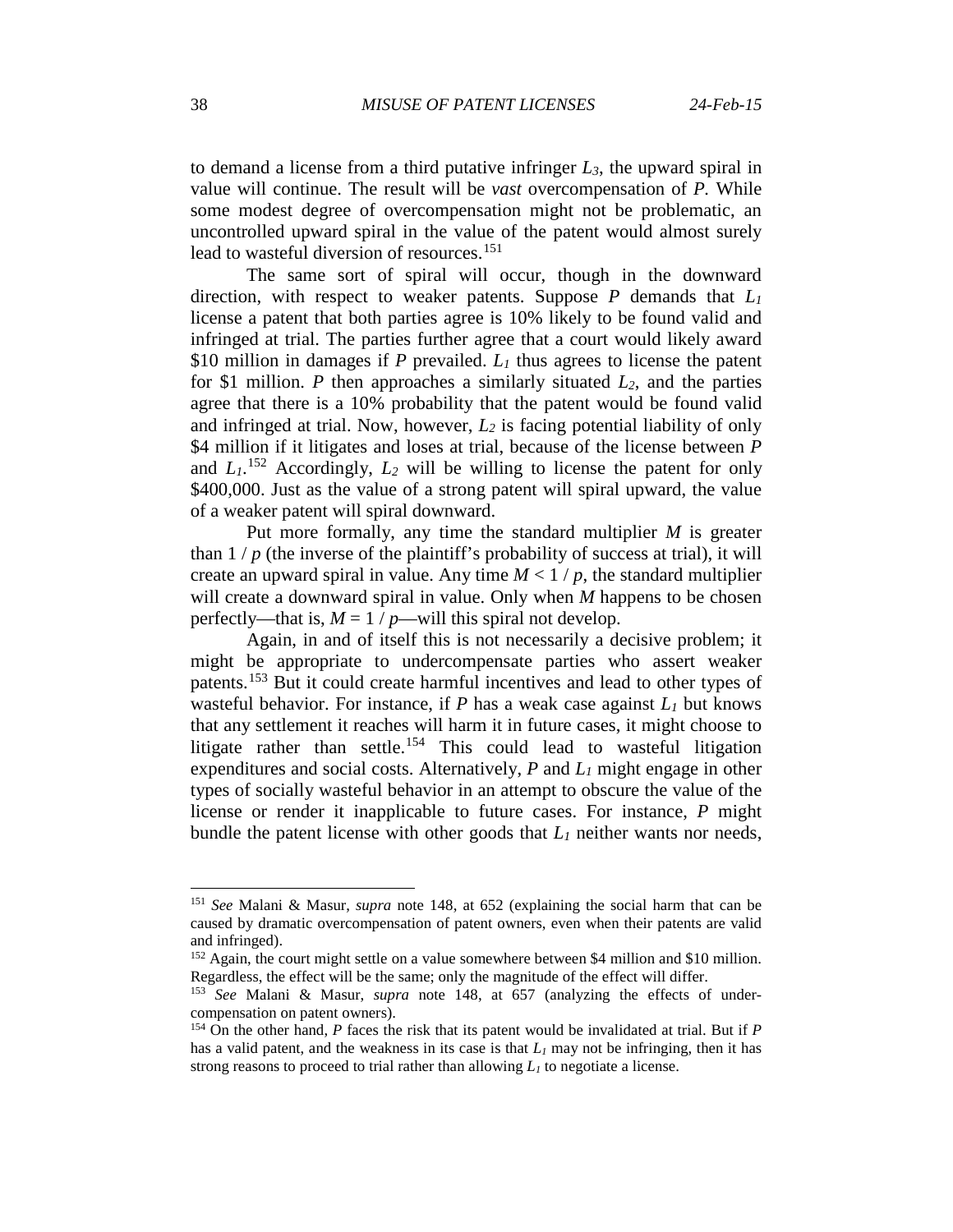to demand a license from a third putative infringer $L_3$, the upward spiral in value will continue. The result will be *vast* overcompensation of *P*. While some modest degree of overcompensation might not be problematic, an uncontrolled upward spiral in the value of the patent would almost surely lead to wasteful diversion of resources.[151]

The same sort of spiral will occur, though in the downward direction, with respect to weaker patents. Suppose *P* demands that $L_1$ license a patent that both parties agree is 10% likely to be found valid and infringed at trial. The parties further agree that a court would likely award \$10 million in damages if *P* prevailed. $L_1$ thus agrees to license the patent for \$1 million. *P* then approaches a similarly situated $L_2$, and the parties agree that there is a 10% probability that the patent would be found valid and infringed at trial. Now, however, $L_2$ is facing potential liability of only \$4 million if it litigates and loses at trial, because of the license between *P* and $L_1$.[152] Accordingly, $L_2$ will be willing to license the patent for only \$400,000. Just as the value of a strong patent will spiral upward, the value of a weaker patent will spiral downward.

Put more formally, any time the standard multiplier $M$ is greater than $1 / p$ (the inverse of the plaintiff's probability of success at trial), it will create an upward spiral in value. Any time $M < 1 / p$, the standard multiplier will create a downward spiral in value. Only when $M$ happens to be chosen perfectly—that is, $M = 1 / p$—will this spiral not develop.

Again, in and of itself this is not necessarily a decisive problem; it might be appropriate to undercompensate parties who assert weaker patents.[153] But it could create harmful incentives and lead to other types of wasteful behavior. For instance, if *P* has a weak case against $L_1$ but knows that any settlement it reaches will harm it in future cases, it might choose to litigate rather than settle.[154] This could lead to wasteful litigation expenditures and social costs. Alternatively, *P* and $L_1$ might engage in other types of socially wasteful behavior in an attempt to obscure the value of the license or render it inapplicable to future cases. For instance, *P* might bundle the patent license with other goods that $L_1$ neither wants nor needs,

---

[151] *See* Malani & Masur, *supra* note 148, at 652 (explaining the social harm that can be caused by dramatic overcompensation of patent owners, even when their patents are valid and infringed).

[152] Again, the court might settle on a value somewhere between \$4 million and \$10 million. Regardless, the effect will be the same; only the magnitude of the effect will differ.

[153] *See* Malani & Masur, *supra* note 148, at 657 (analyzing the effects of under-compensation on patent owners).

[154] On the other hand, *P* faces the risk that its patent would be invalidated at trial. But if *P* has a valid patent, and the weakness in its case is that $L_1$ may not be infringing, then it has strong reasons to proceed to trial rather than allowing $L_1$ to negotiate a license.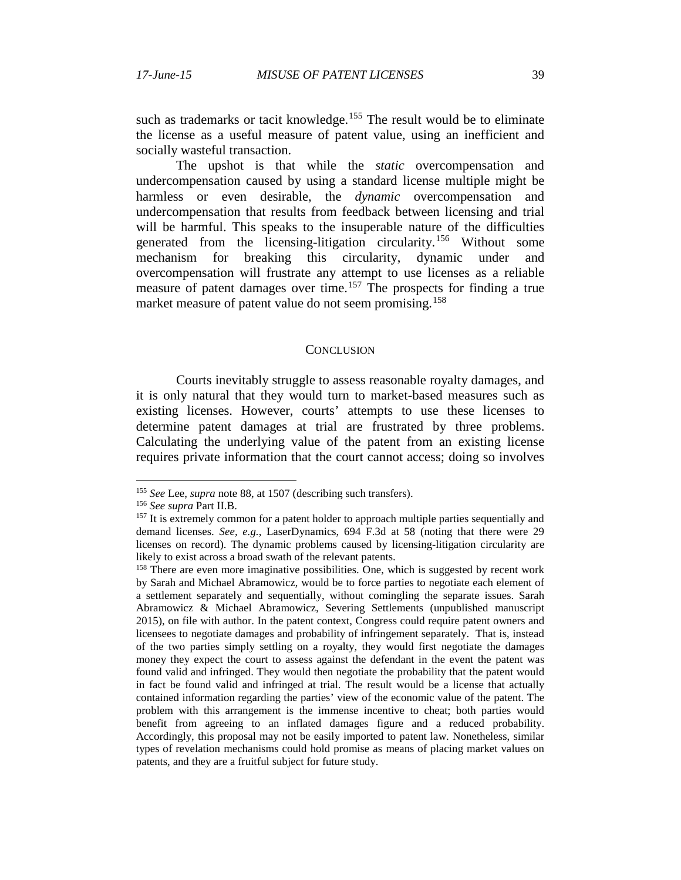such as trademarks or tacit knowledge.[155] The result would be to eliminate the license as a useful measure of patent value, using an inefficient and socially wasteful transaction.

The upshot is that while the *static* overcompensation and undercompensation caused by using a standard license multiple might be harmless or even desirable, the *dynamic* overcompensation and undercompensation that results from feedback between licensing and trial will be harmful. This speaks to the insuperable nature of the difficulties generated from the licensing-litigation circularity.[156] Without some mechanism for breaking this circularity, dynamic under and overcompensation will frustrate any attempt to use licenses as a reliable measure of patent damages over time.[157] The prospects for finding a true market measure of patent value do not seem promising.[158]

## CONCLUSION

Courts inevitably struggle to assess reasonable royalty damages, and it is only natural that they would turn to market-based measures such as existing licenses. However, courts' attempts to use these licenses to determine patent damages at trial are frustrated by three problems. Calculating the underlying value of the patent from an existing license requires private information that the court cannot access; doing so involves

---

[155] *See* Lee, *supra* note 88, at 1507 (describing such transfers).

[156] *See supra* Part II.B.

[157] It is extremely common for a patent holder to approach multiple parties sequentially and demand licenses. *See, e.g.*, LaserDynamics, 694 F.3d at 58 (noting that there were 29 licenses on record). The dynamic problems caused by licensing-litigation circularity are likely to exist across a broad swath of the relevant patents.

[158] There are even more imaginative possibilities. One, which is suggested by recent work by Sarah and Michael Abramowicz, would be to force parties to negotiate each element of a settlement separately and sequentially, without comingling the separate issues. Sarah Abramowicz & Michael Abramowicz, Severing Settlements (unpublished manuscript 2015), on file with author. In the patent context, Congress could require patent owners and licensees to negotiate damages and probability of infringement separately. That is, instead of the two parties simply settling on a royalty, they would first negotiate the damages money they expect the court to assess against the defendant in the event the patent was found valid and infringed. They would then negotiate the probability that the patent would in fact be found valid and infringed at trial. The result would be a license that actually contained information regarding the parties' view of the economic value of the patent. The problem with this arrangement is the immense incentive to cheat; both parties would benefit from agreeing to an inflated damages figure and a reduced probability. Accordingly, this proposal may not be easily imported to patent law. Nonetheless, similar types of revelation mechanisms could hold promise as means of placing market values on patents, and they are a fruitful subject for future study.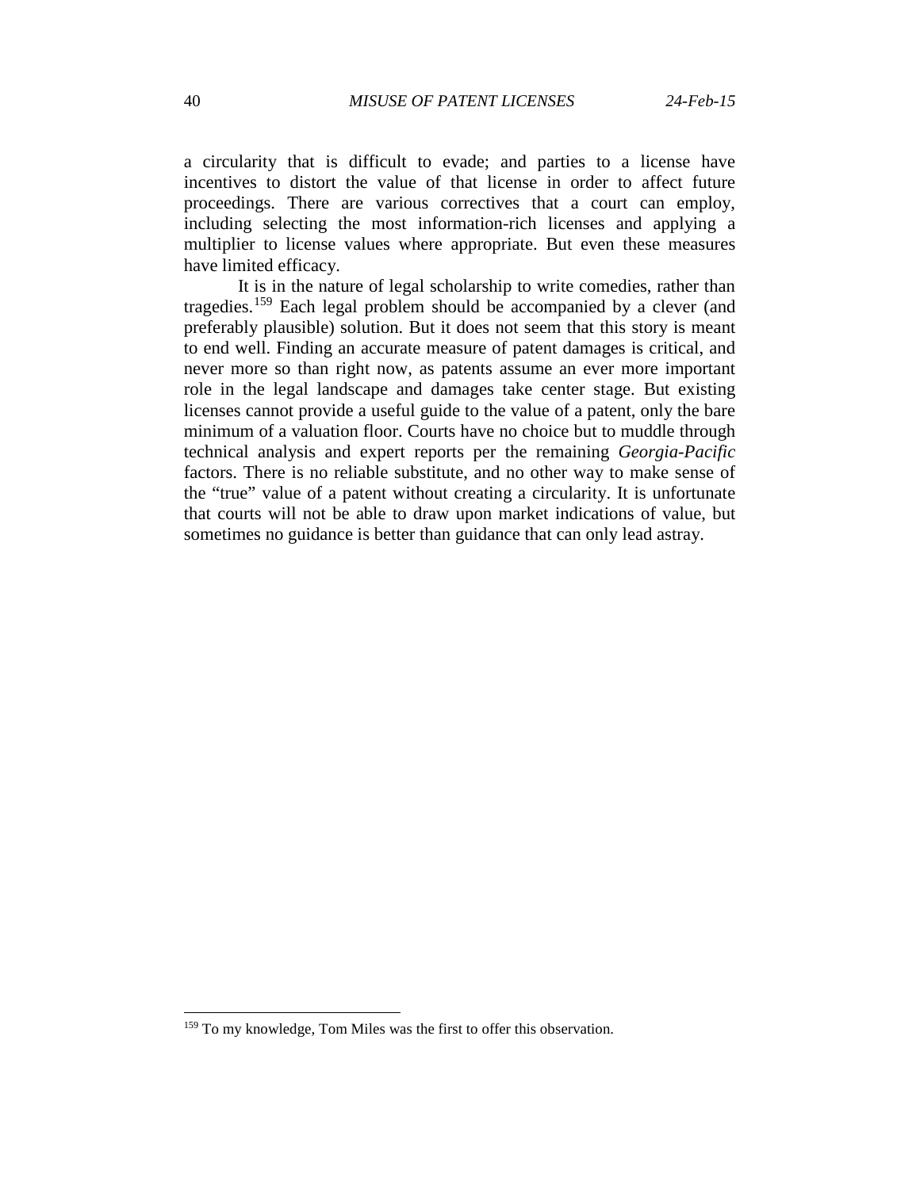a circularity that is difficult to evade; and parties to a license have incentives to distort the value of that license in order to affect future proceedings. There are various correctives that a court can employ, including selecting the most information-rich licenses and applying a multiplier to license values where appropriate. But even these measures have limited efficacy.

It is in the nature of legal scholarship to write comedies, rather than tragedies.[159] Each legal problem should be accompanied by a clever (and preferably plausible) solution. But it does not seem that this story is meant to end well. Finding an accurate measure of patent damages is critical, and never more so than right now, as patents assume an ever more important role in the legal landscape and damages take center stage. But existing licenses cannot provide a useful guide to the value of a patent, only the bare minimum of a valuation floor. Courts have no choice but to muddle through technical analysis and expert reports per the remaining *Georgia-Pacific* factors. There is no reliable substitute, and no other way to make sense of the "true" value of a patent without creating a circularity. It is unfortunate that courts will not be able to draw upon market indications of value, but sometimes no guidance is better than guidance that can only lead astray.

---

[159] To my knowledge, Tom Miles was the first to offer this observation.